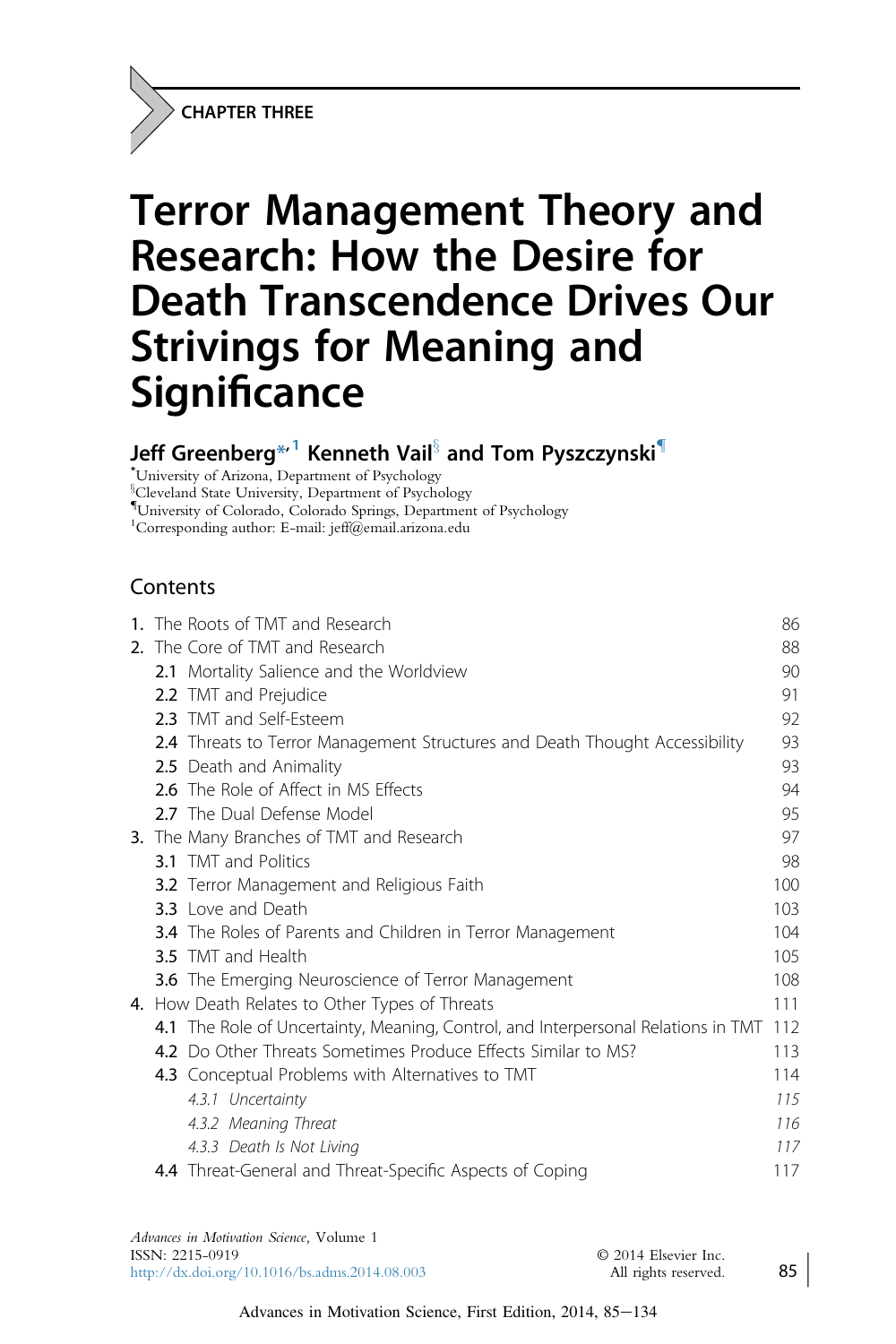CHAPTER THREE

# Terror Management Theory and Research: How the Desire for Death Transcendence Drives Our Strivings for Meaning and Significance

**Jeff Greenberg*[,1] Kenneth Vail[§] and Tom Pyszczynski[¶]**

*University of Arizona, Department of Psychology
[§]Cleveland State University, Department of Psychology
[¶]University of Colorado, Colorado Springs, Department of Psychology
[1]Corresponding author: E-mail: jeff@email.arizona.edu

## Contents

| | |
|---|---|
| **1.** The Roots of TMT and Research | 86 |
| **2.** The Core of TMT and Research | 88 |
| &nbsp;&nbsp;&nbsp;&nbsp;**2.1** Mortality Salience and the Worldview | 90 |
| &nbsp;&nbsp;&nbsp;&nbsp;**2.2** TMT and Prejudice | 91 |
| &nbsp;&nbsp;&nbsp;&nbsp;**2.3** TMT and Self-Esteem | 92 |
| &nbsp;&nbsp;&nbsp;&nbsp;**2.4** Threats to Terror Management Structures and Death Thought Accessibility | 93 |
| &nbsp;&nbsp;&nbsp;&nbsp;**2.5** Death and Animality | 93 |
| &nbsp;&nbsp;&nbsp;&nbsp;**2.6** The Role of Affect in MS Effects | 94 |
| &nbsp;&nbsp;&nbsp;&nbsp;**2.7** The Dual Defense Model | 95 |
| **3.** The Many Branches of TMT and Research | 97 |
| &nbsp;&nbsp;&nbsp;&nbsp;**3.1** TMT and Politics | 98 |
| &nbsp;&nbsp;&nbsp;&nbsp;**3.2** Terror Management and Religious Faith | 100 |
| &nbsp;&nbsp;&nbsp;&nbsp;**3.3** Love and Death | 103 |
| &nbsp;&nbsp;&nbsp;&nbsp;**3.4** The Roles of Parents and Children in Terror Management | 104 |
| &nbsp;&nbsp;&nbsp;&nbsp;**3.5** TMT and Health | 105 |
| &nbsp;&nbsp;&nbsp;&nbsp;**3.6** The Emerging Neuroscience of Terror Management | 108 |
| **4.** How Death Relates to Other Types of Threats | 111 |
| &nbsp;&nbsp;&nbsp;&nbsp;**4.1** The Role of Uncertainty, Meaning, Control, and Interpersonal Relations in TMT | 112 |
| &nbsp;&nbsp;&nbsp;&nbsp;**4.2** Do Other Threats Sometimes Produce Effects Similar to MS? | 113 |
| &nbsp;&nbsp;&nbsp;&nbsp;**4.3** Conceptual Problems with Alternatives to TMT | 114 |
| &nbsp;&nbsp;&nbsp;&nbsp;&nbsp;&nbsp;&nbsp;&nbsp;*4.3.1 Uncertainty* | *115* |
| &nbsp;&nbsp;&nbsp;&nbsp;&nbsp;&nbsp;&nbsp;&nbsp;*4.3.2 Meaning Threat* | *116* |
| &nbsp;&nbsp;&nbsp;&nbsp;&nbsp;&nbsp;&nbsp;&nbsp;*4.3.3 Death Is Not Living* | *117* |
| &nbsp;&nbsp;&nbsp;&nbsp;**4.4** Threat-General and Threat-Specific Aspects of Coping | 117 |

*Advances in Motivation Science*, Volume 1
ISSN: 2215-0919
http://dx.doi.org/10.1016/bs.adms.2014.08.003

© 2014 Elsevier Inc.
All rights reserved.

Advances in Motivation Science, First Edition, 2014, 85–134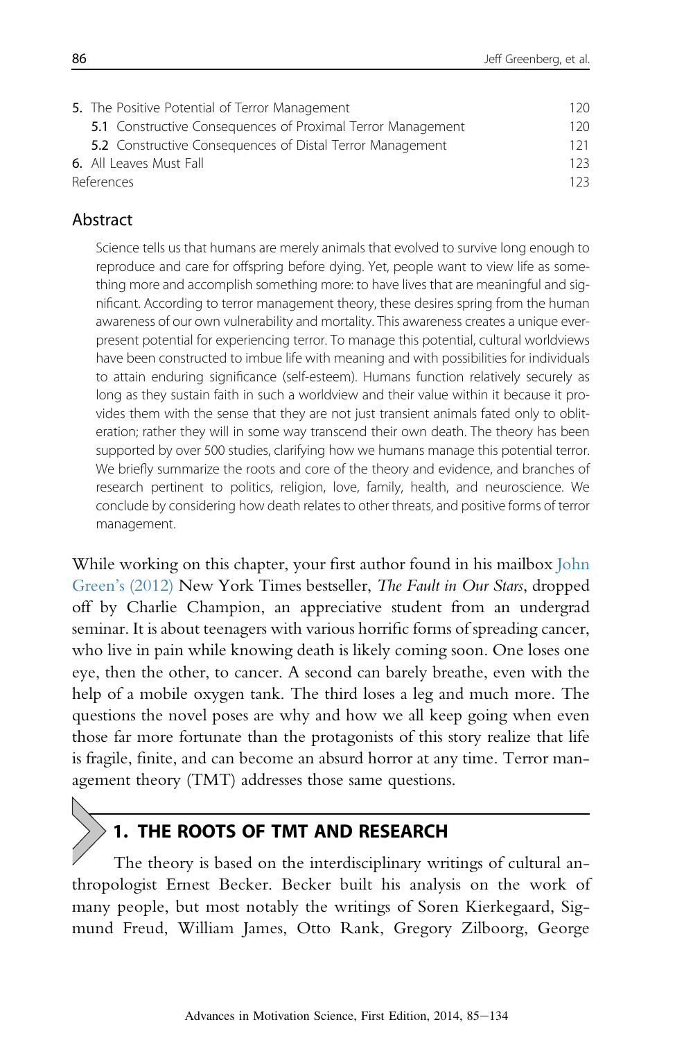5. The Positive Potential of Terror Management 120
   - 5.1 Constructive Consequences of Proximal Terror Management 120
   - 5.2 Constructive Consequences of Distal Terror Management 121

6. All Leaves Must Fall 123

References 123

## Abstract

Science tells us that humans are merely animals that evolved to survive long enough to reproduce and care for offspring before dying. Yet, people want to view life as something more and accomplish something more: to have lives that are meaningful and significant. According to terror management theory, these desires spring from the human awareness of our own vulnerability and mortality. This awareness creates a unique ever-present potential for experiencing terror. To manage this potential, cultural worldviews have been constructed to imbue life with meaning and with possibilities for individuals to attain enduring significance (self-esteem). Humans function relatively securely as long as they sustain faith in such a worldview and their value within it because it provides them with the sense that they are not just transient animals fated only to obliteration; rather they will in some way transcend their own death. The theory has been supported by over 500 studies, clarifying how we humans manage this potential terror. We briefly summarize the roots and core of the theory and evidence, and branches of research pertinent to politics, religion, love, family, health, and neuroscience. We conclude by considering how death relates to other threats, and positive forms of terror management.

While working on this chapter, your first author found in his mailbox John Green's (2012) New York Times bestseller, *The Fault in Our Stars*, dropped off by Charlie Champion, an appreciative student from an undergrad seminar. It is about teenagers with various horrific forms of spreading cancer, who live in pain while knowing death is likely coming soon. One loses one eye, then the other, to cancer. A second can barely breathe, even with the help of a mobile oxygen tank. The third loses a leg and much more. The questions the novel poses are why and how we all keep going when even those far more fortunate than the protagonists of this story realize that life is fragile, finite, and can become an absurd horror at any time. Terror management theory (TMT) addresses those same questions.

# 1. THE ROOTS OF TMT AND RESEARCH

The theory is based on the interdisciplinary writings of cultural anthropologist Ernest Becker. Becker built his analysis on the work of many people, but most notably the writings of Soren Kierkegaard, Sigmund Freud, William James, Otto Rank, Gregory Zilboorg, George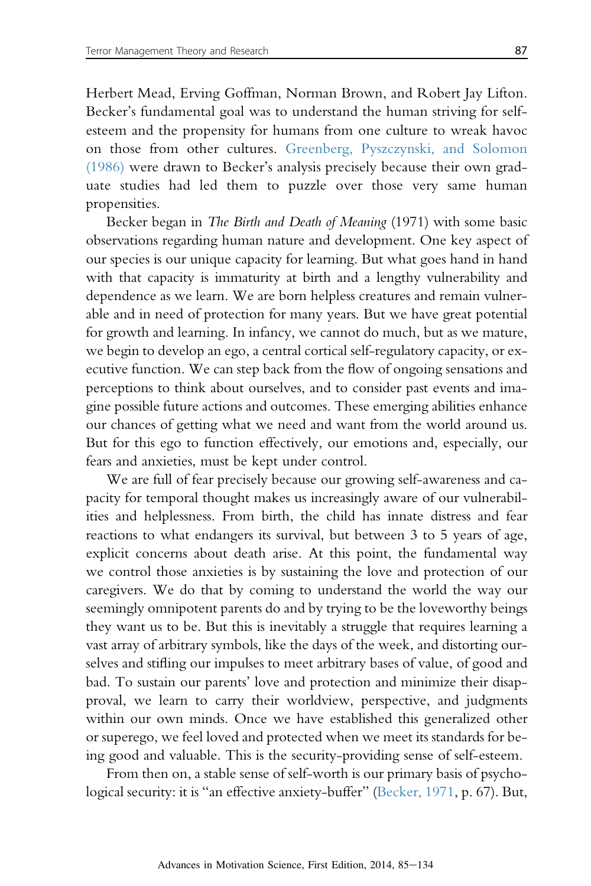Herbert Mead, Erving Goffman, Norman Brown, and Robert Jay Lifton. Becker's fundamental goal was to understand the human striving for self-esteem and the propensity for humans from one culture to wreak havoc on those from other cultures. Greenberg, Pyszczynski, and Solomon (1986) were drawn to Becker's analysis precisely because their own graduate studies had led them to puzzle over those very same human propensities.

Becker began in *The Birth and Death of Meaning* (1971) with some basic observations regarding human nature and development. One key aspect of our species is our unique capacity for learning. But what goes hand in hand with that capacity is immaturity at birth and a lengthy vulnerability and dependence as we learn. We are born helpless creatures and remain vulnerable and in need of protection for many years. But we have great potential for growth and learning. In infancy, we cannot do much, but as we mature, we begin to develop an ego, a central cortical self-regulatory capacity, or executive function. We can step back from the flow of ongoing sensations and perceptions to think about ourselves, and to consider past events and imagine possible future actions and outcomes. These emerging abilities enhance our chances of getting what we need and want from the world around us. But for this ego to function effectively, our emotions and, especially, our fears and anxieties, must be kept under control.

We are full of fear precisely because our growing self-awareness and capacity for temporal thought makes us increasingly aware of our vulnerabilities and helplessness. From birth, the child has innate distress and fear reactions to what endangers its survival, but between 3 to 5 years of age, explicit concerns about death arise. At this point, the fundamental way we control those anxieties is by sustaining the love and protection of our caregivers. We do that by coming to understand the world the way our seemingly omnipotent parents do and by trying to be the loveworthy beings they want us to be. But this is inevitably a struggle that requires learning a vast array of arbitrary symbols, like the days of the week, and distorting ourselves and stifling our impulses to meet arbitrary bases of value, of good and bad. To sustain our parents' love and protection and minimize their disapproval, we learn to carry their worldview, perspective, and judgments within our own minds. Once we have established this generalized other or superego, we feel loved and protected when we meet its standards for being good and valuable. This is the security-providing sense of self-esteem.

From then on, a stable sense of self-worth is our primary basis of psychological security: it is "an effective anxiety-buffer" (Becker, 1971, p. 67). But,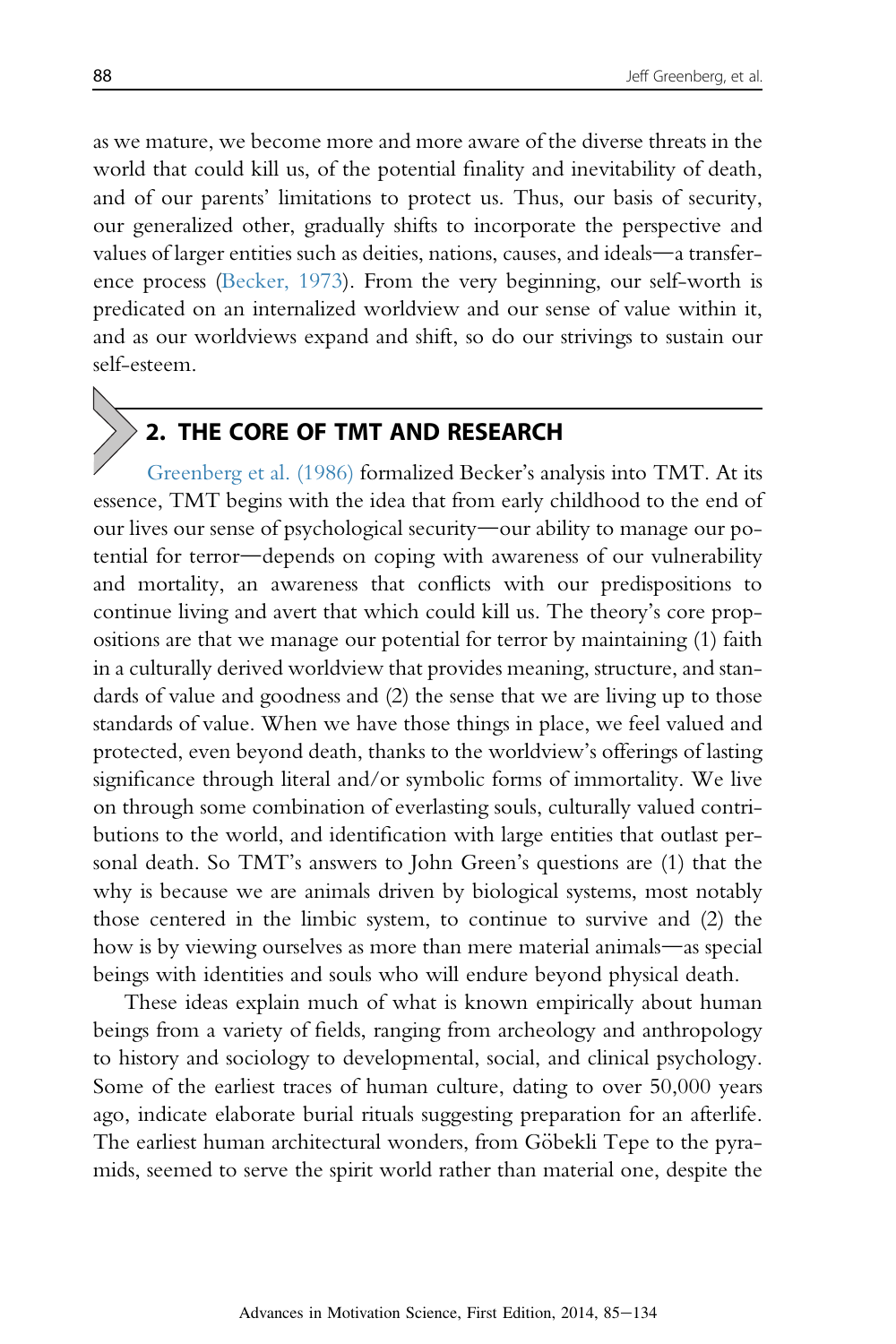as we mature, we become more and more aware of the diverse threats in the world that could kill us, of the potential finality and inevitability of death, and of our parents' limitations to protect us. Thus, our basis of security, our generalized other, gradually shifts to incorporate the perspective and values of larger entities such as deities, nations, causes, and ideals—a transference process (Becker, 1973). From the very beginning, our self-worth is predicated on an internalized worldview and our sense of value within it, and as our worldviews expand and shift, so do our strivings to sustain our self-esteem.

## 2. THE CORE OF TMT AND RESEARCH

Greenberg et al. (1986) formalized Becker's analysis into TMT. At its essence, TMT begins with the idea that from early childhood to the end of our lives our sense of psychological security—our ability to manage our potential for terror—depends on coping with awareness of our vulnerability and mortality, an awareness that conflicts with our predispositions to continue living and avert that which could kill us. The theory's core propositions are that we manage our potential for terror by maintaining (1) faith in a culturally derived worldview that provides meaning, structure, and standards of value and goodness and (2) the sense that we are living up to those standards of value. When we have those things in place, we feel valued and protected, even beyond death, thanks to the worldview's offerings of lasting significance through literal and/or symbolic forms of immortality. We live on through some combination of everlasting souls, culturally valued contributions to the world, and identification with large entities that outlast personal death. So TMT's answers to John Green's questions are (1) that the why is because we are animals driven by biological systems, most notably those centered in the limbic system, to continue to survive and (2) the how is by viewing ourselves as more than mere material animals—as special beings with identities and souls who will endure beyond physical death.

These ideas explain much of what is known empirically about human beings from a variety of fields, ranging from archeology and anthropology to history and sociology to developmental, social, and clinical psychology. Some of the earliest traces of human culture, dating to over 50,000 years ago, indicate elaborate burial rituals suggesting preparation for an afterlife. The earliest human architectural wonders, from Göbekli Tepe to the pyramids, seemed to serve the spirit world rather than material one, despite the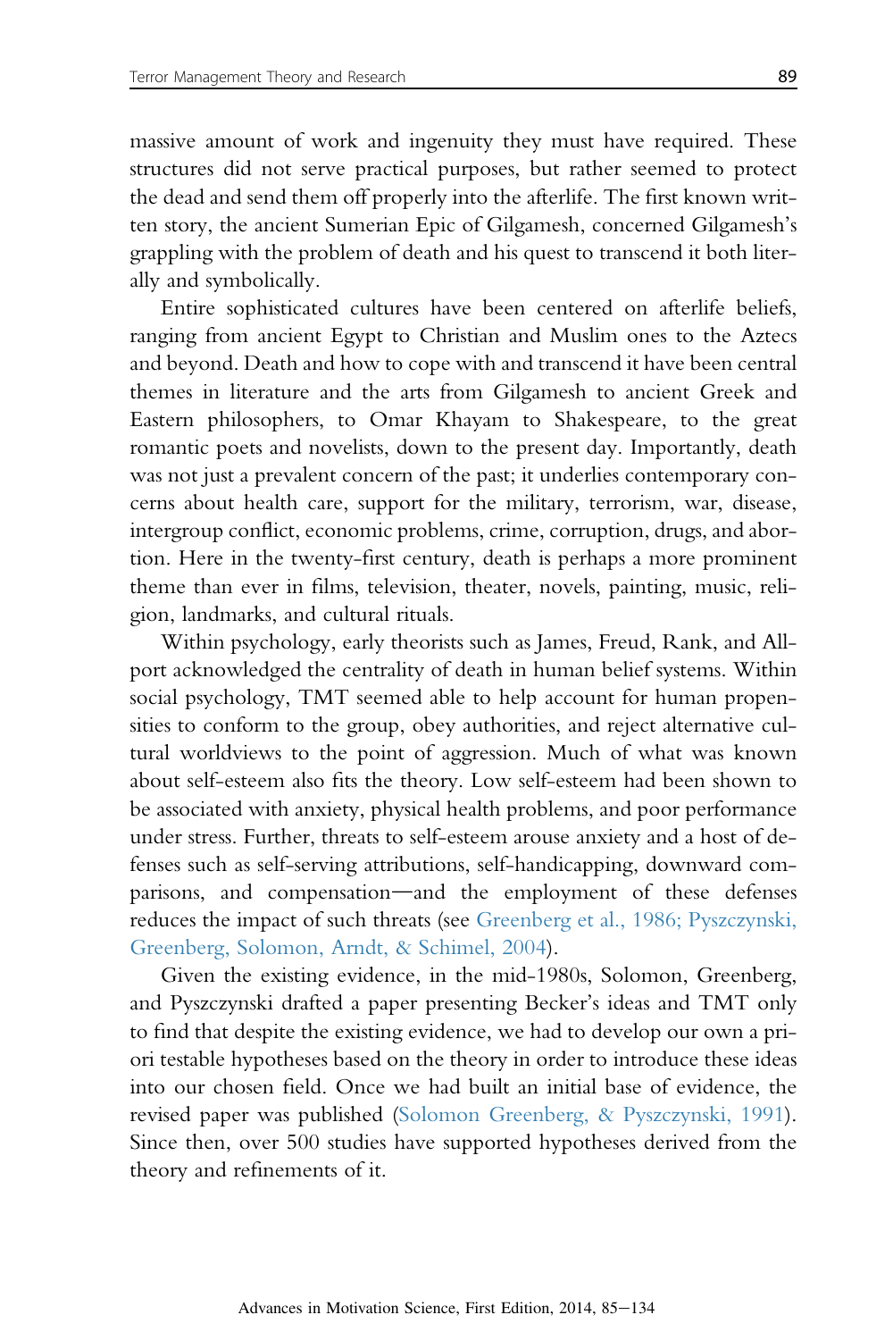massive amount of work and ingenuity they must have required. These structures did not serve practical purposes, but rather seemed to protect the dead and send them off properly into the afterlife. The first known written story, the ancient Sumerian Epic of Gilgamesh, concerned Gilgamesh's grappling with the problem of death and his quest to transcend it both literally and symbolically.

Entire sophisticated cultures have been centered on afterlife beliefs, ranging from ancient Egypt to Christian and Muslim ones to the Aztecs and beyond. Death and how to cope with and transcend it have been central themes in literature and the arts from Gilgamesh to ancient Greek and Eastern philosophers, to Omar Khayam to Shakespeare, to the great romantic poets and novelists, down to the present day. Importantly, death was not just a prevalent concern of the past; it underlies contemporary concerns about health care, support for the military, terrorism, war, disease, intergroup conflict, economic problems, crime, corruption, drugs, and abortion. Here in the twenty-first century, death is perhaps a more prominent theme than ever in films, television, theater, novels, painting, music, religion, landmarks, and cultural rituals.

Within psychology, early theorists such as James, Freud, Rank, and Allport acknowledged the centrality of death in human belief systems. Within social psychology, TMT seemed able to help account for human propensities to conform to the group, obey authorities, and reject alternative cultural worldviews to the point of aggression. Much of what was known about self-esteem also fits the theory. Low self-esteem had been shown to be associated with anxiety, physical health problems, and poor performance under stress. Further, threats to self-esteem arouse anxiety and a host of defenses such as self-serving attributions, self-handicapping, downward comparisons, and compensation—and the employment of these defenses reduces the impact of such threats (see Greenberg et al., 1986; Pyszczynski, Greenberg, Solomon, Arndt, & Schimel, 2004).

Given the existing evidence, in the mid-1980s, Solomon, Greenberg, and Pyszczynski drafted a paper presenting Becker's ideas and TMT only to find that despite the existing evidence, we had to develop our own a priori testable hypotheses based on the theory in order to introduce these ideas into our chosen field. Once we had built an initial base of evidence, the revised paper was published (Solomon Greenberg, & Pyszczynski, 1991). Since then, over 500 studies have supported hypotheses derived from the theory and refinements of it.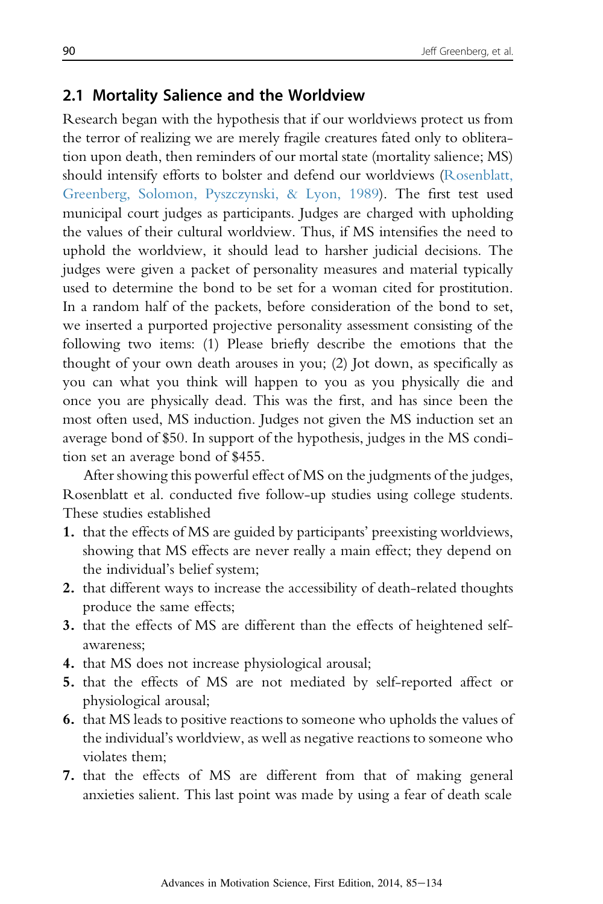## 2.1 Mortality Salience and the Worldview

Research began with the hypothesis that if our worldviews protect us from the terror of realizing we are merely fragile creatures fated only to obliteration upon death, then reminders of our mortal state (mortality salience; MS) should intensify efforts to bolster and defend our worldviews (Rosenblatt, Greenberg, Solomon, Pyszczynski, & Lyon, 1989). The first test used municipal court judges as participants. Judges are charged with upholding the values of their cultural worldview. Thus, if MS intensifies the need to uphold the worldview, it should lead to harsher judicial decisions. The judges were given a packet of personality measures and material typically used to determine the bond to be set for a woman cited for prostitution. In a random half of the packets, before consideration of the bond to set, we inserted a purported projective personality assessment consisting of the following two items: (1) Please briefly describe the emotions that the thought of your own death arouses in you; (2) Jot down, as specifically as you can what you think will happen to you as you physically die and once you are physically dead. This was the first, and has since been the most often used, MS induction. Judges not given the MS induction set an average bond of $50. In support of the hypothesis, judges in the MS condition set an average bond of $455.

After showing this powerful effect of MS on the judgments of the judges, Rosenblatt et al. conducted five follow-up studies using college students. These studies established

1. that the effects of MS are guided by participants' preexisting worldviews, showing that MS effects are never really a main effect; they depend on the individual's belief system;
2. that different ways to increase the accessibility of death-related thoughts produce the same effects;
3. that the effects of MS are different than the effects of heightened self-awareness;
4. that MS does not increase physiological arousal;
5. that the effects of MS are not mediated by self-reported affect or physiological arousal;
6. that MS leads to positive reactions to someone who upholds the values of the individual's worldview, as well as negative reactions to someone who violates them;
7. that the effects of MS are different from that of making general anxieties salient. This last point was made by using a fear of death scale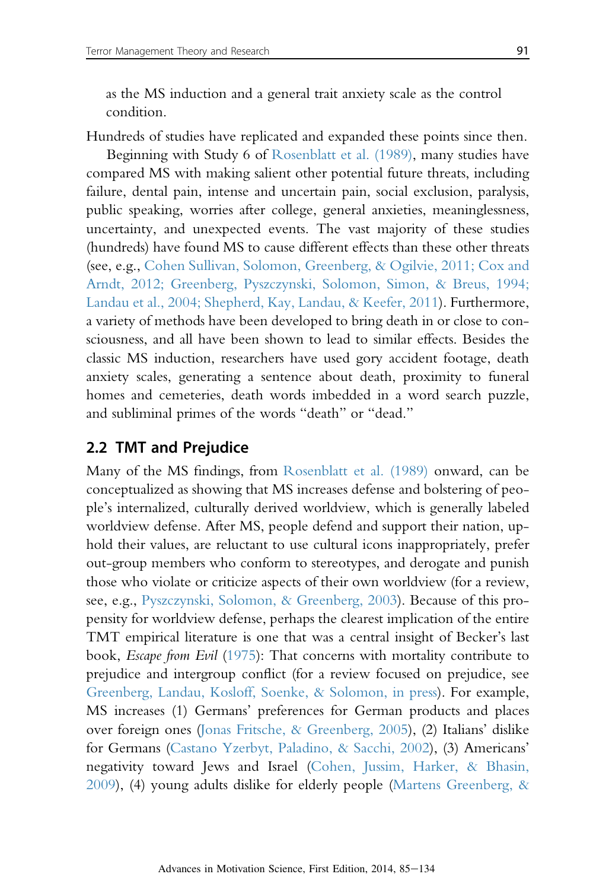as the MS induction and a general trait anxiety scale as the control condition.

Hundreds of studies have replicated and expanded these points since then.

Beginning with Study 6 of Rosenblatt et al. (1989), many studies have compared MS with making salient other potential future threats, including failure, dental pain, intense and uncertain pain, social exclusion, paralysis, public speaking, worries after college, general anxieties, meaninglessness, uncertainty, and unexpected events. The vast majority of these studies (hundreds) have found MS to cause different effects than these other threats (see, e.g., Cohen Sullivan, Solomon, Greenberg, & Ogilvie, 2011; Cox and Arndt, 2012; Greenberg, Pyszczynski, Solomon, Simon, & Breus, 1994; Landau et al., 2004; Shepherd, Kay, Landau, & Keefer, 2011). Furthermore, a variety of methods have been developed to bring death in or close to consciousness, and all have been shown to lead to similar effects. Besides the classic MS induction, researchers have used gory accident footage, death anxiety scales, generating a sentence about death, proximity to funeral homes and cemeteries, death words imbedded in a word search puzzle, and subliminal primes of the words "death" or "dead."

## 2.2 TMT and Prejudice

Many of the MS findings, from Rosenblatt et al. (1989) onward, can be conceptualized as showing that MS increases defense and bolstering of people's internalized, culturally derived worldview, which is generally labeled worldview defense. After MS, people defend and support their nation, uphold their values, are reluctant to use cultural icons inappropriately, prefer out-group members who conform to stereotypes, and derogate and punish those who violate or criticize aspects of their own worldview (for a review, see, e.g., Pyszczynski, Solomon, & Greenberg, 2003). Because of this propensity for worldview defense, perhaps the clearest implication of the entire TMT empirical literature is one that was a central insight of Becker's last book, *Escape from Evil* (1975): That concerns with mortality contribute to prejudice and intergroup conflict (for a review focused on prejudice, see Greenberg, Landau, Kosloff, Soenke, & Solomon, in press). For example, MS increases (1) Germans' preferences for German products and places over foreign ones (Jonas Fritsche, & Greenberg, 2005), (2) Italians' dislike for Germans (Castano Yzerbyt, Paladino, & Sacchi, 2002), (3) Americans' negativity toward Jews and Israel (Cohen, Jussim, Harker, & Bhasin, 2009), (4) young adults dislike for elderly people (Martens Greenberg, &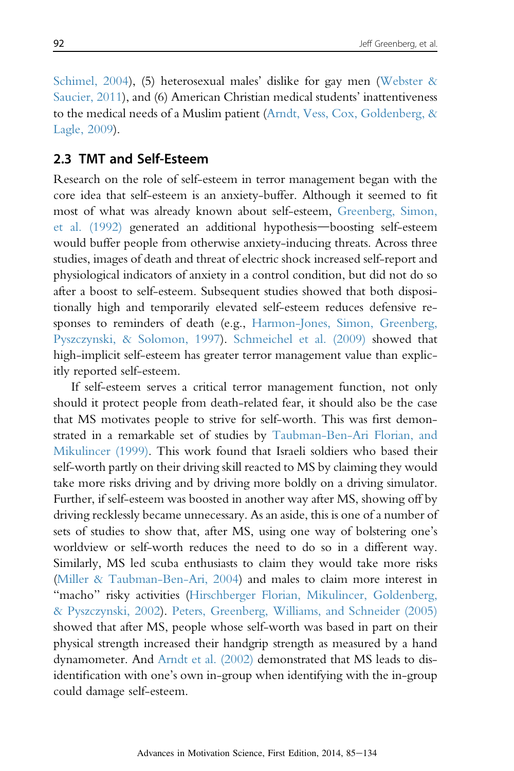Schimel, 2004), (5) heterosexual males' dislike for gay men (Webster & Saucier, 2011), and (6) American Christian medical students' inattentiveness to the medical needs of a Muslim patient (Arndt, Vess, Cox, Goldenberg, & Lagle, 2009).

## 2.3 TMT and Self-Esteem

Research on the role of self-esteem in terror management began with the core idea that self-esteem is an anxiety-buffer. Although it seemed to fit most of what was already known about self-esteem, Greenberg, Simon, et al. (1992) generated an additional hypothesis—boosting self-esteem would buffer people from otherwise anxiety-inducing threats. Across three studies, images of death and threat of electric shock increased self-report and physiological indicators of anxiety in a control condition, but did not do so after a boost to self-esteem. Subsequent studies showed that both dispositionally high and temporarily elevated self-esteem reduces defensive responses to reminders of death (e.g., Harmon-Jones, Simon, Greenberg, Pyszczynski, & Solomon, 1997). Schmeichel et al. (2009) showed that high-implicit self-esteem has greater terror management value than explicitly reported self-esteem.

If self-esteem serves a critical terror management function, not only should it protect people from death-related fear, it should also be the case that MS motivates people to strive for self-worth. This was first demonstrated in a remarkable set of studies by Taubman-Ben-Ari Florian, and Mikulincer (1999). This work found that Israeli soldiers who based their self-worth partly on their driving skill reacted to MS by claiming they would take more risks driving and by driving more boldly on a driving simulator. Further, if self-esteem was boosted in another way after MS, showing off by driving recklessly became unnecessary. As an aside, this is one of a number of sets of studies to show that, after MS, using one way of bolstering one's worldview or self-worth reduces the need to do so in a different way. Similarly, MS led scuba enthusiasts to claim they would take more risks (Miller & Taubman-Ben-Ari, 2004) and males to claim more interest in "macho" risky activities (Hirschberger Florian, Mikulincer, Goldenberg, & Pyszczynski, 2002). Peters, Greenberg, Williams, and Schneider (2005) showed that after MS, people whose self-worth was based in part on their physical strength increased their handgrip strength as measured by a hand dynamometer. And Arndt et al. (2002) demonstrated that MS leads to disidentification with one's own in-group when identifying with the in-group could damage self-esteem.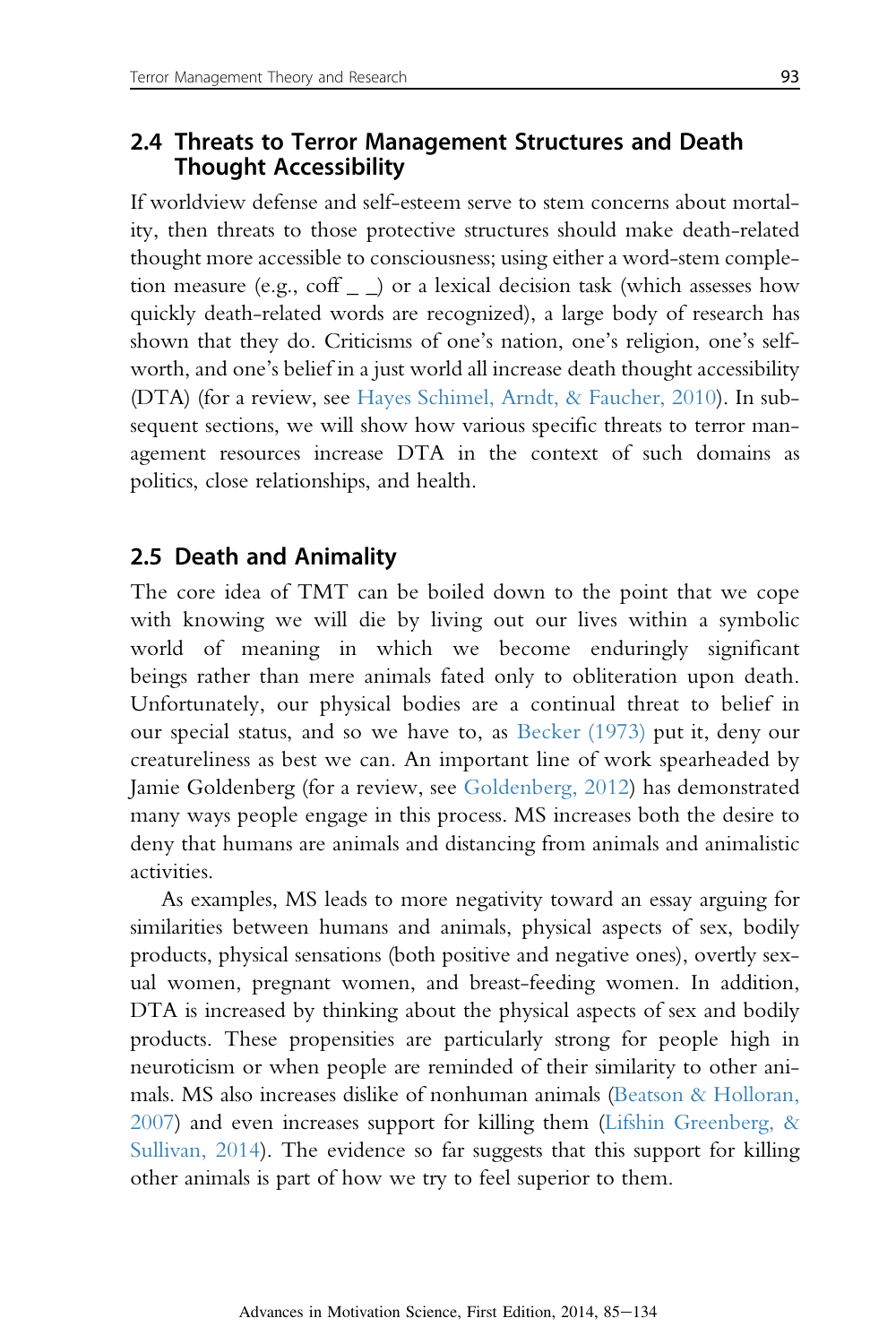## 2.4 Threats to Terror Management Structures and Death Thought Accessibility

If worldview defense and self-esteem serve to stem concerns about mortality, then threats to those protective structures should make death-related thought more accessible to consciousness; using either a word-stem completion measure (e.g., coff _ _) or a lexical decision task (which assesses how quickly death-related words are recognized), a large body of research has shown that they do. Criticisms of one's nation, one's religion, one's self-worth, and one's belief in a just world all increase death thought accessibility (DTA) (for a review, see Hayes Schimel, Arndt, & Faucher, 2010). In subsequent sections, we will show how various specific threats to terror management resources increase DTA in the context of such domains as politics, close relationships, and health.

## 2.5 Death and Animality

The core idea of TMT can be boiled down to the point that we cope with knowing we will die by living out our lives within a symbolic world of meaning in which we become enduringly significant beings rather than mere animals fated only to obliteration upon death. Unfortunately, our physical bodies are a continual threat to belief in our special status, and so we have to, as Becker (1973) put it, deny our creatureliness as best we can. An important line of work spearheaded by Jamie Goldenberg (for a review, see Goldenberg, 2012) has demonstrated many ways people engage in this process. MS increases both the desire to deny that humans are animals and distancing from animals and animalistic activities.

As examples, MS leads to more negativity toward an essay arguing for similarities between humans and animals, physical aspects of sex, bodily products, physical sensations (both positive and negative ones), overtly sexual women, pregnant women, and breast-feeding women. In addition, DTA is increased by thinking about the physical aspects of sex and bodily products. These propensities are particularly strong for people high in neuroticism or when people are reminded of their similarity to other animals. MS also increases dislike of nonhuman animals (Beatson & Holloran, 2007) and even increases support for killing them (Lifshin Greenberg, & Sullivan, 2014). The evidence so far suggests that this support for killing other animals is part of how we try to feel superior to them.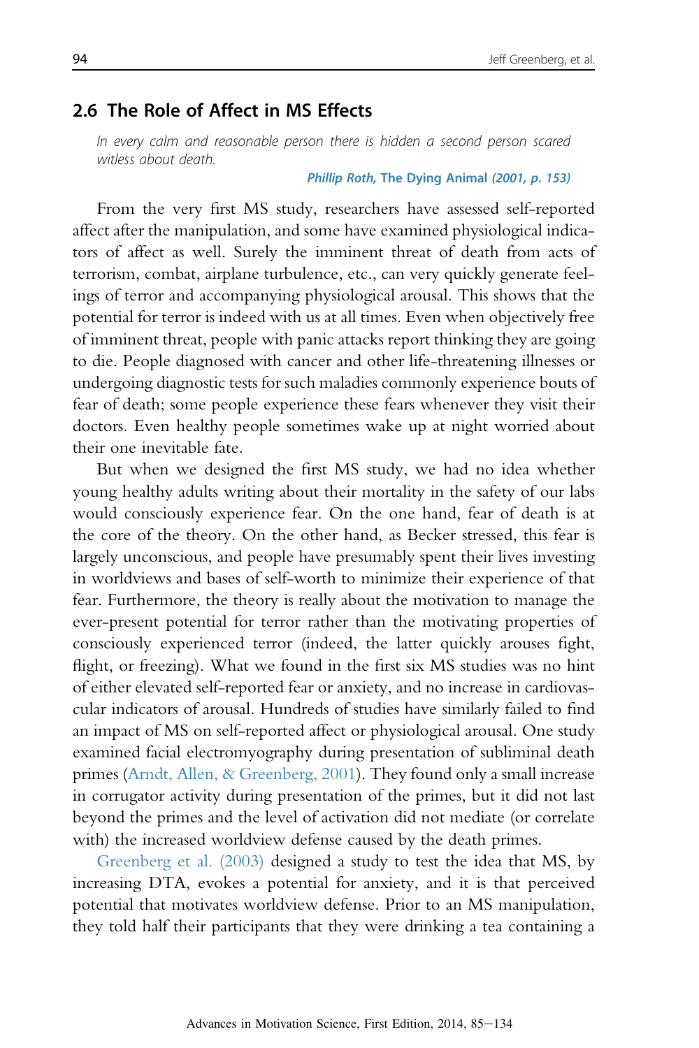## 2.6 The Role of Affect in MS Effects

*In every calm and reasonable person there is hidden a second person scared witless about death.*

**Phillip Roth, The Dying Animal (2001, p. 153)**

From the very first MS study, researchers have assessed self-reported affect after the manipulation, and some have examined physiological indicators of affect as well. Surely the imminent threat of death from acts of terrorism, combat, airplane turbulence, etc., can very quickly generate feelings of terror and accompanying physiological arousal. This shows that the potential for terror is indeed with us at all times. Even when objectively free of imminent threat, people with panic attacks report thinking they are going to die. People diagnosed with cancer and other life-threatening illnesses or undergoing diagnostic tests for such maladies commonly experience bouts of fear of death; some people experience these fears whenever they visit their doctors. Even healthy people sometimes wake up at night worried about their one inevitable fate.

But when we designed the first MS study, we had no idea whether young healthy adults writing about their mortality in the safety of our labs would consciously experience fear. On the one hand, fear of death is at the core of the theory. On the other hand, as Becker stressed, this fear is largely unconscious, and people have presumably spent their lives investing in worldviews and bases of self-worth to minimize their experience of that fear. Furthermore, the theory is really about the motivation to manage the ever-present potential for terror rather than the motivating properties of consciously experienced terror (indeed, the latter quickly arouses fight, flight, or freezing). What we found in the first six MS studies was no hint of either elevated self-reported fear or anxiety, and no increase in cardiovascular indicators of arousal. Hundreds of studies have similarly failed to find an impact of MS on self-reported affect or physiological arousal. One study examined facial electromyography during presentation of subliminal death primes (Arndt, Allen, & Greenberg, 2001). They found only a small increase in corrugator activity during presentation of the primes, but it did not last beyond the primes and the level of activation did not mediate (or correlate with) the increased worldview defense caused by the death primes.

Greenberg et al. (2003) designed a study to test the idea that MS, by increasing DTA, evokes a potential for anxiety, and it is that perceived potential that motivates worldview defense. Prior to an MS manipulation, they told half their participants that they were drinking a tea containing a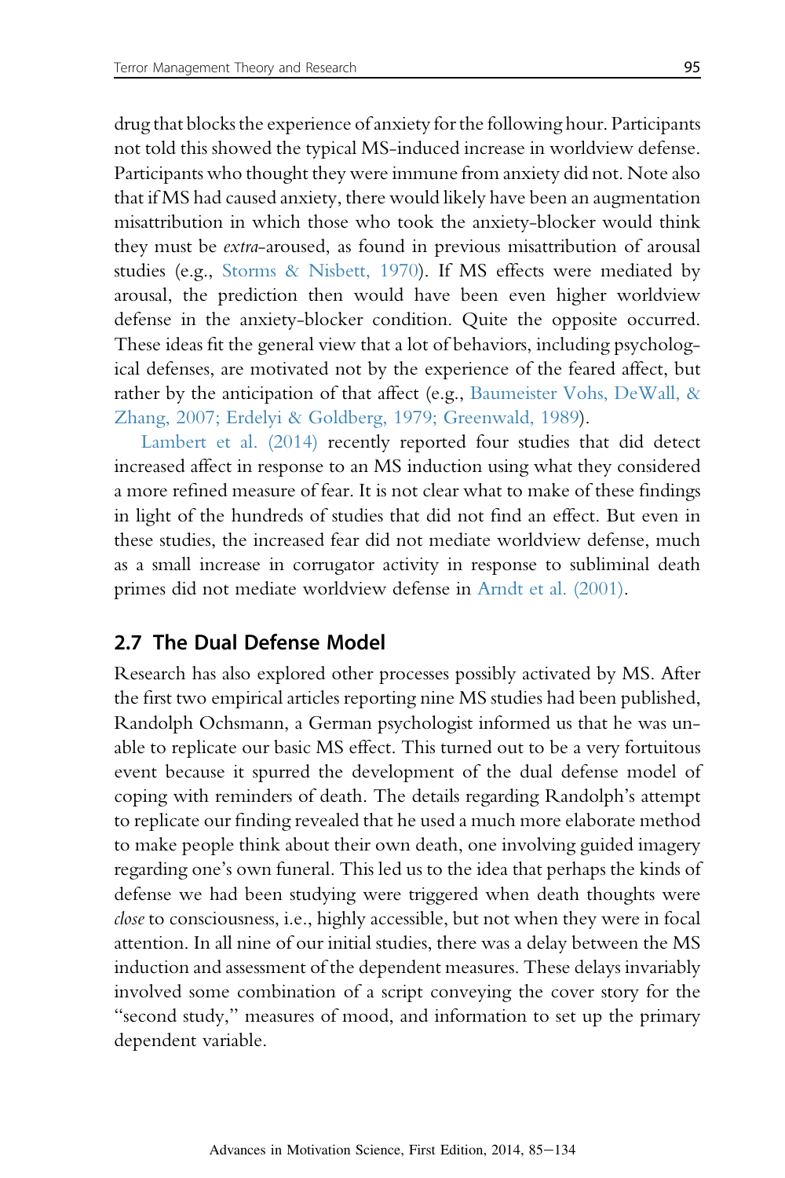drug that blocks the experience of anxiety for the following hour. Participants not told this showed the typical MS-induced increase in worldview defense. Participants who thought they were immune from anxiety did not. Note also that if MS had caused anxiety, there would likely have been an augmentation misattribution in which those who took the anxiety-blocker would think they must be *extra*-aroused, as found in previous misattribution of arousal studies (e.g., Storms & Nisbett, 1970). If MS effects were mediated by arousal, the prediction then would have been even higher worldview defense in the anxiety-blocker condition. Quite the opposite occurred. These ideas fit the general view that a lot of behaviors, including psychological defenses, are motivated not by the experience of the feared affect, but rather by the anticipation of that affect (e.g., Baumeister Vohs, DeWall, & Zhang, 2007; Erdelyi & Goldberg, 1979; Greenwald, 1989).

Lambert et al. (2014) recently reported four studies that did detect increased affect in response to an MS induction using what they considered a more refined measure of fear. It is not clear what to make of these findings in light of the hundreds of studies that did not find an effect. But even in these studies, the increased fear did not mediate worldview defense, much as a small increase in corrugator activity in response to subliminal death primes did not mediate worldview defense in Arndt et al. (2001).

## 2.7 The Dual Defense Model

Research has also explored other processes possibly activated by MS. After the first two empirical articles reporting nine MS studies had been published, Randolph Ochsmann, a German psychologist informed us that he was unable to replicate our basic MS effect. This turned out to be a very fortuitous event because it spurred the development of the dual defense model of coping with reminders of death. The details regarding Randolph's attempt to replicate our finding revealed that he used a much more elaborate method to make people think about their own death, one involving guided imagery regarding one's own funeral. This led us to the idea that perhaps the kinds of defense we had been studying were triggered when death thoughts were *close* to consciousness, i.e., highly accessible, but not when they were in focal attention. In all nine of our initial studies, there was a delay between the MS induction and assessment of the dependent measures. These delays invariably involved some combination of a script conveying the cover story for the "second study," measures of mood, and information to set up the primary dependent variable.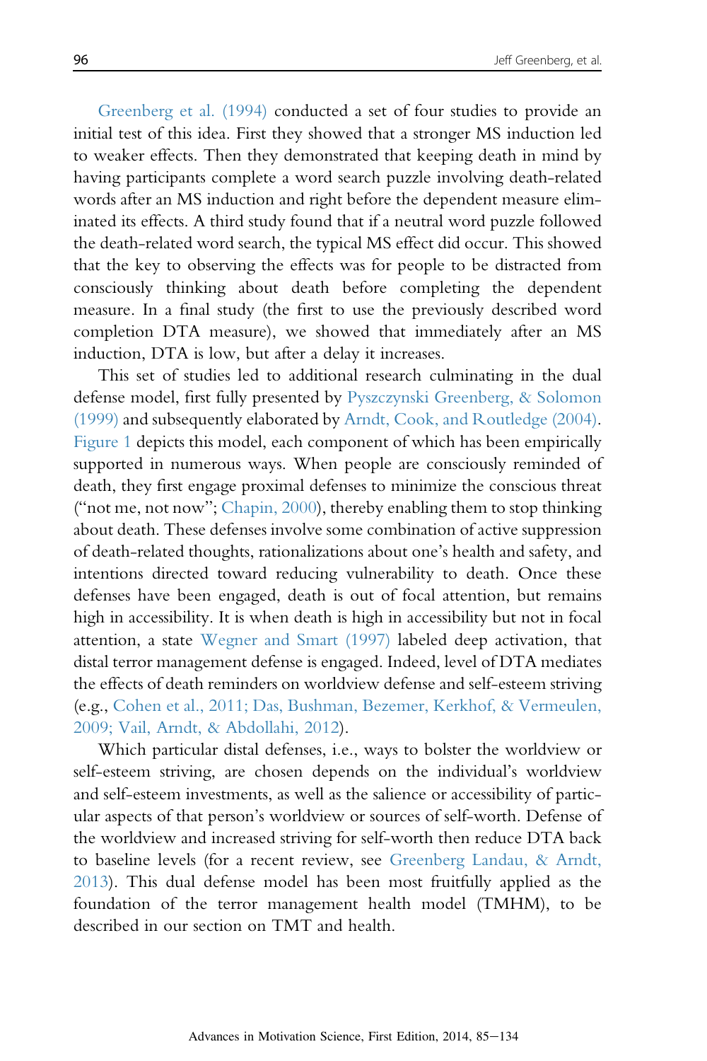Greenberg et al. (1994) conducted a set of four studies to provide an initial test of this idea. First they showed that a stronger MS induction led to weaker effects. Then they demonstrated that keeping death in mind by having participants complete a word search puzzle involving death-related words after an MS induction and right before the dependent measure eliminated its effects. A third study found that if a neutral word puzzle followed the death-related word search, the typical MS effect did occur. This showed that the key to observing the effects was for people to be distracted from consciously thinking about death before completing the dependent measure. In a final study (the first to use the previously described word completion DTA measure), we showed that immediately after an MS induction, DTA is low, but after a delay it increases.

This set of studies led to additional research culminating in the dual defense model, first fully presented by Pyszczynski Greenberg, & Solomon (1999) and subsequently elaborated by Arndt, Cook, and Routledge (2004). Figure 1 depicts this model, each component of which has been empirically supported in numerous ways. When people are consciously reminded of death, they first engage proximal defenses to minimize the conscious threat ("not me, not now"; Chapin, 2000), thereby enabling them to stop thinking about death. These defenses involve some combination of active suppression of death-related thoughts, rationalizations about one's health and safety, and intentions directed toward reducing vulnerability to death. Once these defenses have been engaged, death is out of focal attention, but remains high in accessibility. It is when death is high in accessibility but not in focal attention, a state Wegner and Smart (1997) labeled deep activation, that distal terror management defense is engaged. Indeed, level of DTA mediates the effects of death reminders on worldview defense and self-esteem striving (e.g., Cohen et al., 2011; Das, Bushman, Bezemer, Kerkhof, & Vermeulen, 2009; Vail, Arndt, & Abdollahi, 2012).

Which particular distal defenses, i.e., ways to bolster the worldview or self-esteem striving, are chosen depends on the individual's worldview and self-esteem investments, as well as the salience or accessibility of particular aspects of that person's worldview or sources of self-worth. Defense of the worldview and increased striving for self-worth then reduce DTA back to baseline levels (for a recent review, see Greenberg Landau, & Arndt, 2013). This dual defense model has been most fruitfully applied as the foundation of the terror management health model (TMHM), to be described in our section on TMT and health.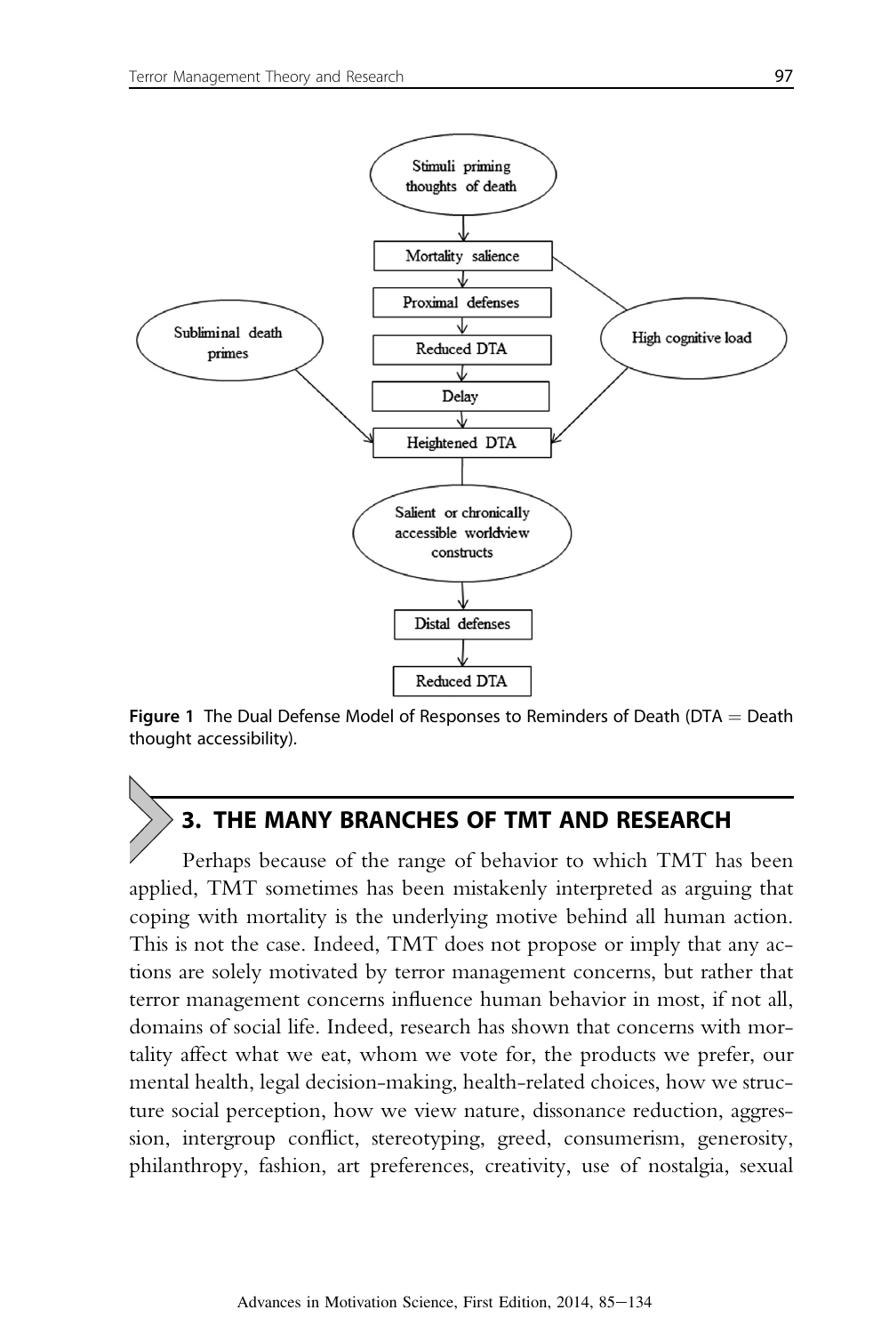Stimuli priming thoughts of death

Mortality salience

Proximal defenses

Reduced DTA

Delay

Heightened DTA

Subliminal death primes

High cognitive load

Salient or chronically accessible worldview constructs

Distal defenses

Reduced DTA

**Figure 1** The Dual Defense Model of Responses to Reminders of Death (DTA = Death thought accessibility).

## 3. THE MANY BRANCHES OF TMT AND RESEARCH

Perhaps because of the range of behavior to which TMT has been applied, TMT sometimes has been mistakenly interpreted as arguing that coping with mortality is the underlying motive behind all human action. This is not the case. Indeed, TMT does not propose or imply that any actions are solely motivated by terror management concerns, but rather that terror management concerns influence human behavior in most, if not all, domains of social life. Indeed, research has shown that concerns with mortality affect what we eat, whom we vote for, the products we prefer, our mental health, legal decision-making, health-related choices, how we structure social perception, how we view nature, dissonance reduction, aggression, intergroup conflict, stereotyping, greed, consumerism, generosity, philanthropy, fashion, art preferences, creativity, use of nostalgia, sexual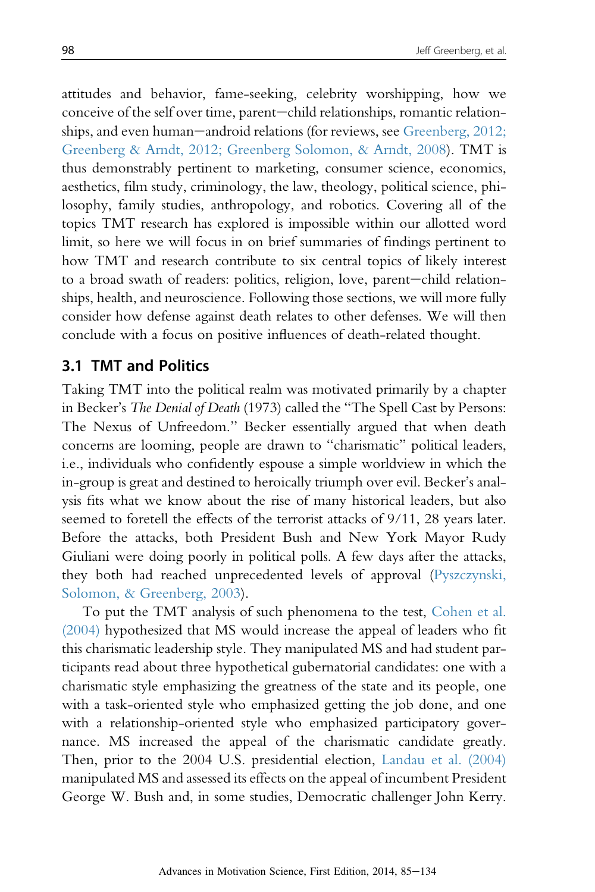attitudes and behavior, fame-seeking, celebrity worshipping, how we conceive of the self over time, parent–child relationships, romantic relationships, and even human–android relations (for reviews, see Greenberg, 2012; Greenberg & Arndt, 2012; Greenberg Solomon, & Arndt, 2008). TMT is thus demonstrably pertinent to marketing, consumer science, economics, aesthetics, film study, criminology, the law, theology, political science, philosophy, family studies, anthropology, and robotics. Covering all of the topics TMT research has explored is impossible within our allotted word limit, so here we will focus in on brief summaries of findings pertinent to how TMT and research contribute to six central topics of likely interest to a broad swath of readers: politics, religion, love, parent–child relationships, health, and neuroscience. Following those sections, we will more fully consider how defense against death relates to other defenses. We will then conclude with a focus on positive influences of death-related thought.

## 3.1 TMT and Politics

Taking TMT into the political realm was motivated primarily by a chapter in Becker's *The Denial of Death* (1973) called the "The Spell Cast by Persons: The Nexus of Unfreedom." Becker essentially argued that when death concerns are looming, people are drawn to "charismatic" political leaders, i.e., individuals who confidently espouse a simple worldview in which the in-group is great and destined to heroically triumph over evil. Becker's analysis fits what we know about the rise of many historical leaders, but also seemed to foretell the effects of the terrorist attacks of 9/11, 28 years later. Before the attacks, both President Bush and New York Mayor Rudy Giuliani were doing poorly in political polls. A few days after the attacks, they both had reached unprecedented levels of approval (Pyszczynski, Solomon, & Greenberg, 2003).

To put the TMT analysis of such phenomena to the test, Cohen et al. (2004) hypothesized that MS would increase the appeal of leaders who fit this charismatic leadership style. They manipulated MS and had student participants read about three hypothetical gubernatorial candidates: one with a charismatic style emphasizing the greatness of the state and its people, one with a task-oriented style who emphasized getting the job done, and one with a relationship-oriented style who emphasized participatory governance. MS increased the appeal of the charismatic candidate greatly. Then, prior to the 2004 U.S. presidential election, Landau et al. (2004) manipulated MS and assessed its effects on the appeal of incumbent President George W. Bush and, in some studies, Democratic challenger John Kerry.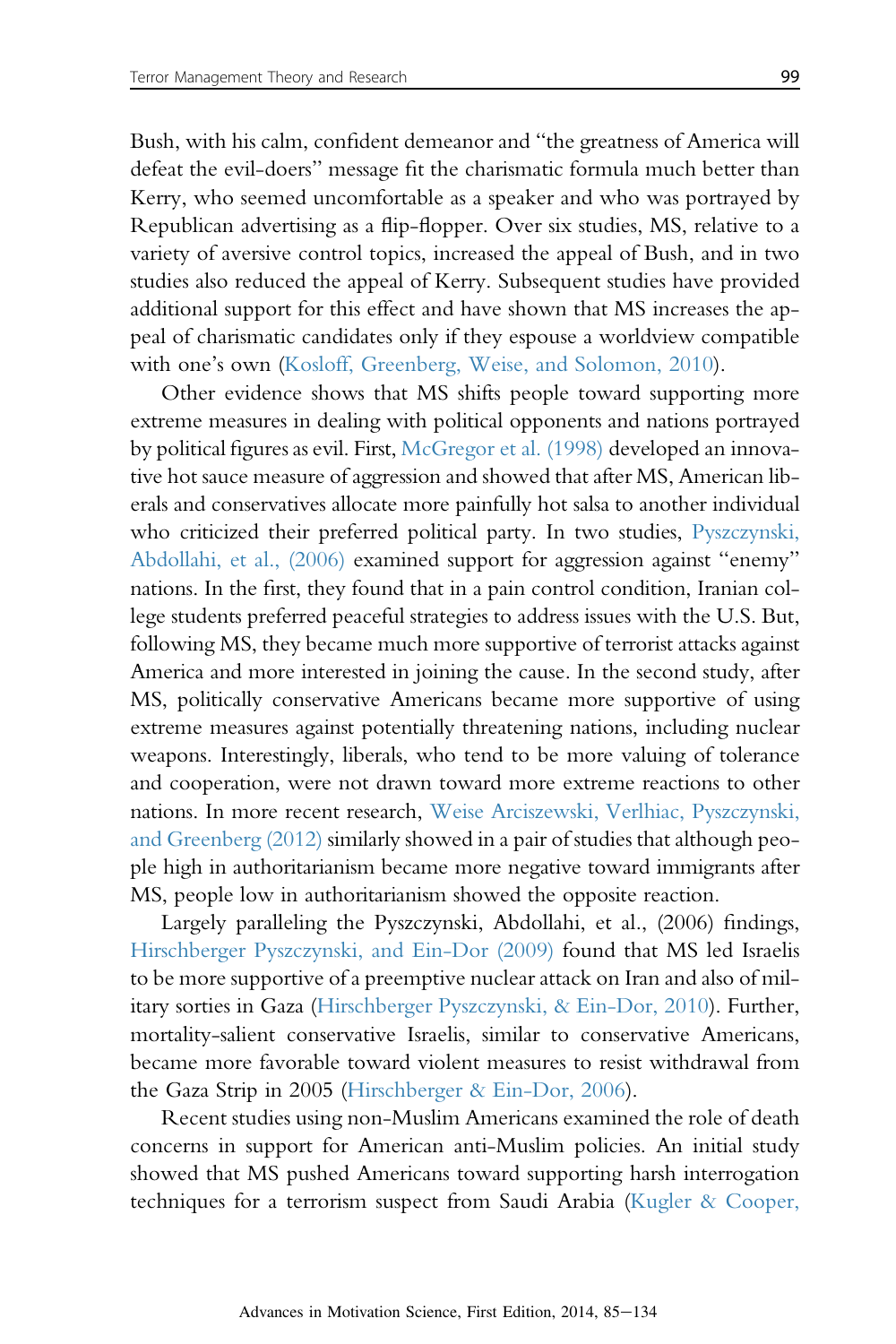Bush, with his calm, confident demeanor and "the greatness of America will defeat the evil-doers" message fit the charismatic formula much better than Kerry, who seemed uncomfortable as a speaker and who was portrayed by Republican advertising as a flip-flopper. Over six studies, MS, relative to a variety of aversive control topics, increased the appeal of Bush, and in two studies also reduced the appeal of Kerry. Subsequent studies have provided additional support for this effect and have shown that MS increases the appeal of charismatic candidates only if they espouse a worldview compatible with one's own (Kosloff, Greenberg, Weise, and Solomon, 2010).

Other evidence shows that MS shifts people toward supporting more extreme measures in dealing with political opponents and nations portrayed by political figures as evil. First, McGregor et al. (1998) developed an innovative hot sauce measure of aggression and showed that after MS, American liberals and conservatives allocate more painfully hot salsa to another individual who criticized their preferred political party. In two studies, Pyszczynski, Abdollahi, et al., (2006) examined support for aggression against "enemy" nations. In the first, they found that in a pain control condition, Iranian college students preferred peaceful strategies to address issues with the U.S. But, following MS, they became much more supportive of terrorist attacks against America and more interested in joining the cause. In the second study, after MS, politically conservative Americans became more supportive of using extreme measures against potentially threatening nations, including nuclear weapons. Interestingly, liberals, who tend to be more valuing of tolerance and cooperation, were not drawn toward more extreme reactions to other nations. In more recent research, Weise Arciszewski, Verlhiac, Pyszczynski, and Greenberg (2012) similarly showed in a pair of studies that although people high in authoritarianism became more negative toward immigrants after MS, people low in authoritarianism showed the opposite reaction.

Largely paralleling the Pyszczynski, Abdollahi, et al., (2006) findings, Hirschberger Pyszczynski, and Ein-Dor (2009) found that MS led Israelis to be more supportive of a preemptive nuclear attack on Iran and also of military sorties in Gaza (Hirschberger Pyszczynski, & Ein-Dor, 2010). Further, mortality-salient conservative Israelis, similar to conservative Americans, became more favorable toward violent measures to resist withdrawal from the Gaza Strip in 2005 (Hirschberger & Ein-Dor, 2006).

Recent studies using non-Muslim Americans examined the role of death concerns in support for American anti-Muslim policies. An initial study showed that MS pushed Americans toward supporting harsh interrogation techniques for a terrorism suspect from Saudi Arabia (Kugler & Cooper,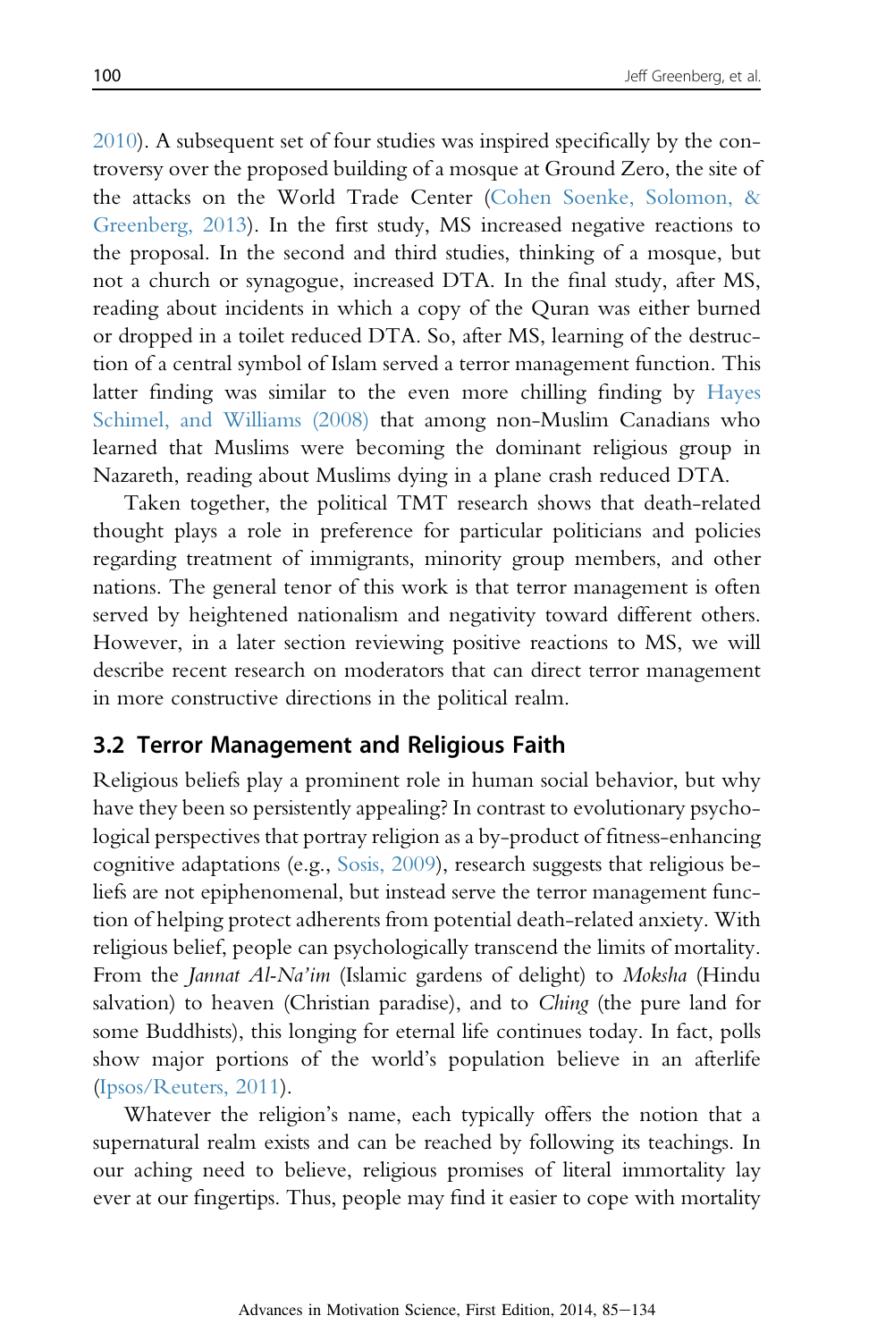2010). A subsequent set of four studies was inspired specifically by the controversy over the proposed building of a mosque at Ground Zero, the site of the attacks on the World Trade Center (Cohen Soenke, Solomon, & Greenberg, 2013). In the first study, MS increased negative reactions to the proposal. In the second and third studies, thinking of a mosque, but not a church or synagogue, increased DTA. In the final study, after MS, reading about incidents in which a copy of the Quran was either burned or dropped in a toilet reduced DTA. So, after MS, learning of the destruction of a central symbol of Islam served a terror management function. This latter finding was similar to the even more chilling finding by Hayes Schimel, and Williams (2008) that among non-Muslim Canadians who learned that Muslims were becoming the dominant religious group in Nazareth, reading about Muslims dying in a plane crash reduced DTA.

Taken together, the political TMT research shows that death-related thought plays a role in preference for particular politicians and policies regarding treatment of immigrants, minority group members, and other nations. The general tenor of this work is that terror management is often served by heightened nationalism and negativity toward different others. However, in a later section reviewing positive reactions to MS, we will describe recent research on moderators that can direct terror management in more constructive directions in the political realm.

## 3.2 Terror Management and Religious Faith

Religious beliefs play a prominent role in human social behavior, but why have they been so persistently appealing? In contrast to evolutionary psychological perspectives that portray religion as a by-product of fitness-enhancing cognitive adaptations (e.g., Sosis, 2009), research suggests that religious beliefs are not epiphenomenal, but instead serve the terror management function of helping protect adherents from potential death-related anxiety. With religious belief, people can psychologically transcend the limits of mortality. From the *Jannat Al-Na'im* (Islamic gardens of delight) to *Moksha* (Hindu salvation) to heaven (Christian paradise), and to *Ching* (the pure land for some Buddhists), this longing for eternal life continues today. In fact, polls show major portions of the world's population believe in an afterlife (Ipsos/Reuters, 2011).

Whatever the religion's name, each typically offers the notion that a supernatural realm exists and can be reached by following its teachings. In our aching need to believe, religious promises of literal immortality lay ever at our fingertips. Thus, people may find it easier to cope with mortality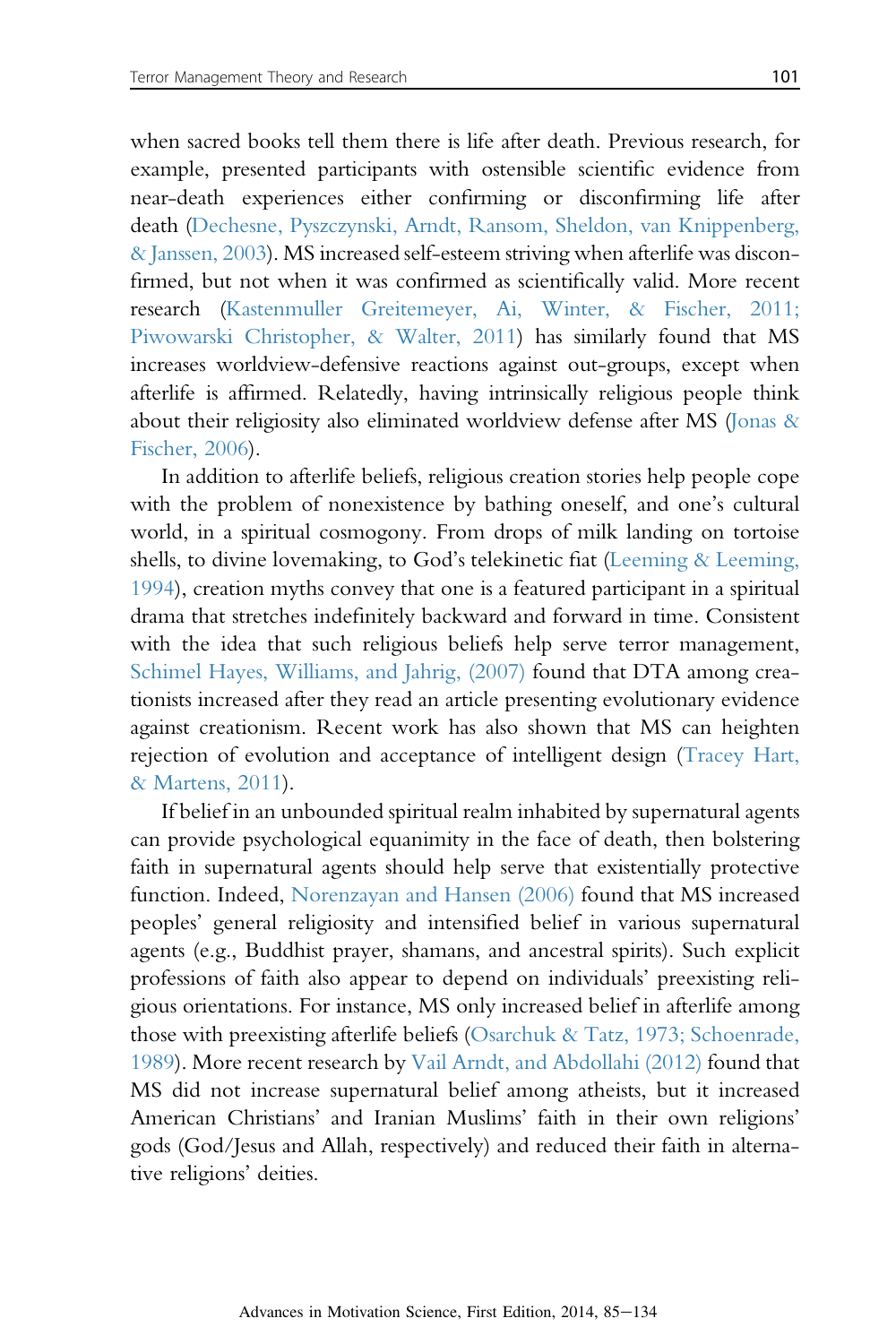when sacred books tell them there is life after death. Previous research, for example, presented participants with ostensible scientific evidence from near-death experiences either confirming or disconfirming life after death (Dechesne, Pyszczynski, Arndt, Ransom, Sheldon, van Knippenberg, & Janssen, 2003). MS increased self-esteem striving when afterlife was disconfirmed, but not when it was confirmed as scientifically valid. More recent research (Kastenmuller Greitemeyer, Ai, Winter, & Fischer, 2011; Piwowarski Christopher, & Walter, 2011) has similarly found that MS increases worldview-defensive reactions against out-groups, except when afterlife is affirmed. Relatedly, having intrinsically religious people think about their religiosity also eliminated worldview defense after MS (Jonas & Fischer, 2006).

In addition to afterlife beliefs, religious creation stories help people cope with the problem of nonexistence by bathing oneself, and one's cultural world, in a spiritual cosmogony. From drops of milk landing on tortoise shells, to divine lovemaking, to God's telekinetic fiat (Leeming & Leeming, 1994), creation myths convey that one is a featured participant in a spiritual drama that stretches indefinitely backward and forward in time. Consistent with the idea that such religious beliefs help serve terror management, Schimel Hayes, Williams, and Jahrig, (2007) found that DTA among creationists increased after they read an article presenting evolutionary evidence against creationism. Recent work has also shown that MS can heighten rejection of evolution and acceptance of intelligent design (Tracey Hart, & Martens, 2011).

If belief in an unbounded spiritual realm inhabited by supernatural agents can provide psychological equanimity in the face of death, then bolstering faith in supernatural agents should help serve that existentially protective function. Indeed, Norenzayan and Hansen (2006) found that MS increased peoples' general religiosity and intensified belief in various supernatural agents (e.g., Buddhist prayer, shamans, and ancestral spirits). Such explicit professions of faith also appear to depend on individuals' preexisting religious orientations. For instance, MS only increased belief in afterlife among those with preexisting afterlife beliefs (Osarchuk & Tatz, 1973; Schoenrade, 1989). More recent research by Vail Arndt, and Abdollahi (2012) found that MS did not increase supernatural belief among atheists, but it increased American Christians' and Iranian Muslims' faith in their own religions' gods (God/Jesus and Allah, respectively) and reduced their faith in alternative religions' deities.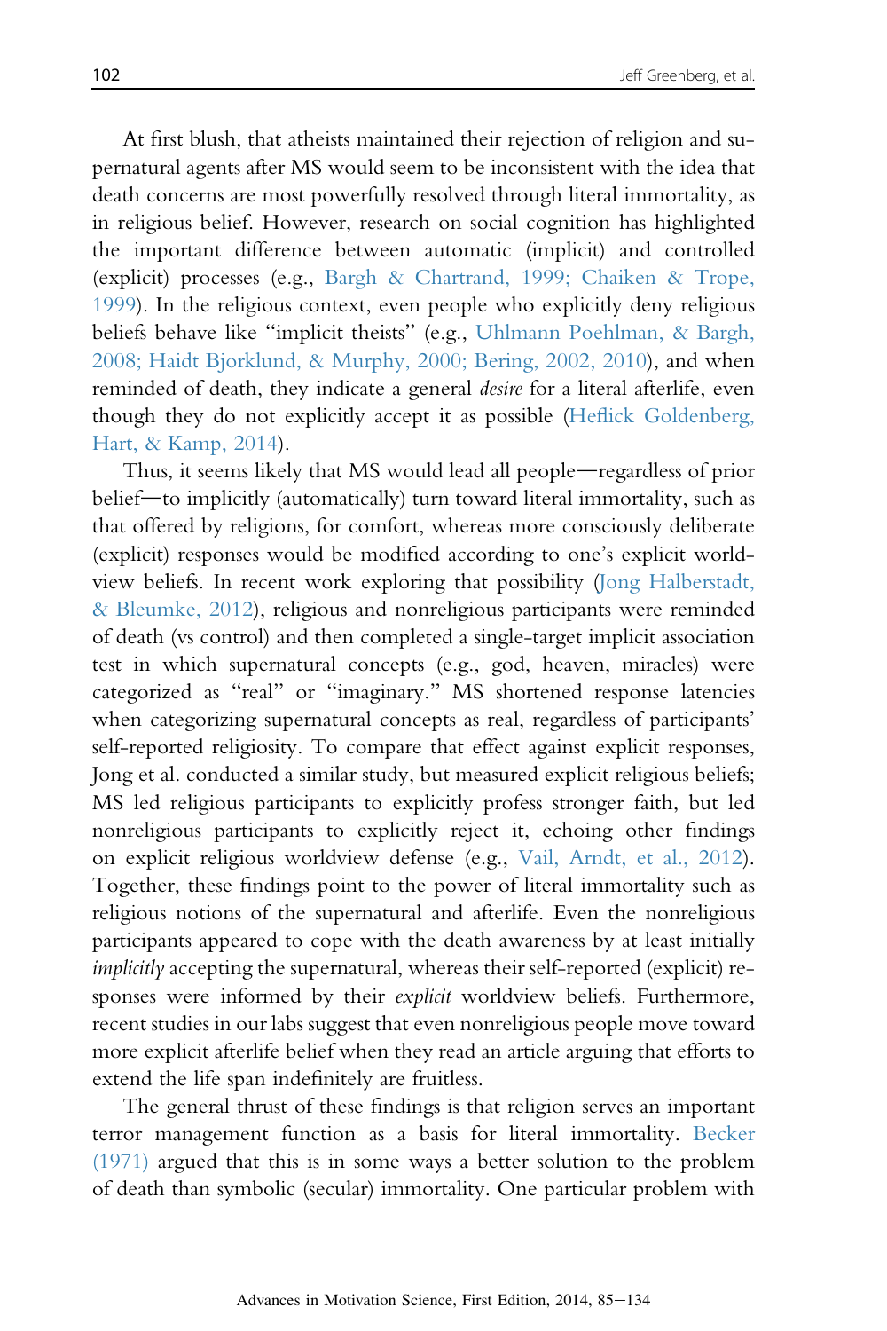At first blush, that atheists maintained their rejection of religion and supernatural agents after MS would seem to be inconsistent with the idea that death concerns are most powerfully resolved through literal immortality, as in religious belief. However, research on social cognition has highlighted the important difference between automatic (implicit) and controlled (explicit) processes (e.g., Bargh & Chartrand, 1999; Chaiken & Trope, 1999). In the religious context, even people who explicitly deny religious beliefs behave like "implicit theists" (e.g., Uhlmann Poehlman, & Bargh, 2008; Haidt Bjorklund, & Murphy, 2000; Bering, 2002, 2010), and when reminded of death, they indicate a general *desire* for a literal afterlife, even though they do not explicitly accept it as possible (Heflick Goldenberg, Hart, & Kamp, 2014).

Thus, it seems likely that MS would lead all people—regardless of prior belief—to implicitly (automatically) turn toward literal immortality, such as that offered by religions, for comfort, whereas more consciously deliberate (explicit) responses would be modified according to one's explicit worldview beliefs. In recent work exploring that possibility (Jong Halberstadt, & Bleumke, 2012), religious and nonreligious participants were reminded of death (vs control) and then completed a single-target implicit association test in which supernatural concepts (e.g., god, heaven, miracles) were categorized as "real" or "imaginary." MS shortened response latencies when categorizing supernatural concepts as real, regardless of participants' self-reported religiosity. To compare that effect against explicit responses, Jong et al. conducted a similar study, but measured explicit religious beliefs; MS led religious participants to explicitly profess stronger faith, but led nonreligious participants to explicitly reject it, echoing other findings on explicit religious worldview defense (e.g., Vail, Arndt, et al., 2012). Together, these findings point to the power of literal immortality such as religious notions of the supernatural and afterlife. Even the nonreligious participants appeared to cope with the death awareness by at least initially *implicitly* accepting the supernatural, whereas their self-reported (explicit) responses were informed by their *explicit* worldview beliefs. Furthermore, recent studies in our labs suggest that even nonreligious people move toward more explicit afterlife belief when they read an article arguing that efforts to extend the life span indefinitely are fruitless.

The general thrust of these findings is that religion serves an important terror management function as a basis for literal immortality. Becker (1971) argued that this is in some ways a better solution to the problem of death than symbolic (secular) immortality. One particular problem with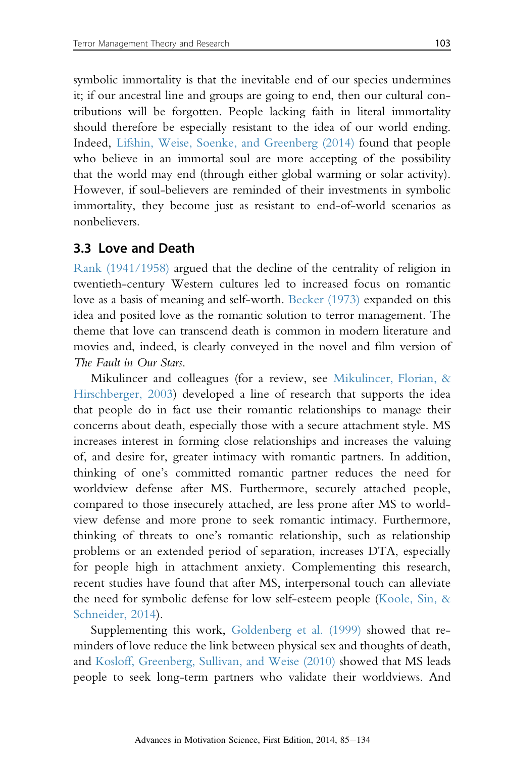symbolic immortality is that the inevitable end of our species undermines it; if our ancestral line and groups are going to end, then our cultural contributions will be forgotten. People lacking faith in literal immortality should therefore be especially resistant to the idea of our world ending. Indeed, Lifshin, Weise, Soenke, and Greenberg (2014) found that people who believe in an immortal soul are more accepting of the possibility that the world may end (through either global warming or solar activity). However, if soul-believers are reminded of their investments in symbolic immortality, they become just as resistant to end-of-world scenarios as nonbelievers.

## 3.3 Love and Death

Rank (1941/1958) argued that the decline of the centrality of religion in twentieth-century Western cultures led to increased focus on romantic love as a basis of meaning and self-worth. Becker (1973) expanded on this idea and posited love as the romantic solution to terror management. The theme that love can transcend death is common in modern literature and movies and, indeed, is clearly conveyed in the novel and film version of *The Fault in Our Stars*.

Mikulincer and colleagues (for a review, see Mikulincer, Florian, & Hirschberger, 2003) developed a line of research that supports the idea that people do in fact use their romantic relationships to manage their concerns about death, especially those with a secure attachment style. MS increases interest in forming close relationships and increases the valuing of, and desire for, greater intimacy with romantic partners. In addition, thinking of one's committed romantic partner reduces the need for worldview defense after MS. Furthermore, securely attached people, compared to those insecurely attached, are less prone after MS to worldview defense and more prone to seek romantic intimacy. Furthermore, thinking of threats to one's romantic relationship, such as relationship problems or an extended period of separation, increases DTA, especially for people high in attachment anxiety. Complementing this research, recent studies have found that after MS, interpersonal touch can alleviate the need for symbolic defense for low self-esteem people (Koole, Sin, & Schneider, 2014).

Supplementing this work, Goldenberg et al. (1999) showed that reminders of love reduce the link between physical sex and thoughts of death, and Kosloff, Greenberg, Sullivan, and Weise (2010) showed that MS leads people to seek long-term partners who validate their worldviews. And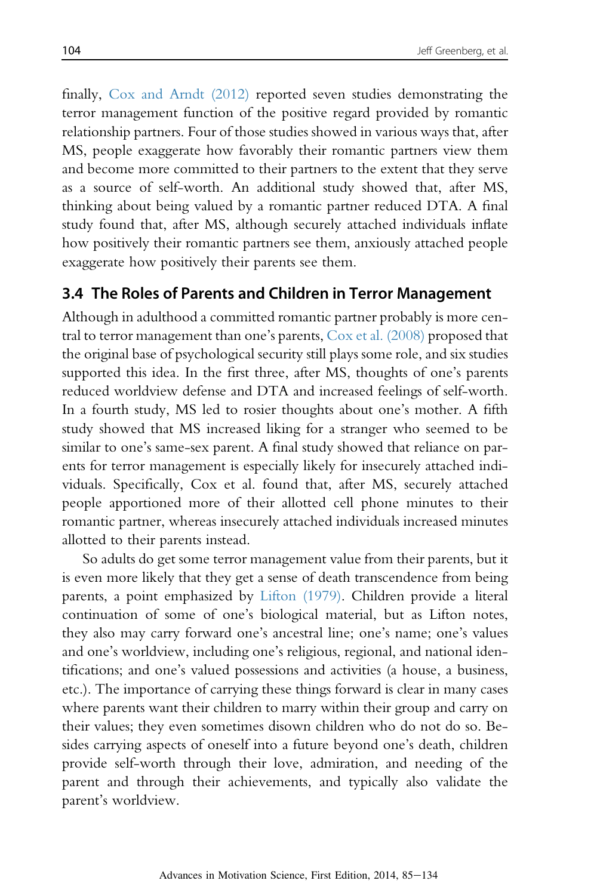finally, Cox and Arndt (2012) reported seven studies demonstrating the terror management function of the positive regard provided by romantic relationship partners. Four of those studies showed in various ways that, after MS, people exaggerate how favorably their romantic partners view them and become more committed to their partners to the extent that they serve as a source of self-worth. An additional study showed that, after MS, thinking about being valued by a romantic partner reduced DTA. A final study found that, after MS, although securely attached individuals inflate how positively their romantic partners see them, anxiously attached people exaggerate how positively their parents see them.

### 3.4 The Roles of Parents and Children in Terror Management

Although in adulthood a committed romantic partner probably is more central to terror management than one's parents, Cox et al. (2008) proposed that the original base of psychological security still plays some role, and six studies supported this idea. In the first three, after MS, thoughts of one's parents reduced worldview defense and DTA and increased feelings of self-worth. In a fourth study, MS led to rosier thoughts about one's mother. A fifth study showed that MS increased liking for a stranger who seemed to be similar to one's same-sex parent. A final study showed that reliance on parents for terror management is especially likely for insecurely attached individuals. Specifically, Cox et al. found that, after MS, securely attached people apportioned more of their allotted cell phone minutes to their romantic partner, whereas insecurely attached individuals increased minutes allotted to their parents instead.

So adults do get some terror management value from their parents, but it is even more likely that they get a sense of death transcendence from being parents, a point emphasized by Lifton (1979). Children provide a literal continuation of some of one's biological material, but as Lifton notes, they also may carry forward one's ancestral line; one's name; one's values and one's worldview, including one's religious, regional, and national identifications; and one's valued possessions and activities (a house, a business, etc.). The importance of carrying these things forward is clear in many cases where parents want their children to marry within their group and carry on their values; they even sometimes disown children who do not do so. Besides carrying aspects of oneself into a future beyond one's death, children provide self-worth through their love, admiration, and needing of the parent and through their achievements, and typically also validate the parent's worldview.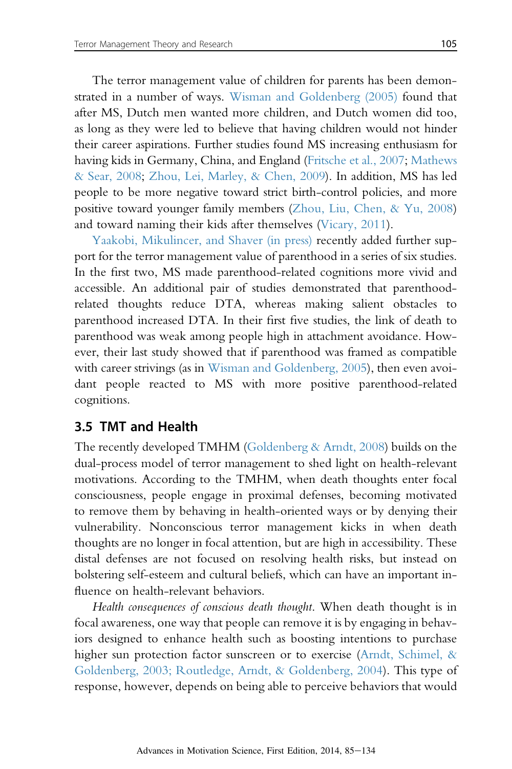The terror management value of children for parents has been demonstrated in a number of ways. Wisman and Goldenberg (2005) found that after MS, Dutch men wanted more children, and Dutch women did too, as long as they were led to believe that having children would not hinder their career aspirations. Further studies found MS increasing enthusiasm for having kids in Germany, China, and England (Fritsche et al., 2007; Mathews & Sear, 2008; Zhou, Lei, Marley, & Chen, 2009). In addition, MS has led people to be more negative toward strict birth-control policies, and more positive toward younger family members (Zhou, Liu, Chen, & Yu, 2008) and toward naming their kids after themselves (Vicary, 2011).

Yaakobi, Mikulincer, and Shaver (in press) recently added further support for the terror management value of parenthood in a series of six studies. In the first two, MS made parenthood-related cognitions more vivid and accessible. An additional pair of studies demonstrated that parenthood-related thoughts reduce DTA, whereas making salient obstacles to parenthood increased DTA. In their first five studies, the link of death to parenthood was weak among people high in attachment avoidance. However, their last study showed that if parenthood was framed as compatible with career strivings (as in Wisman and Goldenberg, 2005), then even avoidant people reacted to MS with more positive parenthood-related cognitions.

## 3.5 TMT and Health

The recently developed TMHM (Goldenberg & Arndt, 2008) builds on the dual-process model of terror management to shed light on health-relevant motivations. According to the TMHM, when death thoughts enter focal consciousness, people engage in proximal defenses, becoming motivated to remove them by behaving in health-oriented ways or by denying their vulnerability. Nonconscious terror management kicks in when death thoughts are no longer in focal attention, but are high in accessibility. These distal defenses are not focused on resolving health risks, but instead on bolstering self-esteem and cultural beliefs, which can have an important influence on health-relevant behaviors.

*Health consequences of conscious death thought.* When death thought is in focal awareness, one way that people can remove it is by engaging in behaviors designed to enhance health such as boosting intentions to purchase higher sun protection factor sunscreen or to exercise (Arndt, Schimel, & Goldenberg, 2003; Routledge, Arndt, & Goldenberg, 2004). This type of response, however, depends on being able to perceive behaviors that would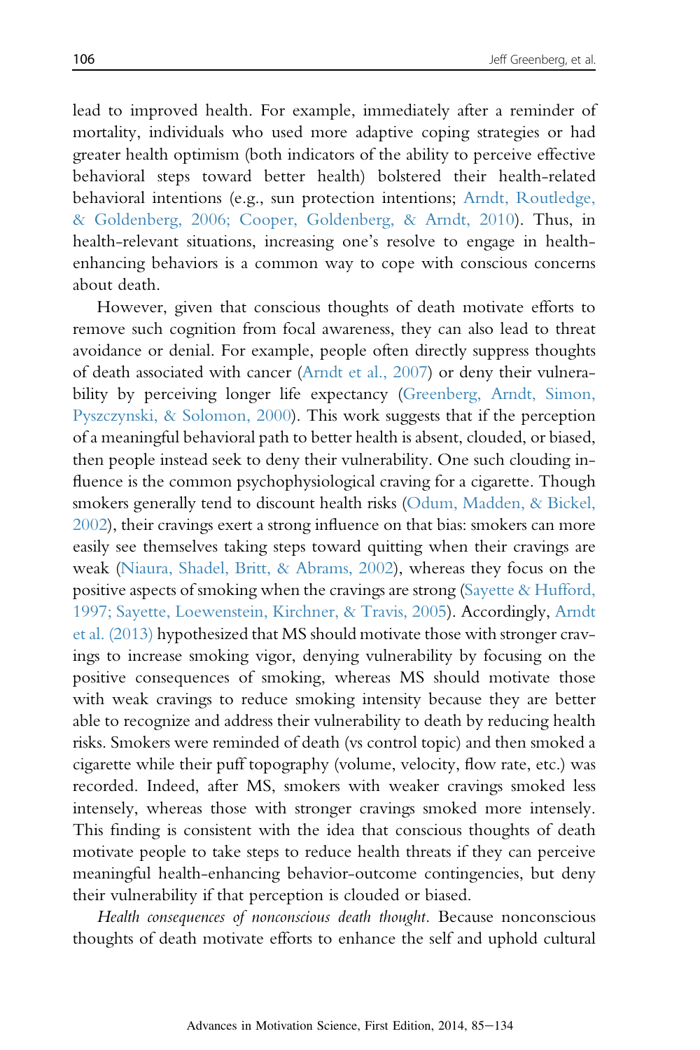lead to improved health. For example, immediately after a reminder of mortality, individuals who used more adaptive coping strategies or had greater health optimism (both indicators of the ability to perceive effective behavioral steps toward better health) bolstered their health-related behavioral intentions (e.g., sun protection intentions; Arndt, Routledge, & Goldenberg, 2006; Cooper, Goldenberg, & Arndt, 2010). Thus, in health-relevant situations, increasing one's resolve to engage in health-enhancing behaviors is a common way to cope with conscious concerns about death.

However, given that conscious thoughts of death motivate efforts to remove such cognition from focal awareness, they can also lead to threat avoidance or denial. For example, people often directly suppress thoughts of death associated with cancer (Arndt et al., 2007) or deny their vulnerability by perceiving longer life expectancy (Greenberg, Arndt, Simon, Pyszczynski, & Solomon, 2000). This work suggests that if the perception of a meaningful behavioral path to better health is absent, clouded, or biased, then people instead seek to deny their vulnerability. One such clouding influence is the common psychophysiological craving for a cigarette. Though smokers generally tend to discount health risks (Odum, Madden, & Bickel, 2002), their cravings exert a strong influence on that bias: smokers can more easily see themselves taking steps toward quitting when their cravings are weak (Niaura, Shadel, Britt, & Abrams, 2002), whereas they focus on the positive aspects of smoking when the cravings are strong (Sayette & Hufford, 1997; Sayette, Loewenstein, Kirchner, & Travis, 2005). Accordingly, Arndt et al. (2013) hypothesized that MS should motivate those with stronger cravings to increase smoking vigor, denying vulnerability by focusing on the positive consequences of smoking, whereas MS should motivate those with weak cravings to reduce smoking intensity because they are better able to recognize and address their vulnerability to death by reducing health risks. Smokers were reminded of death (vs control topic) and then smoked a cigarette while their puff topography (volume, velocity, flow rate, etc.) was recorded. Indeed, after MS, smokers with weaker cravings smoked less intensely, whereas those with stronger cravings smoked more intensely. This finding is consistent with the idea that conscious thoughts of death motivate people to take steps to reduce health threats if they can perceive meaningful health-enhancing behavior-outcome contingencies, but deny their vulnerability if that perception is clouded or biased.

*Health consequences of nonconscious death thought*. Because nonconscious thoughts of death motivate efforts to enhance the self and uphold cultural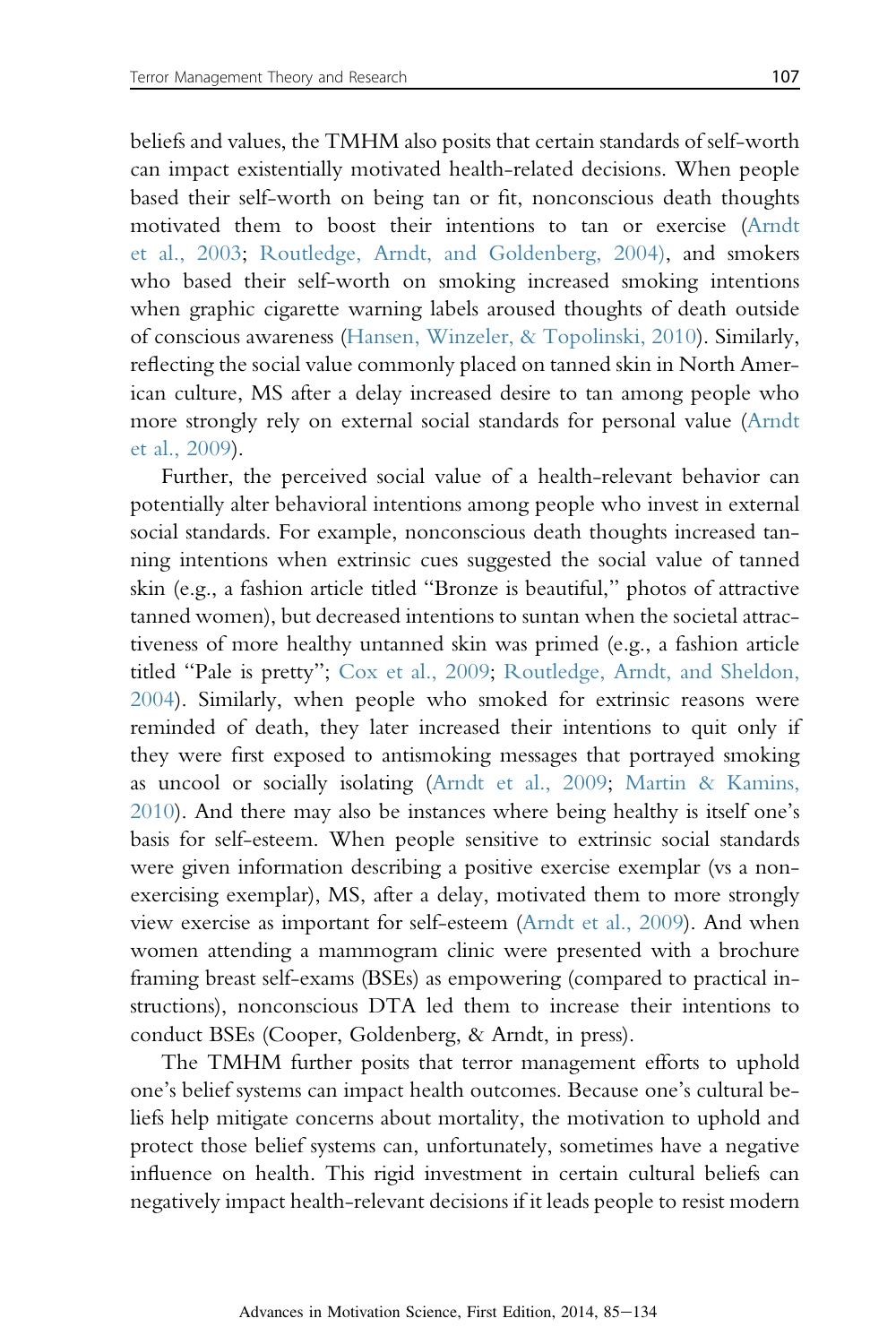beliefs and values, the TMHM also posits that certain standards of self-worth can impact existentially motivated health-related decisions. When people based their self-worth on being tan or fit, nonconscious death thoughts motivated them to boost their intentions to tan or exercise (Arndt et al., 2003; Routledge, Arndt, and Goldenberg, 2004), and smokers who based their self-worth on smoking increased smoking intentions when graphic cigarette warning labels aroused thoughts of death outside of conscious awareness (Hansen, Winzeler, & Topolinski, 2010). Similarly, reflecting the social value commonly placed on tanned skin in North American culture, MS after a delay increased desire to tan among people who more strongly rely on external social standards for personal value (Arndt et al., 2009).

Further, the perceived social value of a health-relevant behavior can potentially alter behavioral intentions among people who invest in external social standards. For example, nonconscious death thoughts increased tanning intentions when extrinsic cues suggested the social value of tanned skin (e.g., a fashion article titled "Bronze is beautiful," photos of attractive tanned women), but decreased intentions to suntan when the societal attractiveness of more healthy untanned skin was primed (e.g., a fashion article titled "Pale is pretty"; Cox et al., 2009; Routledge, Arndt, and Sheldon, 2004). Similarly, when people who smoked for extrinsic reasons were reminded of death, they later increased their intentions to quit only if they were first exposed to antismoking messages that portrayed smoking as uncool or socially isolating (Arndt et al., 2009; Martin & Kamins, 2010). And there may also be instances where being healthy is itself one's basis for self-esteem. When people sensitive to extrinsic social standards were given information describing a positive exercise exemplar (vs a non-exercising exemplar), MS, after a delay, motivated them to more strongly view exercise as important for self-esteem (Arndt et al., 2009). And when women attending a mammogram clinic were presented with a brochure framing breast self-exams (BSEs) as empowering (compared to practical instructions), nonconscious DTA led them to increase their intentions to conduct BSEs (Cooper, Goldenberg, & Arndt, in press).

The TMHM further posits that terror management efforts to uphold one's belief systems can impact health outcomes. Because one's cultural beliefs help mitigate concerns about mortality, the motivation to uphold and protect those belief systems can, unfortunately, sometimes have a negative influence on health. This rigid investment in certain cultural beliefs can negatively impact health-relevant decisions if it leads people to resist modern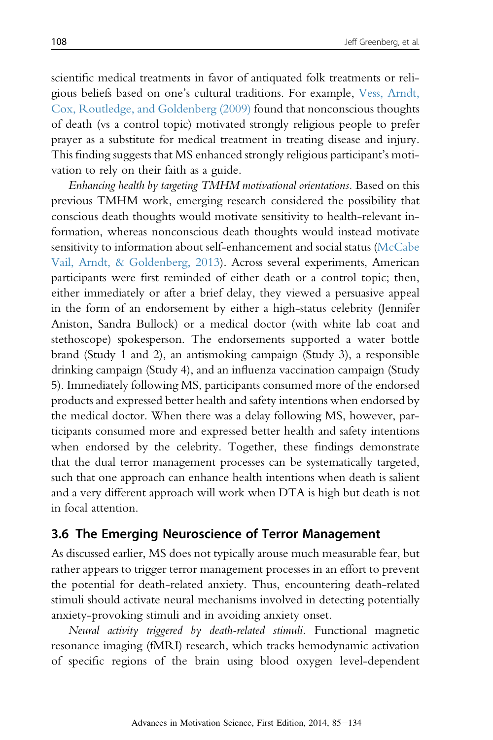scientific medical treatments in favor of antiquated folk treatments or religious beliefs based on one's cultural traditions. For example, Vess, Arndt, Cox, Routledge, and Goldenberg (2009) found that nonconscious thoughts of death (vs a control topic) motivated strongly religious people to prefer prayer as a substitute for medical treatment in treating disease and injury. This finding suggests that MS enhanced strongly religious participant's motivation to rely on their faith as a guide.

*Enhancing health by targeting TMHM motivational orientations.* Based on this previous TMHM work, emerging research considered the possibility that conscious death thoughts would motivate sensitivity to health-relevant information, whereas nonconscious death thoughts would instead motivate sensitivity to information about self-enhancement and social status (McCabe Vail, Arndt, & Goldenberg, 2013). Across several experiments, American participants were first reminded of either death or a control topic; then, either immediately or after a brief delay, they viewed a persuasive appeal in the form of an endorsement by either a high-status celebrity (Jennifer Aniston, Sandra Bullock) or a medical doctor (with white lab coat and stethoscope) spokesperson. The endorsements supported a water bottle brand (Study 1 and 2), an antismoking campaign (Study 3), a responsible drinking campaign (Study 4), and an influenza vaccination campaign (Study 5). Immediately following MS, participants consumed more of the endorsed products and expressed better health and safety intentions when endorsed by the medical doctor. When there was a delay following MS, however, participants consumed more and expressed better health and safety intentions when endorsed by the celebrity. Together, these findings demonstrate that the dual terror management processes can be systematically targeted, such that one approach can enhance health intentions when death is salient and a very different approach will work when DTA is high but death is not in focal attention.

### 3.6 The Emerging Neuroscience of Terror Management

As discussed earlier, MS does not typically arouse much measurable fear, but rather appears to trigger terror management processes in an effort to prevent the potential for death-related anxiety. Thus, encountering death-related stimuli should activate neural mechanisms involved in detecting potentially anxiety-provoking stimuli and in avoiding anxiety onset.

*Neural activity triggered by death-related stimuli.* Functional magnetic resonance imaging (fMRI) research, which tracks hemodynamic activation of specific regions of the brain using blood oxygen level-dependent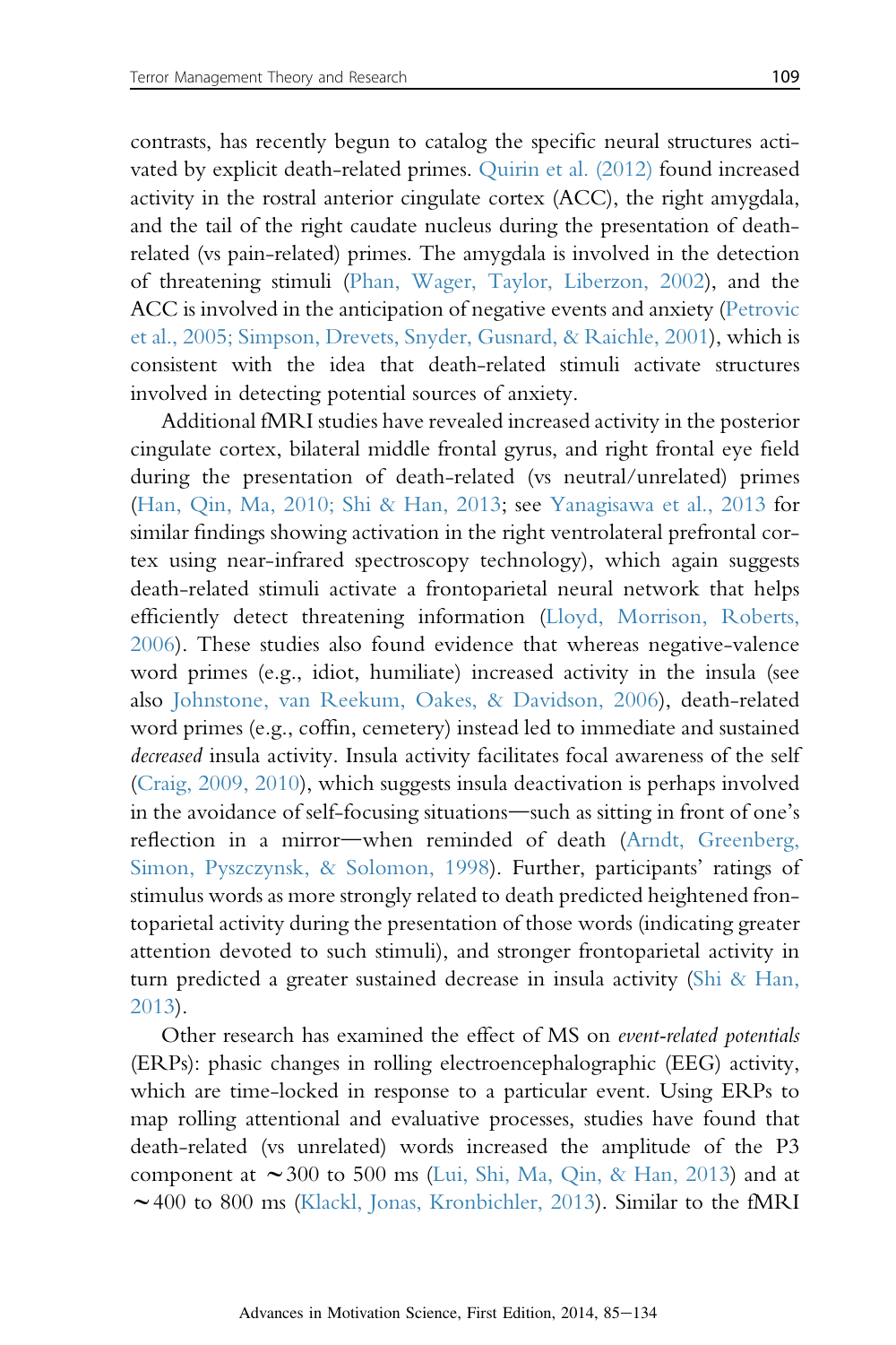contrasts, has recently begun to catalog the specific neural structures activated by explicit death-related primes. Quirin et al. (2012) found increased activity in the rostral anterior cingulate cortex (ACC), the right amygdala, and the tail of the right caudate nucleus during the presentation of death-related (vs pain-related) primes. The amygdala is involved in the detection of threatening stimuli (Phan, Wager, Taylor, Liberzon, 2002), and the ACC is involved in the anticipation of negative events and anxiety (Petrovic et al., 2005; Simpson, Drevets, Snyder, Gusnard, & Raichle, 2001), which is consistent with the idea that death-related stimuli activate structures involved in detecting potential sources of anxiety.

Additional fMRI studies have revealed increased activity in the posterior cingulate cortex, bilateral middle frontal gyrus, and right frontal eye field during the presentation of death-related (vs neutral/unrelated) primes (Han, Qin, Ma, 2010; Shi & Han, 2013; see Yanagisawa et al., 2013 for similar findings showing activation in the right ventrolateral prefrontal cortex using near-infrared spectroscopy technology), which again suggests death-related stimuli activate a frontoparietal neural network that helps efficiently detect threatening information (Lloyd, Morrison, Roberts, 2006). These studies also found evidence that whereas negative-valence word primes (e.g., idiot, humiliate) increased activity in the insula (see also Johnstone, van Reekum, Oakes, & Davidson, 2006), death-related word primes (e.g., coffin, cemetery) instead led to immediate and sustained *decreased* insula activity. Insula activity facilitates focal awareness of the self (Craig, 2009, 2010), which suggests insula deactivation is perhaps involved in the avoidance of self-focusing situations—such as sitting in front of one's reflection in a mirror—when reminded of death (Arndt, Greenberg, Simon, Pyszczynsk, & Solomon, 1998). Further, participants' ratings of stimulus words as more strongly related to death predicted heightened frontoparietal activity during the presentation of those words (indicating greater attention devoted to such stimuli), and stronger frontoparietal activity in turn predicted a greater sustained decrease in insula activity (Shi & Han, 2013).

Other research has examined the effect of MS on *event-related potentials* (ERPs): phasic changes in rolling electroencephalographic (EEG) activity, which are time-locked in response to a particular event. Using ERPs to map rolling attentional and evaluative processes, studies have found that death-related (vs unrelated) words increased the amplitude of the P3 component at ~300 to 500 ms (Lui, Shi, Ma, Qin, & Han, 2013) and at ~400 to 800 ms (Klackl, Jonas, Kronbichler, 2013). Similar to the fMRI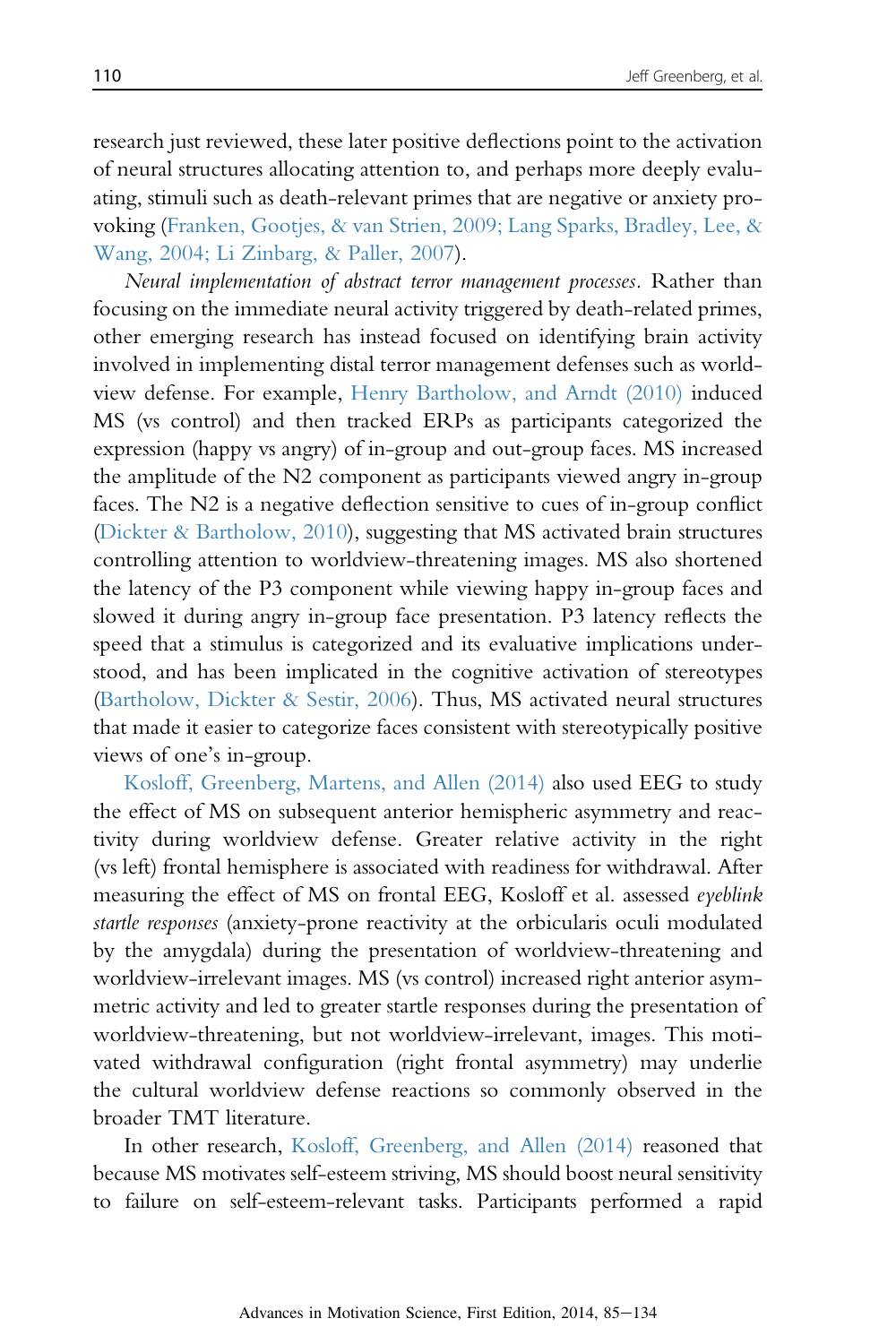research just reviewed, these later positive deflections point to the activation of neural structures allocating attention to, and perhaps more deeply evaluating, stimuli such as death-relevant primes that are negative or anxiety provoking (Franken, Gootjes, & van Strien, 2009; Lang Sparks, Bradley, Lee, & Wang, 2004; Li Zinbarg, & Paller, 2007).

*Neural implementation of abstract terror management processes*. Rather than focusing on the immediate neural activity triggered by death-related primes, other emerging research has instead focused on identifying brain activity involved in implementing distal terror management defenses such as worldview defense. For example, Henry Bartholow, and Arndt (2010) induced MS (vs control) and then tracked ERPs as participants categorized the expression (happy vs angry) of in-group and out-group faces. MS increased the amplitude of the N2 component as participants viewed angry in-group faces. The N2 is a negative deflection sensitive to cues of in-group conflict (Dickter & Bartholow, 2010), suggesting that MS activated brain structures controlling attention to worldview-threatening images. MS also shortened the latency of the P3 component while viewing happy in-group faces and slowed it during angry in-group face presentation. P3 latency reflects the speed that a stimulus is categorized and its evaluative implications understood, and has been implicated in the cognitive activation of stereotypes (Bartholow, Dickter & Sestir, 2006). Thus, MS activated neural structures that made it easier to categorize faces consistent with stereotypically positive views of one's in-group.

Kosloff, Greenberg, Martens, and Allen (2014) also used EEG to study the effect of MS on subsequent anterior hemispheric asymmetry and reactivity during worldview defense. Greater relative activity in the right (vs left) frontal hemisphere is associated with readiness for withdrawal. After measuring the effect of MS on frontal EEG, Kosloff et al. assessed *eyeblink startle responses* (anxiety-prone reactivity at the orbicularis oculi modulated by the amygdala) during the presentation of worldview-threatening and worldview-irrelevant images. MS (vs control) increased right anterior asymmetric activity and led to greater startle responses during the presentation of worldview-threatening, but not worldview-irrelevant, images. This motivated withdrawal configuration (right frontal asymmetry) may underlie the cultural worldview defense reactions so commonly observed in the broader TMT literature.

In other research, Kosloff, Greenberg, and Allen (2014) reasoned that because MS motivates self-esteem striving, MS should boost neural sensitivity to failure on self-esteem-relevant tasks. Participants performed a rapid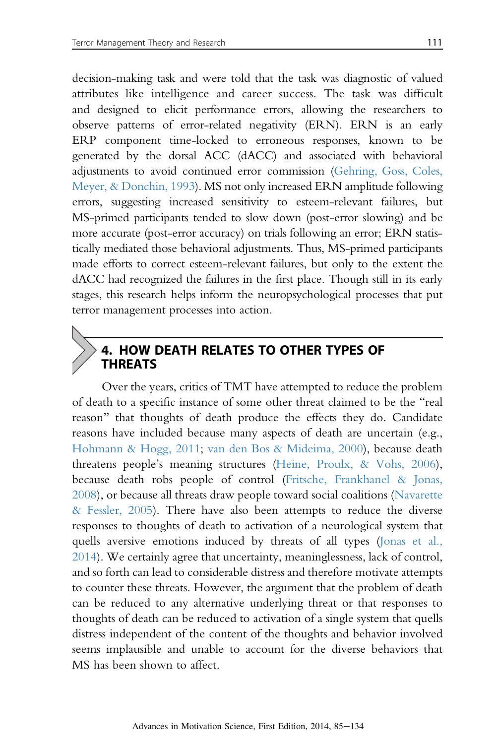decision-making task and were told that the task was diagnostic of valued attributes like intelligence and career success. The task was difficult and designed to elicit performance errors, allowing the researchers to observe patterns of error-related negativity (ERN). ERN is an early ERP component time-locked to erroneous responses, known to be generated by the dorsal ACC (dACC) and associated with behavioral adjustments to avoid continued error commission (Gehring, Goss, Coles, Meyer, & Donchin, 1993). MS not only increased ERN amplitude following errors, suggesting increased sensitivity to esteem-relevant failures, but MS-primed participants tended to slow down (post-error slowing) and be more accurate (post-error accuracy) on trials following an error; ERN statistically mediated those behavioral adjustments. Thus, MS-primed participants made efforts to correct esteem-relevant failures, but only to the extent the dACC had recognized the failures in the first place. Though still in its early stages, this research helps inform the neuropsychological processes that put terror management processes into action.

## 4. HOW DEATH RELATES TO OTHER TYPES OF THREATS

Over the years, critics of TMT have attempted to reduce the problem of death to a specific instance of some other threat claimed to be the "real reason" that thoughts of death produce the effects they do. Candidate reasons have included because many aspects of death are uncertain (e.g., Hohmann & Hogg, 2011; van den Bos & Mideima, 2000), because death threatens people's meaning structures (Heine, Proulx, & Vohs, 2006), because death robs people of control (Fritsche, Frankhanel & Jonas, 2008), or because all threats draw people toward social coalitions (Navarette & Fessler, 2005). There have also been attempts to reduce the diverse responses to thoughts of death to activation of a neurological system that quells aversive emotions induced by threats of all types (Jonas et al., 2014). We certainly agree that uncertainty, meaninglessness, lack of control, and so forth can lead to considerable distress and therefore motivate attempts to counter these threats. However, the argument that the problem of death can be reduced to any alternative underlying threat or that responses to thoughts of death can be reduced to activation of a single system that quells distress independent of the content of the thoughts and behavior involved seems implausible and unable to account for the diverse behaviors that MS has been shown to affect.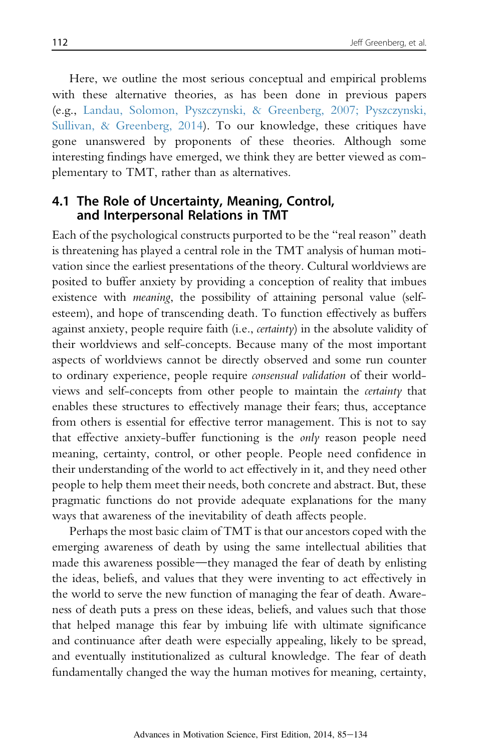Here, we outline the most serious conceptual and empirical problems with these alternative theories, as has been done in previous papers (e.g., Landau, Solomon, Pyszczynski, & Greenberg, 2007; Pyszczynski, Sullivan, & Greenberg, 2014). To our knowledge, these critiques have gone unanswered by proponents of these theories. Although some interesting findings have emerged, we think they are better viewed as complementary to TMT, rather than as alternatives.

## 4.1 The Role of Uncertainty, Meaning, Control, and Interpersonal Relations in TMT

Each of the psychological constructs purported to be the "real reason" death is threatening has played a central role in the TMT analysis of human motivation since the earliest presentations of the theory. Cultural worldviews are posited to buffer anxiety by providing a conception of reality that imbues existence with *meaning*, the possibility of attaining personal value (self-esteem), and hope of transcending death. To function effectively as buffers against anxiety, people require faith (i.e., *certainty*) in the absolute validity of their worldviews and self-concepts. Because many of the most important aspects of worldviews cannot be directly observed and some run counter to ordinary experience, people require *consensual validation* of their worldviews and self-concepts from other people to maintain the *certainty* that enables these structures to effectively manage their fears; thus, acceptance from others is essential for effective terror management. This is not to say that effective anxiety-buffer functioning is the *only* reason people need meaning, certainty, control, or other people. People need confidence in their understanding of the world to act effectively in it, and they need other people to help them meet their needs, both concrete and abstract. But, these pragmatic functions do not provide adequate explanations for the many ways that awareness of the inevitability of death affects people.

Perhaps the most basic claim of TMT is that our ancestors coped with the emerging awareness of death by using the same intellectual abilities that made this awareness possible—they managed the fear of death by enlisting the ideas, beliefs, and values that they were inventing to act effectively in the world to serve the new function of managing the fear of death. Awareness of death puts a press on these ideas, beliefs, and values such that those that helped manage this fear by imbuing life with ultimate significance and continuance after death were especially appealing, likely to be spread, and eventually institutionalized as cultural knowledge. The fear of death fundamentally changed the way the human motives for meaning, certainty,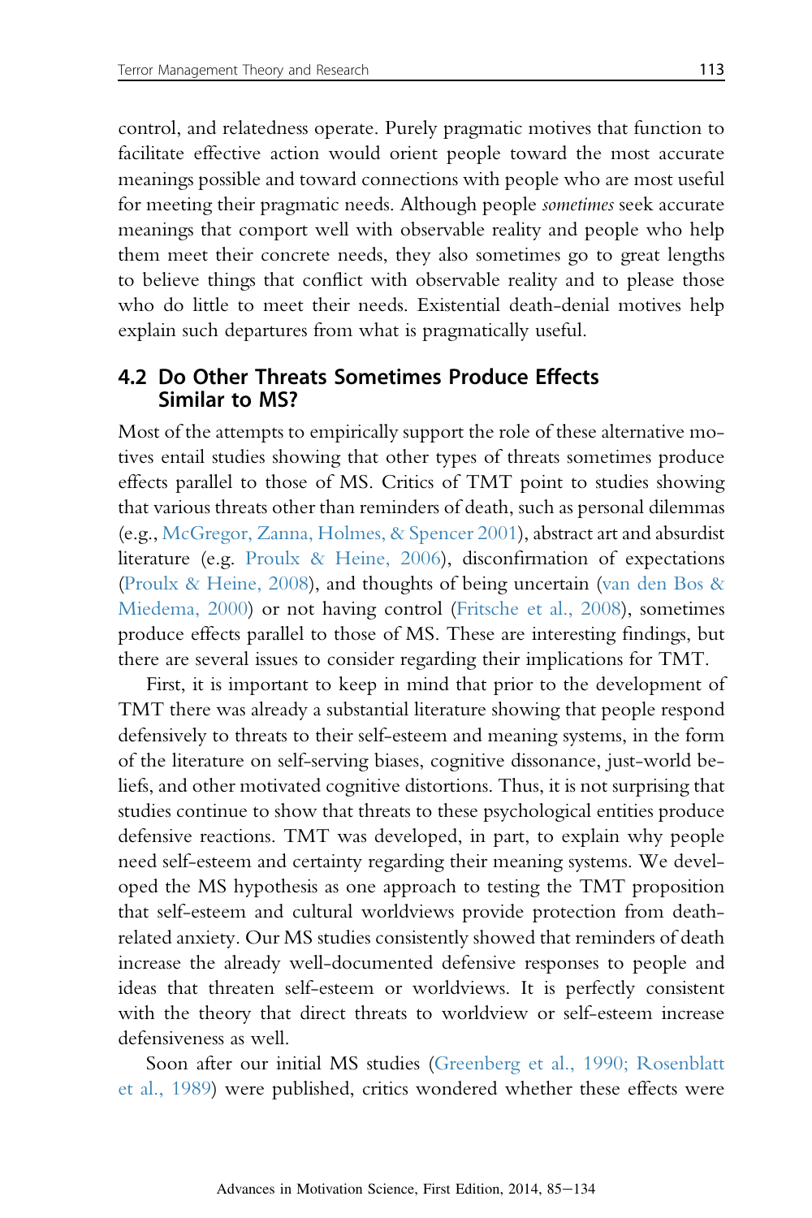control, and relatedness operate. Purely pragmatic motives that function to facilitate effective action would orient people toward the most accurate meanings possible and toward connections with people who are most useful for meeting their pragmatic needs. Although people *sometimes* seek accurate meanings that comport well with observable reality and people who help them meet their concrete needs, they also sometimes go to great lengths to believe things that conflict with observable reality and to please those who do little to meet their needs. Existential death-denial motives help explain such departures from what is pragmatically useful.

## 4.2 Do Other Threats Sometimes Produce Effects Similar to MS?

Most of the attempts to empirically support the role of these alternative motives entail studies showing that other types of threats sometimes produce effects parallel to those of MS. Critics of TMT point to studies showing that various threats other than reminders of death, such as personal dilemmas (e.g., McGregor, Zanna, Holmes, & Spencer 2001), abstract art and absurdist literature (e.g. Proulx & Heine, 2006), disconfirmation of expectations (Proulx & Heine, 2008), and thoughts of being uncertain (van den Bos & Miedema, 2000) or not having control (Fritsche et al., 2008), sometimes produce effects parallel to those of MS. These are interesting findings, but there are several issues to consider regarding their implications for TMT.

First, it is important to keep in mind that prior to the development of TMT there was already a substantial literature showing that people respond defensively to threats to their self-esteem and meaning systems, in the form of the literature on self-serving biases, cognitive dissonance, just-world beliefs, and other motivated cognitive distortions. Thus, it is not surprising that studies continue to show that threats to these psychological entities produce defensive reactions. TMT was developed, in part, to explain why people need self-esteem and certainty regarding their meaning systems. We developed the MS hypothesis as one approach to testing the TMT proposition that self-esteem and cultural worldviews provide protection from death-related anxiety. Our MS studies consistently showed that reminders of death increase the already well-documented defensive responses to people and ideas that threaten self-esteem or worldviews. It is perfectly consistent with the theory that direct threats to worldview or self-esteem increase defensiveness as well.

Soon after our initial MS studies (Greenberg et al., 1990; Rosenblatt et al., 1989) were published, critics wondered whether these effects were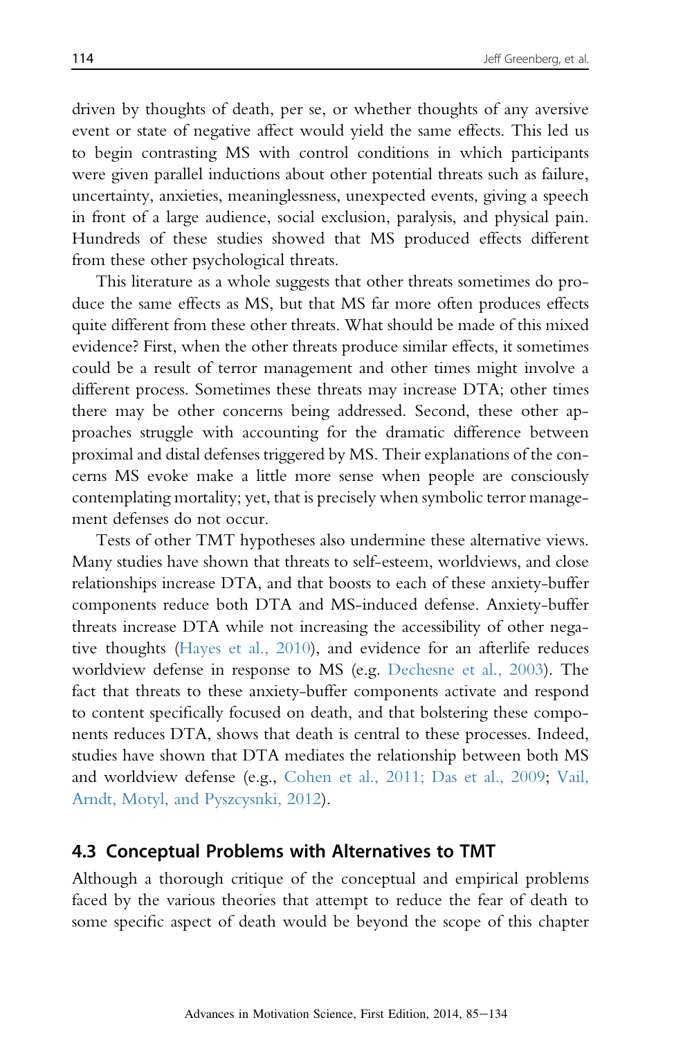driven by thoughts of death, per se, or whether thoughts of any aversive event or state of negative affect would yield the same effects. This led us to begin contrasting MS with control conditions in which participants were given parallel inductions about other potential threats such as failure, uncertainty, anxieties, meaninglessness, unexpected events, giving a speech in front of a large audience, social exclusion, paralysis, and physical pain. Hundreds of these studies showed that MS produced effects different from these other psychological threats.

This literature as a whole suggests that other threats sometimes do produce the same effects as MS, but that MS far more often produces effects quite different from these other threats. What should be made of this mixed evidence? First, when the other threats produce similar effects, it sometimes could be a result of terror management and other times might involve a different process. Sometimes these threats may increase DTA; other times there may be other concerns being addressed. Second, these other approaches struggle with accounting for the dramatic difference between proximal and distal defenses triggered by MS. Their explanations of the concerns MS evoke make a little more sense when people are consciously contemplating mortality; yet, that is precisely when symbolic terror management defenses do not occur.

Tests of other TMT hypotheses also undermine these alternative views. Many studies have shown that threats to self-esteem, worldviews, and close relationships increase DTA, and that boosts to each of these anxiety-buffer components reduce both DTA and MS-induced defense. Anxiety-buffer threats increase DTA while not increasing the accessibility of other negative thoughts (Hayes et al., 2010), and evidence for an afterlife reduces worldview defense in response to MS (e.g. Dechesne et al., 2003). The fact that threats to these anxiety-buffer components activate and respond to content specifically focused on death, and that bolstering these components reduces DTA, shows that death is central to these processes. Indeed, studies have shown that DTA mediates the relationship between both MS and worldview defense (e.g., Cohen et al., 2011; Das et al., 2009; Vail, Arndt, Motyl, and Pyszcysnki, 2012).

## 4.3 Conceptual Problems with Alternatives to TMT

Although a thorough critique of the conceptual and empirical problems faced by the various theories that attempt to reduce the fear of death to some specific aspect of death would be beyond the scope of this chapter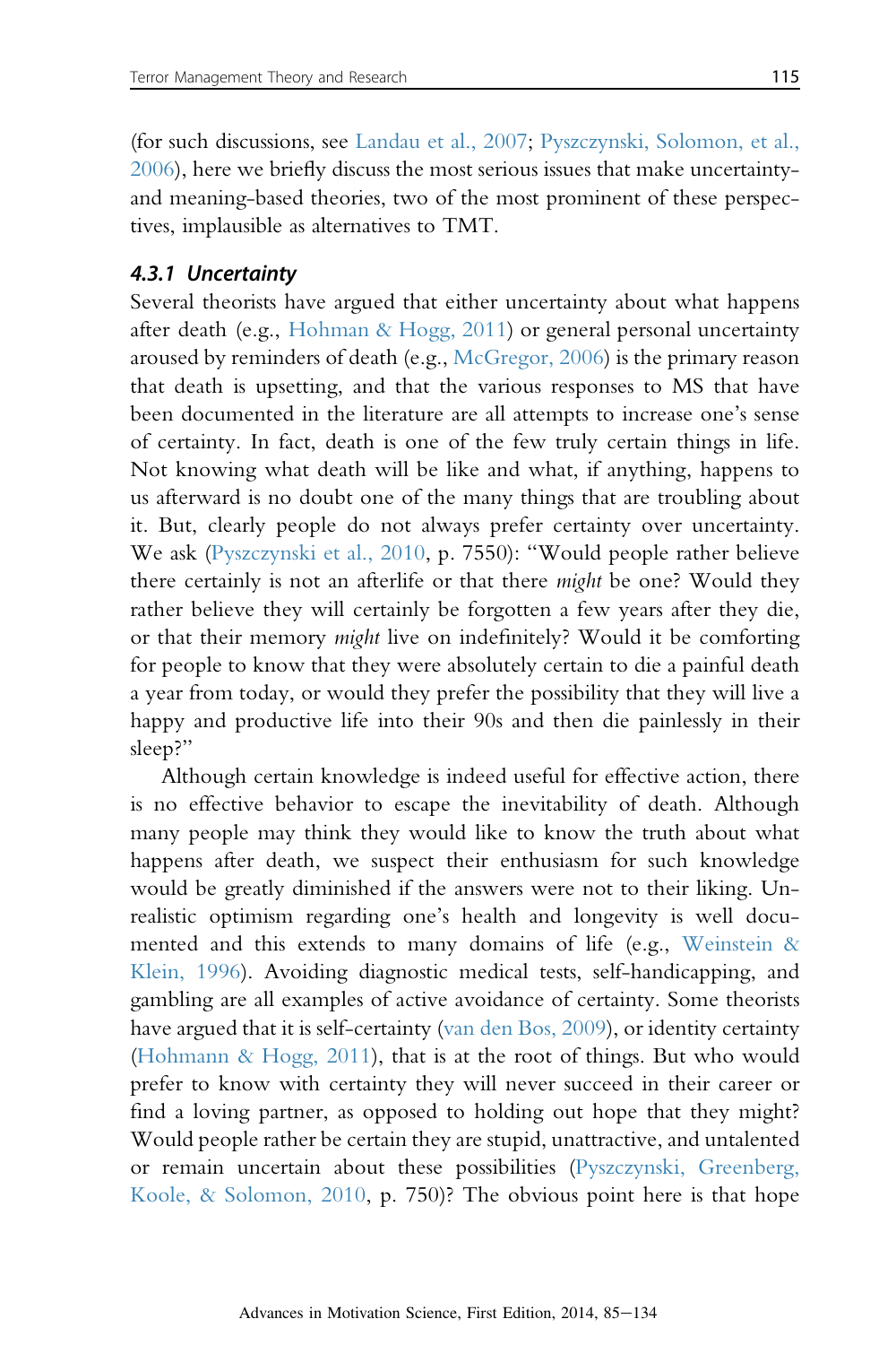(for such discussions, see Landau et al., 2007; Pyszczynski, Solomon, et al., 2006), here we briefly discuss the most serious issues that make uncertainty- and meaning-based theories, two of the most prominent of these perspectives, implausible as alternatives to TMT.

### *4.3.1 Uncertainty*

Several theorists have argued that either uncertainty about what happens after death (e.g., Hohman & Hogg, 2011) or general personal uncertainty aroused by reminders of death (e.g., McGregor, 2006) is the primary reason that death is upsetting, and that the various responses to MS that have been documented in the literature are all attempts to increase one's sense of certainty. In fact, death is one of the few truly certain things in life. Not knowing what death will be like and what, if anything, happens to us afterward is no doubt one of the many things that are troubling about it. But, clearly people do not always prefer certainty over uncertainty. We ask (Pyszczynski et al., 2010, p. 7550): "Would people rather believe there certainly is not an afterlife or that there *might* be one? Would they rather believe they will certainly be forgotten a few years after they die, or that their memory *might* live on indefinitely? Would it be comforting for people to know that they were absolutely certain to die a painful death a year from today, or would they prefer the possibility that they will live a happy and productive life into their 90s and then die painlessly in their sleep?"

Although certain knowledge is indeed useful for effective action, there is no effective behavior to escape the inevitability of death. Although many people may think they would like to know the truth about what happens after death, we suspect their enthusiasm for such knowledge would be greatly diminished if the answers were not to their liking. Unrealistic optimism regarding one's health and longevity is well documented and this extends to many domains of life (e.g., Weinstein & Klein, 1996). Avoiding diagnostic medical tests, self-handicapping, and gambling are all examples of active avoidance of certainty. Some theorists have argued that it is self-certainty (van den Bos, 2009), or identity certainty (Hohmann & Hogg, 2011), that is at the root of things. But who would prefer to know with certainty they will never succeed in their career or find a loving partner, as opposed to holding out hope that they might? Would people rather be certain they are stupid, unattractive, and untalented or remain uncertain about these possibilities (Pyszczynski, Greenberg, Koole, & Solomon, 2010, p. 750)? The obvious point here is that hope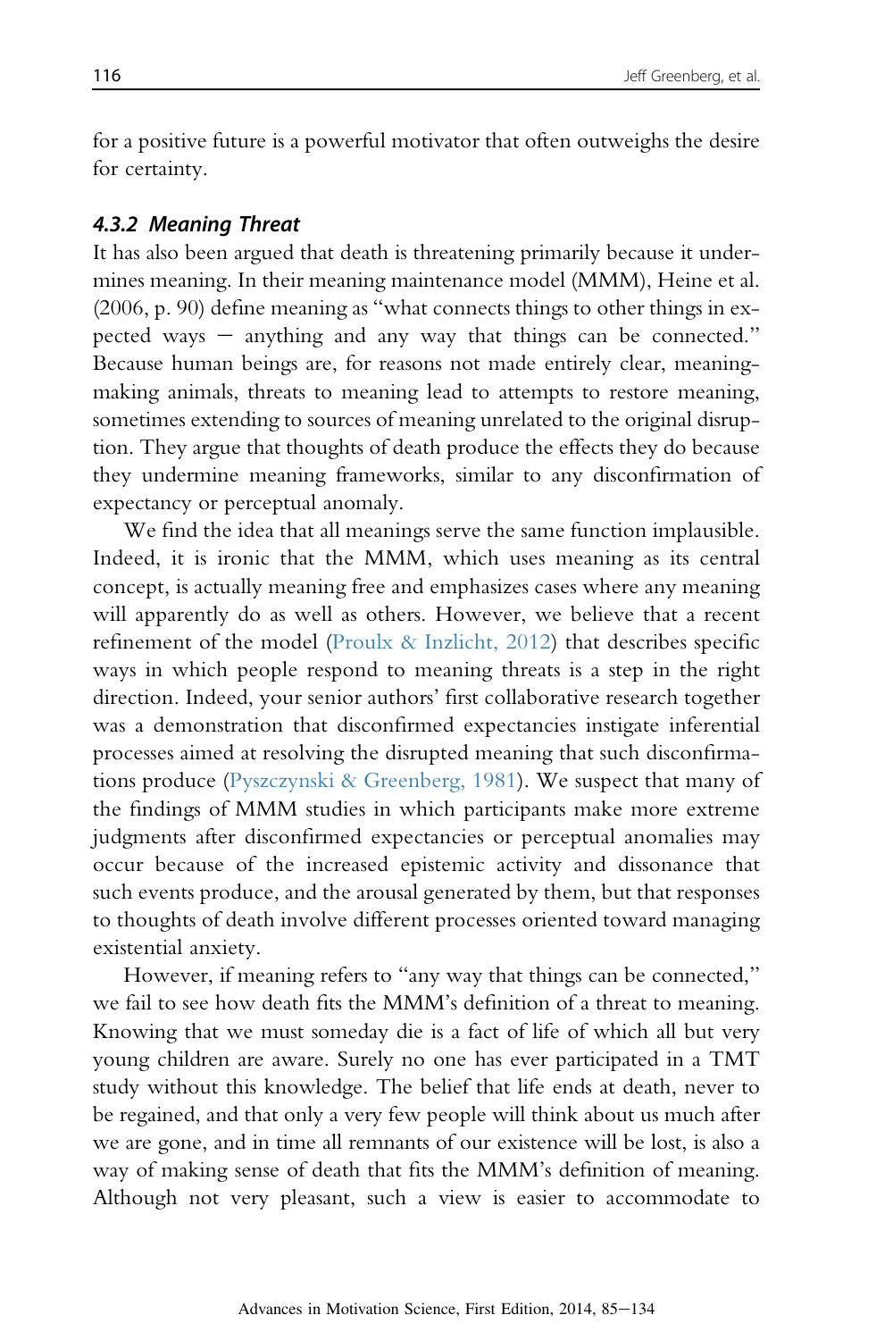for a positive future is a powerful motivator that often outweighs the desire for certainty.

#### *4.3.2 Meaning Threat*

It has also been argued that death is threatening primarily because it undermines meaning. In their meaning maintenance model (MMM), Heine et al. (2006, p. 90) define meaning as "what connects things to other things in expected ways – anything and any way that things can be connected." Because human beings are, for reasons not made entirely clear, meaning-making animals, threats to meaning lead to attempts to restore meaning, sometimes extending to sources of meaning unrelated to the original disruption. They argue that thoughts of death produce the effects they do because they undermine meaning frameworks, similar to any disconfirmation of expectancy or perceptual anomaly.

We find the idea that all meanings serve the same function implausible. Indeed, it is ironic that the MMM, which uses meaning as its central concept, is actually meaning free and emphasizes cases where any meaning will apparently do as well as others. However, we believe that a recent refinement of the model (Proulx & Inzlicht, 2012) that describes specific ways in which people respond to meaning threats is a step in the right direction. Indeed, your senior authors' first collaborative research together was a demonstration that disconfirmed expectancies instigate inferential processes aimed at resolving the disrupted meaning that such disconfirmations produce (Pyszczynski & Greenberg, 1981). We suspect that many of the findings of MMM studies in which participants make more extreme judgments after disconfirmed expectancies or perceptual anomalies may occur because of the increased epistemic activity and dissonance that such events produce, and the arousal generated by them, but that responses to thoughts of death involve different processes oriented toward managing existential anxiety.

However, if meaning refers to "any way that things can be connected," we fail to see how death fits the MMM's definition of a threat to meaning. Knowing that we must someday die is a fact of life of which all but very young children are aware. Surely no one has ever participated in a TMT study without this knowledge. The belief that life ends at death, never to be regained, and that only a very few people will think about us much after we are gone, and in time all remnants of our existence will be lost, is also a way of making sense of death that fits the MMM's definition of meaning. Although not very pleasant, such a view is easier to accommodate to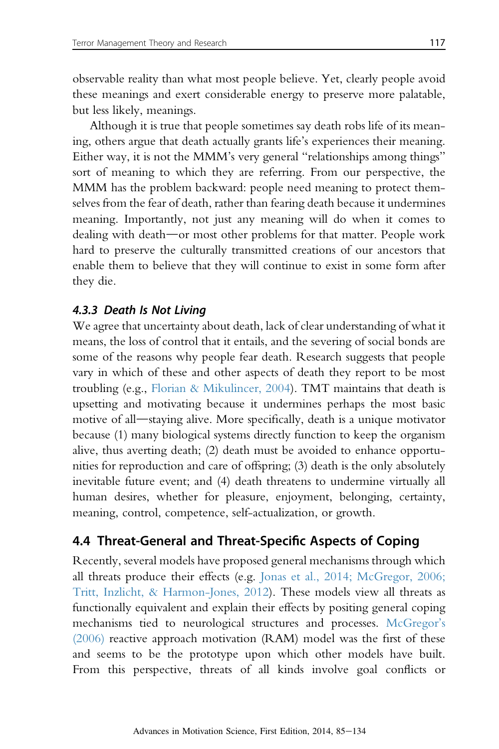observable reality than what most people believe. Yet, clearly people avoid these meanings and exert considerable energy to preserve more palatable, but less likely, meanings.

Although it is true that people sometimes say death robs life of its meaning, others argue that death actually grants life's experiences their meaning. Either way, it is not the MMM's very general "relationships among things" sort of meaning to which they are referring. From our perspective, the MMM has the problem backward: people need meaning to protect themselves from the fear of death, rather than fearing death because it undermines meaning. Importantly, not just any meaning will do when it comes to dealing with death—or most other problems for that matter. People work hard to preserve the culturally transmitted creations of our ancestors that enable them to believe that they will continue to exist in some form after they die.

### *4.3.3 Death Is Not Living*

We agree that uncertainty about death, lack of clear understanding of what it means, the loss of control that it entails, and the severing of social bonds are some of the reasons why people fear death. Research suggests that people vary in which of these and other aspects of death they report to be most troubling (e.g., Florian & Mikulincer, 2004). TMT maintains that death is upsetting and motivating because it undermines perhaps the most basic motive of all—staying alive. More specifically, death is a unique motivator because (1) many biological systems directly function to keep the organism alive, thus averting death; (2) death must be avoided to enhance opportunities for reproduction and care of offspring; (3) death is the only absolutely inevitable future event; and (4) death threatens to undermine virtually all human desires, whether for pleasure, enjoyment, belonging, certainty, meaning, control, competence, self-actualization, or growth.

## 4.4 Threat-General and Threat-Specific Aspects of Coping

Recently, several models have proposed general mechanisms through which all threats produce their effects (e.g. Jonas et al., 2014; McGregor, 2006; Tritt, Inzlicht, & Harmon-Jones, 2012). These models view all threats as functionally equivalent and explain their effects by positing general coping mechanisms tied to neurological structures and processes. McGregor's (2006) reactive approach motivation (RAM) model was the first of these and seems to be the prototype upon which other models have built. From this perspective, threats of all kinds involve goal conflicts or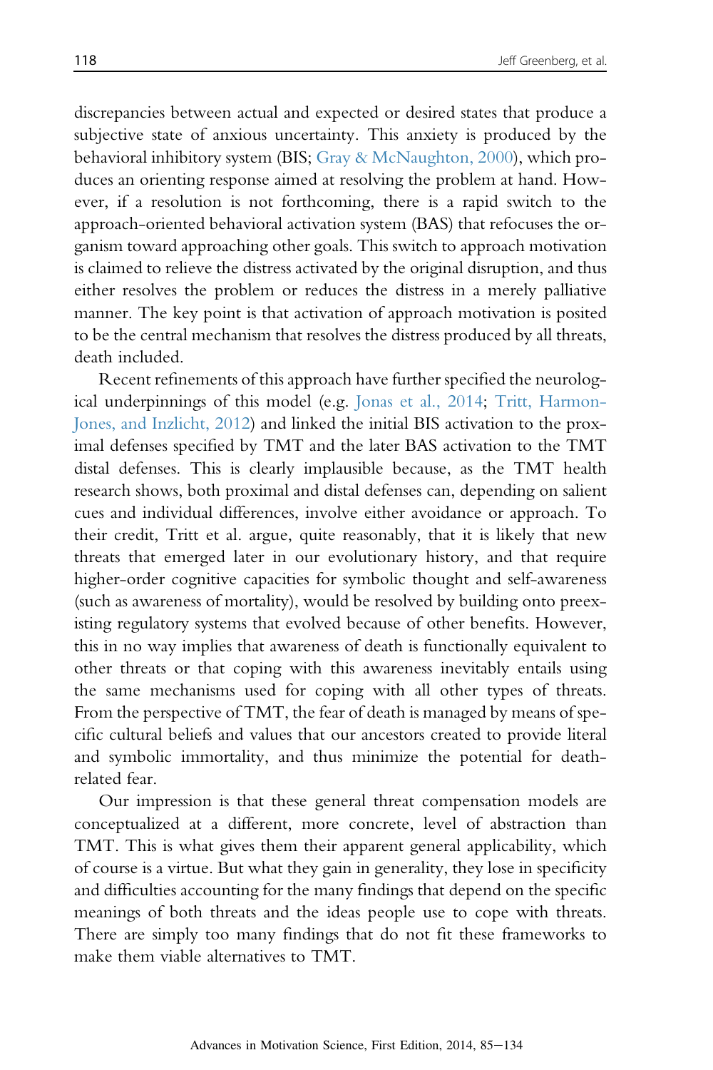discrepancies between actual and expected or desired states that produce a subjective state of anxious uncertainty. This anxiety is produced by the behavioral inhibitory system (BIS; Gray & McNaughton, 2000), which produces an orienting response aimed at resolving the problem at hand. However, if a resolution is not forthcoming, there is a rapid switch to the approach-oriented behavioral activation system (BAS) that refocuses the organism toward approaching other goals. This switch to approach motivation is claimed to relieve the distress activated by the original disruption, and thus either resolves the problem or reduces the distress in a merely palliative manner. The key point is that activation of approach motivation is posited to be the central mechanism that resolves the distress produced by all threats, death included.

Recent refinements of this approach have further specified the neurological underpinnings of this model (e.g. Jonas et al., 2014; Tritt, Harmon-Jones, and Inzlicht, 2012) and linked the initial BIS activation to the proximal defenses specified by TMT and the later BAS activation to the TMT distal defenses. This is clearly implausible because, as the TMT health research shows, both proximal and distal defenses can, depending on salient cues and individual differences, involve either avoidance or approach. To their credit, Tritt et al. argue, quite reasonably, that it is likely that new threats that emerged later in our evolutionary history, and that require higher-order cognitive capacities for symbolic thought and self-awareness (such as awareness of mortality), would be resolved by building onto preexisting regulatory systems that evolved because of other benefits. However, this in no way implies that awareness of death is functionally equivalent to other threats or that coping with this awareness inevitably entails using the same mechanisms used for coping with all other types of threats. From the perspective of TMT, the fear of death is managed by means of specific cultural beliefs and values that our ancestors created to provide literal and symbolic immortality, and thus minimize the potential for death-related fear.

Our impression is that these general threat compensation models are conceptualized at a different, more concrete, level of abstraction than TMT. This is what gives them their apparent general applicability, which of course is a virtue. But what they gain in generality, they lose in specificity and difficulties accounting for the many findings that depend on the specific meanings of both threats and the ideas people use to cope with threats. There are simply too many findings that do not fit these frameworks to make them viable alternatives to TMT.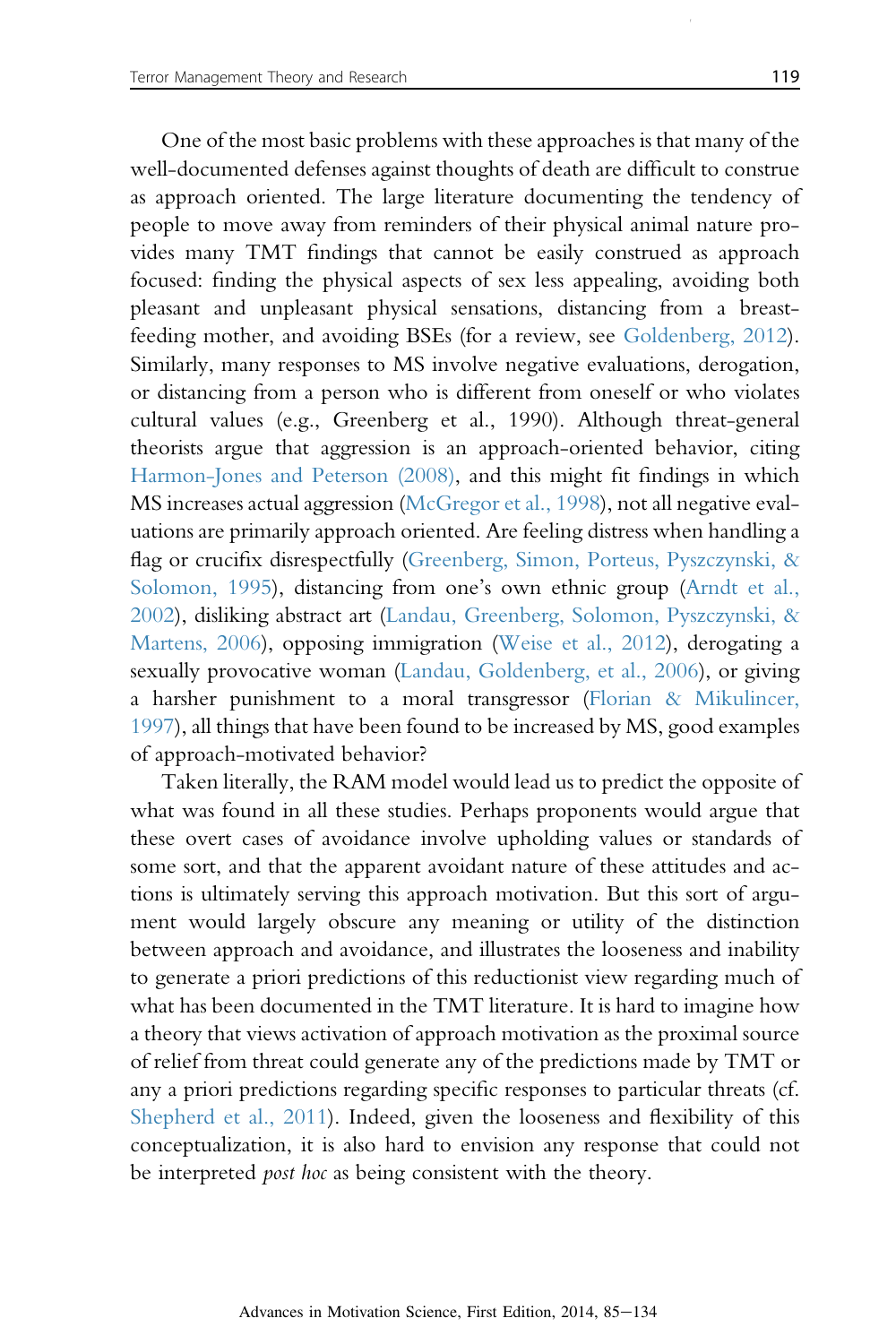One of the most basic problems with these approaches is that many of the well-documented defenses against thoughts of death are difficult to construe as approach oriented. The large literature documenting the tendency of people to move away from reminders of their physical animal nature provides many TMT findings that cannot be easily construed as approach focused: finding the physical aspects of sex less appealing, avoiding both pleasant and unpleasant physical sensations, distancing from a breast-feeding mother, and avoiding BSEs (for a review, see Goldenberg, 2012). Similarly, many responses to MS involve negative evaluations, derogation, or distancing from a person who is different from oneself or who violates cultural values (e.g., Greenberg et al., 1990). Although threat-general theorists argue that aggression is an approach-oriented behavior, citing Harmon-Jones and Peterson (2008), and this might fit findings in which MS increases actual aggression (McGregor et al., 1998), not all negative evaluations are primarily approach oriented. Are feeling distress when handling a flag or crucifix disrespectfully (Greenberg, Simon, Porteus, Pyszczynski, & Solomon, 1995), distancing from one's own ethnic group (Arndt et al., 2002), disliking abstract art (Landau, Greenberg, Solomon, Pyszczynski, & Martens, 2006), opposing immigration (Weise et al., 2012), derogating a sexually provocative woman (Landau, Goldenberg, et al., 2006), or giving a harsher punishment to a moral transgressor (Florian & Mikulincer, 1997), all things that have been found to be increased by MS, good examples of approach-motivated behavior?

Taken literally, the RAM model would lead us to predict the opposite of what was found in all these studies. Perhaps proponents would argue that these overt cases of avoidance involve upholding values or standards of some sort, and that the apparent avoidant nature of these attitudes and actions is ultimately serving this approach motivation. But this sort of argument would largely obscure any meaning or utility of the distinction between approach and avoidance, and illustrates the looseness and inability to generate a priori predictions of this reductionist view regarding much of what has been documented in the TMT literature. It is hard to imagine how a theory that views activation of approach motivation as the proximal source of relief from threat could generate any of the predictions made by TMT or any a priori predictions regarding specific responses to particular threats (cf. Shepherd et al., 2011). Indeed, given the looseness and flexibility of this conceptualization, it is also hard to envision any response that could not be interpreted *post hoc* as being consistent with the theory.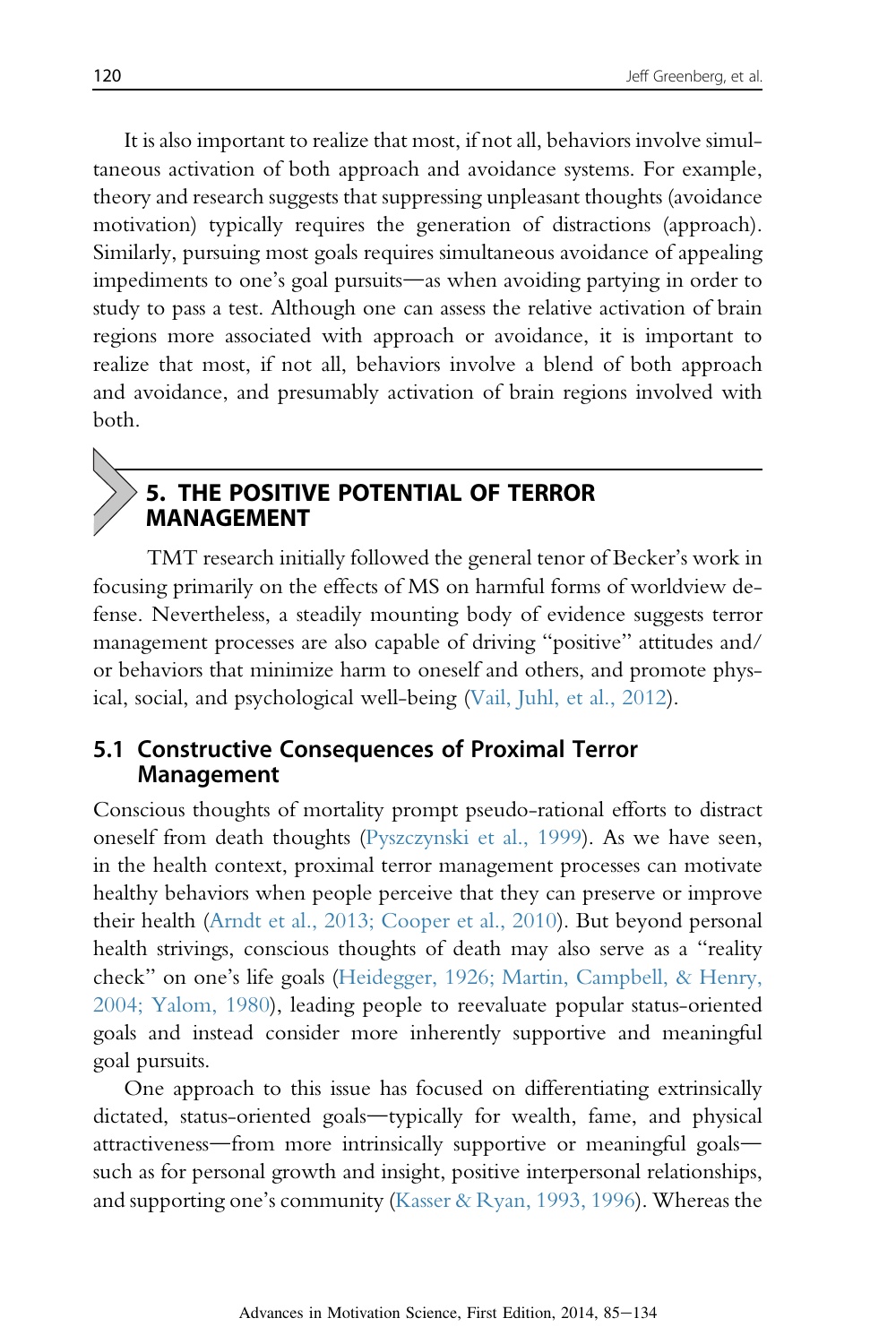It is also important to realize that most, if not all, behaviors involve simultaneous activation of both approach and avoidance systems. For example, theory and research suggests that suppressing unpleasant thoughts (avoidance motivation) typically requires the generation of distractions (approach). Similarly, pursuing most goals requires simultaneous avoidance of appealing impediments to one's goal pursuits—as when avoiding partying in order to study to pass a test. Although one can assess the relative activation of brain regions more associated with approach or avoidance, it is important to realize that most, if not all, behaviors involve a blend of both approach and avoidance, and presumably activation of brain regions involved with both.

## 5. THE POSITIVE POTENTIAL OF TERROR MANAGEMENT

TMT research initially followed the general tenor of Becker's work in focusing primarily on the effects of MS on harmful forms of worldview defense. Nevertheless, a steadily mounting body of evidence suggests terror management processes are also capable of driving "positive" attitudes and/or behaviors that minimize harm to oneself and others, and promote physical, social, and psychological well-being (Vail, Juhl, et al., 2012).

### 5.1 Constructive Consequences of Proximal Terror Management

Conscious thoughts of mortality prompt pseudo-rational efforts to distract oneself from death thoughts (Pyszczynski et al., 1999). As we have seen, in the health context, proximal terror management processes can motivate healthy behaviors when people perceive that they can preserve or improve their health (Arndt et al., 2013; Cooper et al., 2010). But beyond personal health strivings, conscious thoughts of death may also serve as a "reality check" on one's life goals (Heidegger, 1926; Martin, Campbell, & Henry, 2004; Yalom, 1980), leading people to reevaluate popular status-oriented goals and instead consider more inherently supportive and meaningful goal pursuits.

One approach to this issue has focused on differentiating extrinsically dictated, status-oriented goals—typically for wealth, fame, and physical attractiveness—from more intrinsically supportive or meaningful goals—such as for personal growth and insight, positive interpersonal relationships, and supporting one's community (Kasser & Ryan, 1993, 1996). Whereas the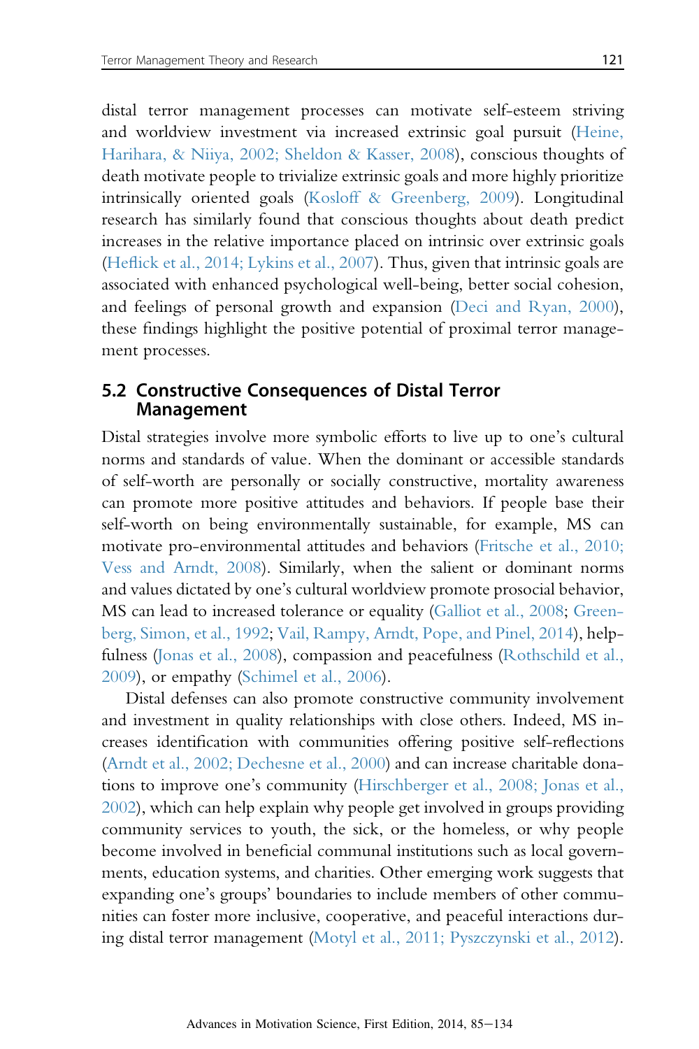distal terror management processes can motivate self-esteem striving and worldview investment via increased extrinsic goal pursuit (Heine, Harihara, & Niiya, 2002; Sheldon & Kasser, 2008), conscious thoughts of death motivate people to trivialize extrinsic goals and more highly prioritize intrinsically oriented goals (Kosloff & Greenberg, 2009). Longitudinal research has similarly found that conscious thoughts about death predict increases in the relative importance placed on intrinsic over extrinsic goals (Heflick et al., 2014; Lykins et al., 2007). Thus, given that intrinsic goals are associated with enhanced psychological well-being, better social cohesion, and feelings of personal growth and expansion (Deci and Ryan, 2000), these findings highlight the positive potential of proximal terror management processes.

## 5.2 Constructive Consequences of Distal Terror Management

Distal strategies involve more symbolic efforts to live up to one's cultural norms and standards of value. When the dominant or accessible standards of self-worth are personally or socially constructive, mortality awareness can promote more positive attitudes and behaviors. If people base their self-worth on being environmentally sustainable, for example, MS can motivate pro-environmental attitudes and behaviors (Fritsche et al., 2010; Vess and Arndt, 2008). Similarly, when the salient or dominant norms and values dictated by one's cultural worldview promote prosocial behavior, MS can lead to increased tolerance or equality (Galliot et al., 2008; Greenberg, Simon, et al., 1992; Vail, Rampy, Arndt, Pope, and Pinel, 2014), helpfulness (Jonas et al., 2008), compassion and peacefulness (Rothschild et al., 2009), or empathy (Schimel et al., 2006).

Distal defenses can also promote constructive community involvement and investment in quality relationships with close others. Indeed, MS increases identification with communities offering positive self-reflections (Arndt et al., 2002; Dechesne et al., 2000) and can increase charitable donations to improve one's community (Hirschberger et al., 2008; Jonas et al., 2002), which can help explain why people get involved in groups providing community services to youth, the sick, or the homeless, or why people become involved in beneficial communal institutions such as local governments, education systems, and charities. Other emerging work suggests that expanding one's groups' boundaries to include members of other communities can foster more inclusive, cooperative, and peaceful interactions during distal terror management (Motyl et al., 2011; Pyszczynski et al., 2012).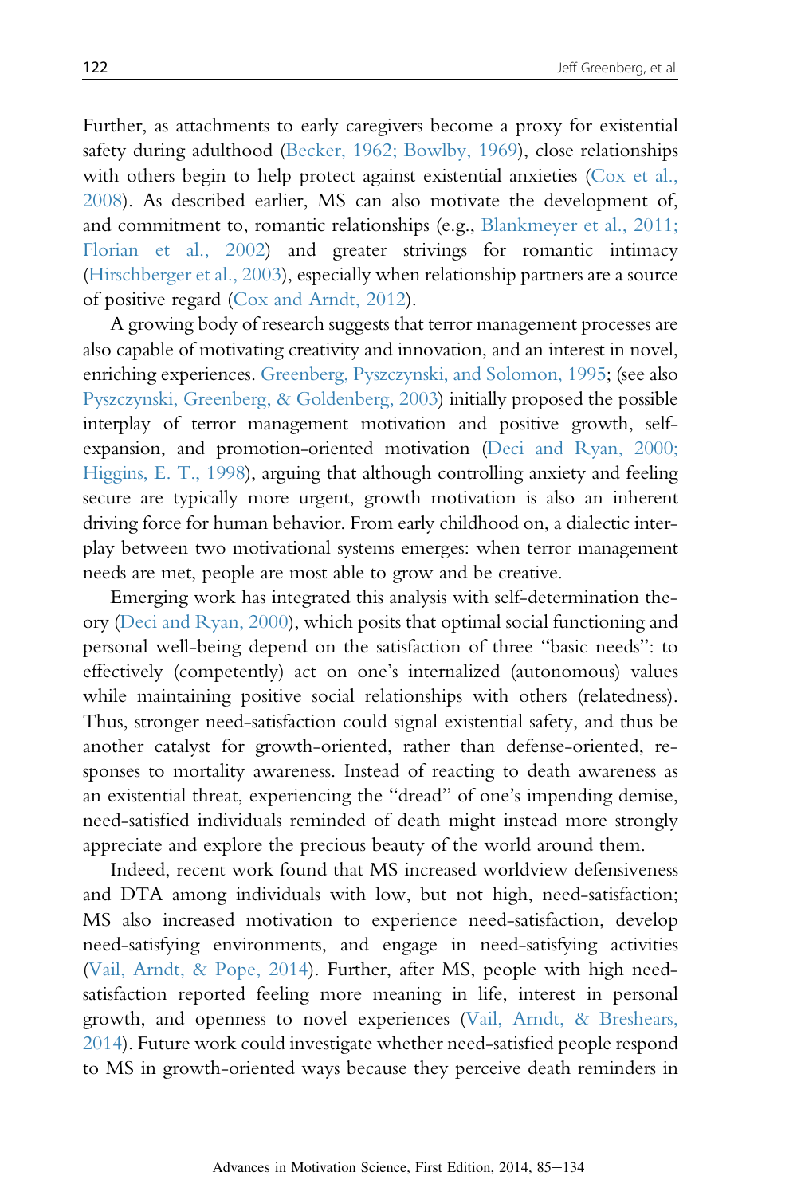Further, as attachments to early caregivers become a proxy for existential safety during adulthood (Becker, 1962; Bowlby, 1969), close relationships with others begin to help protect against existential anxieties (Cox et al., 2008). As described earlier, MS can also motivate the development of, and commitment to, romantic relationships (e.g., Blankmeyer et al., 2011; Florian et al., 2002) and greater strivings for romantic intimacy (Hirschberger et al., 2003), especially when relationship partners are a source of positive regard (Cox and Arndt, 2012).

A growing body of research suggests that terror management processes are also capable of motivating creativity and innovation, and an interest in novel, enriching experiences. Greenberg, Pyszczynski, and Solomon, 1995; (see also Pyszczynski, Greenberg, & Goldenberg, 2003) initially proposed the possible interplay of terror management motivation and positive growth, self-expansion, and promotion-oriented motivation (Deci and Ryan, 2000; Higgins, E. T., 1998), arguing that although controlling anxiety and feeling secure are typically more urgent, growth motivation is also an inherent driving force for human behavior. From early childhood on, a dialectic interplay between two motivational systems emerges: when terror management needs are met, people are most able to grow and be creative.

Emerging work has integrated this analysis with self-determination theory (Deci and Ryan, 2000), which posits that optimal social functioning and personal well-being depend on the satisfaction of three "basic needs": to effectively (competently) act on one's internalized (autonomous) values while maintaining positive social relationships with others (relatedness). Thus, stronger need-satisfaction could signal existential safety, and thus be another catalyst for growth-oriented, rather than defense-oriented, responses to mortality awareness. Instead of reacting to death awareness as an existential threat, experiencing the "dread" of one's impending demise, need-satisfied individuals reminded of death might instead more strongly appreciate and explore the precious beauty of the world around them.

Indeed, recent work found that MS increased worldview defensiveness and DTA among individuals with low, but not high, need-satisfaction; MS also increased motivation to experience need-satisfaction, develop need-satisfying environments, and engage in need-satisfying activities (Vail, Arndt, & Pope, 2014). Further, after MS, people with high need-satisfaction reported feeling more meaning in life, interest in personal growth, and openness to novel experiences (Vail, Arndt, & Breshears, 2014). Future work could investigate whether need-satisfied people respond to MS in growth-oriented ways because they perceive death reminders in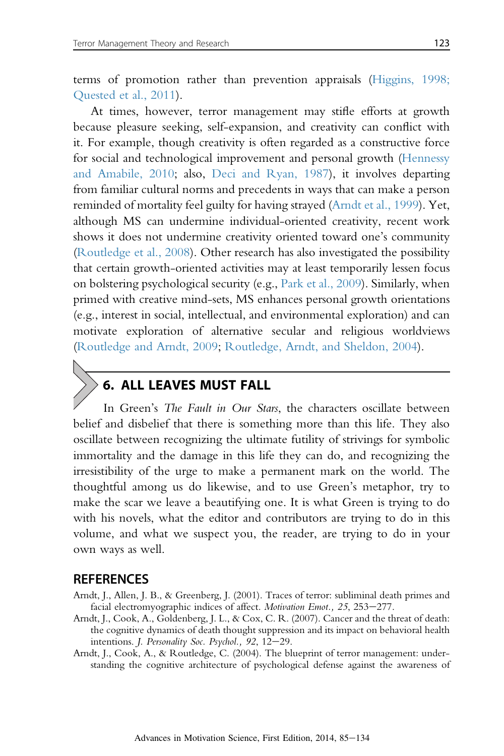terms of promotion rather than prevention appraisals (Higgins, 1998; Quested et al., 2011).

At times, however, terror management may stifle efforts at growth because pleasure seeking, self-expansion, and creativity can conflict with it. For example, though creativity is often regarded as a constructive force for social and technological improvement and personal growth (Hennessy and Amabile, 2010; also, Deci and Ryan, 1987), it involves departing from familiar cultural norms and precedents in ways that can make a person reminded of mortality feel guilty for having strayed (Arndt et al., 1999). Yet, although MS can undermine individual-oriented creativity, recent work shows it does not undermine creativity oriented toward one's community (Routledge et al., 2008). Other research has also investigated the possibility that certain growth-oriented activities may at least temporarily lessen focus on bolstering psychological security (e.g., Park et al., 2009). Similarly, when primed with creative mind-sets, MS enhances personal growth orientations (e.g., interest in social, intellectual, and environmental exploration) and can motivate exploration of alternative secular and religious worldviews (Routledge and Arndt, 2009; Routledge, Arndt, and Sheldon, 2004).

## 6. ALL LEAVES MUST FALL

In Green's *The Fault in Our Stars*, the characters oscillate between belief and disbelief that there is something more than this life. They also oscillate between recognizing the ultimate futility of strivings for symbolic immortality and the damage in this life they can do, and recognizing the irresistibility of the urge to make a permanent mark on the world. The thoughtful among us do likewise, and to use Green's metaphor, try to make the scar we leave a beautifying one. It is what Green is trying to do with his novels, what the editor and contributors are trying to do in this volume, and what we suspect you, the reader, are trying to do in your own ways as well.

## REFERENCES

Arndt, J., Allen, J. B., & Greenberg, J. (2001). Traces of terror: subliminal death primes and facial electromyographic indices of affect. *Motivation Emot., 25*, 253–277.

Arndt, J., Cook, A., Goldenberg, J. L., & Cox, C. R. (2007). Cancer and the threat of death: the cognitive dynamics of death thought suppression and its impact on behavioral health intentions. *J. Personality Soc. Psychol., 92*, 12–29.

Arndt, J., Cook, A., & Routledge, C. (2004). The blueprint of terror management: understanding the cognitive architecture of psychological defense against the awareness of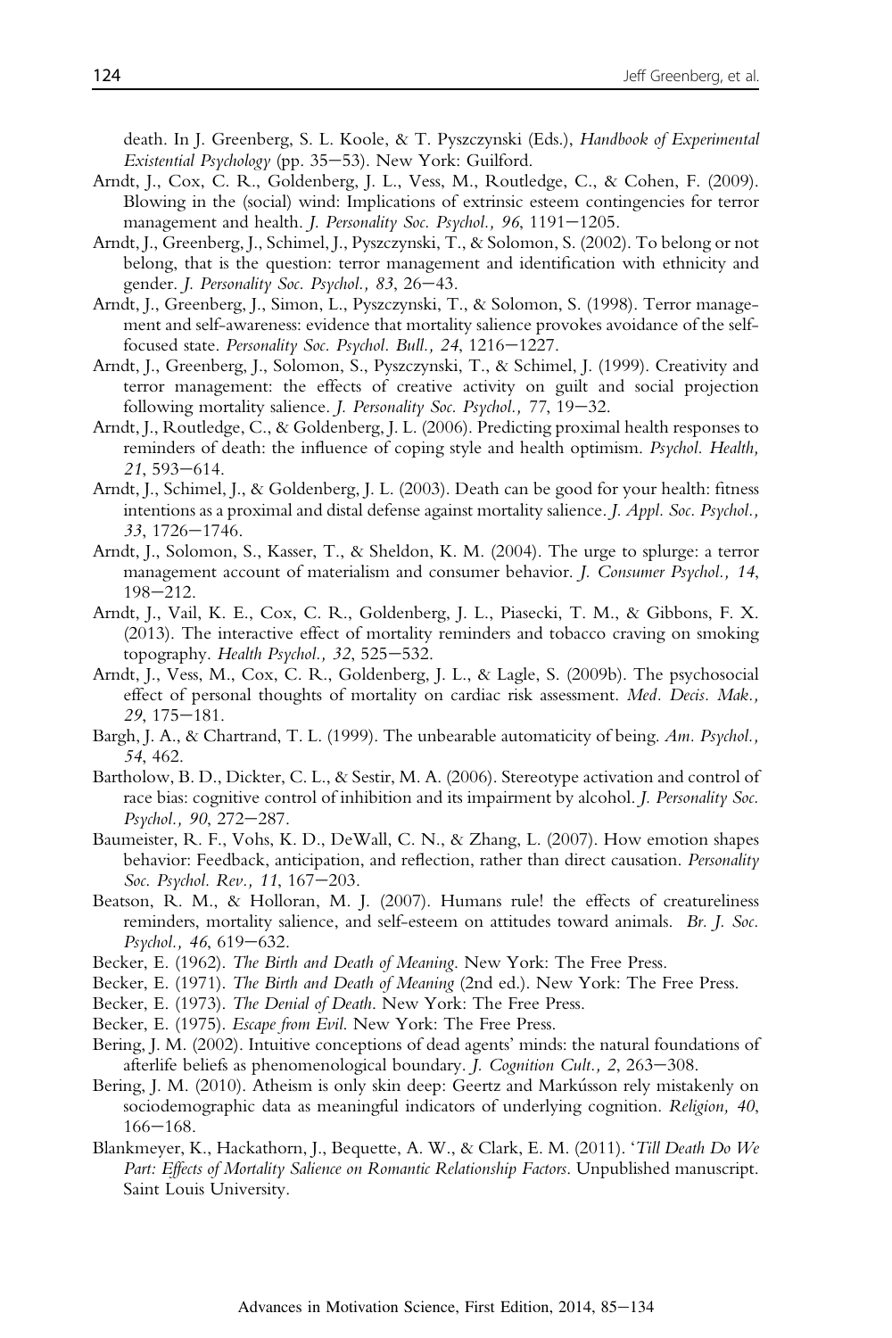death. In J. Greenberg, S. L. Koole, & T. Pyszczynski (Eds.), *Handbook of Experimental Existential Psychology* (pp. 35–53). New York: Guilford.

Arndt, J., Cox, C. R., Goldenberg, J. L., Vess, M., Routledge, C., & Cohen, F. (2009). Blowing in the (social) wind: Implications of extrinsic esteem contingencies for terror management and health. *J. Personality Soc. Psychol., 96*, 1191–1205.

Arndt, J., Greenberg, J., Schimel, J., Pyszczynski, T., & Solomon, S. (2002). To belong or not belong, that is the question: terror management and identification with ethnicity and gender. *J. Personality Soc. Psychol., 83*, 26–43.

Arndt, J., Greenberg, J., Simon, L., Pyszczynski, T., & Solomon, S. (1998). Terror management and self-awareness: evidence that mortality salience provokes avoidance of the self-focused state. *Personality Soc. Psychol. Bull., 24*, 1216–1227.

Arndt, J., Greenberg, J., Solomon, S., Pyszczynski, T., & Schimel, J. (1999). Creativity and terror management: the effects of creative activity on guilt and social projection following mortality salience. *J. Personality Soc. Psychol., 77*, 19–32.

Arndt, J., Routledge, C., & Goldenberg, J. L. (2006). Predicting proximal health responses to reminders of death: the influence of coping style and health optimism. *Psychol. Health, 21*, 593–614.

Arndt, J., Schimel, J., & Goldenberg, J. L. (2003). Death can be good for your health: fitness intentions as a proximal and distal defense against mortality salience. *J. Appl. Soc. Psychol., 33*, 1726–1746.

Arndt, J., Solomon, S., Kasser, T., & Sheldon, K. M. (2004). The urge to splurge: a terror management account of materialism and consumer behavior. *J. Consumer Psychol., 14*, 198–212.

Arndt, J., Vail, K. E., Cox, C. R., Goldenberg, J. L., Piasecki, T. M., & Gibbons, F. X. (2013). The interactive effect of mortality reminders and tobacco craving on smoking topography. *Health Psychol., 32*, 525–532.

Arndt, J., Vess, M., Cox, C. R., Goldenberg, J. L., & Lagle, S. (2009b). The psychosocial effect of personal thoughts of mortality on cardiac risk assessment. *Med. Decis. Mak., 29*, 175–181.

Bargh, J. A., & Chartrand, T. L. (1999). The unbearable automaticity of being. *Am. Psychol., 54*, 462.

Bartholow, B. D., Dickter, C. L., & Sestir, M. A. (2006). Stereotype activation and control of race bias: cognitive control of inhibition and its impairment by alcohol. *J. Personality Soc. Psychol., 90*, 272–287.

Baumeister, R. F., Vohs, K. D., DeWall, C. N., & Zhang, L. (2007). How emotion shapes behavior: Feedback, anticipation, and reflection, rather than direct causation. *Personality Soc. Psychol. Rev., 11*, 167–203.

Beatson, R. M., & Holloran, M. J. (2007). Humans rule! the effects of creatureliness reminders, mortality salience, and self-esteem on attitudes toward animals. *Br. J. Soc. Psychol., 46*, 619–632.

Becker, E. (1962). *The Birth and Death of Meaning*. New York: The Free Press.

Becker, E. (1971). *The Birth and Death of Meaning* (2nd ed.). New York: The Free Press.

Becker, E. (1973). *The Denial of Death*. New York: The Free Press.

Becker, E. (1975). *Escape from Evil*. New York: The Free Press.

Bering, J. M. (2002). Intuitive conceptions of dead agents' minds: the natural foundations of afterlife beliefs as phenomenological boundary. *J. Cognition Cult., 2*, 263–308.

Bering, J. M. (2010). Atheism is only skin deep: Geertz and Markússon rely mistakenly on sociodemographic data as meaningful indicators of underlying cognition. *Religion, 40*, 166–168.

Blankmeyer, K., Hackathorn, J., Bequette, A. W., & Clark, E. M. (2011). *'Till Death Do We Part: Effects of Mortality Salience on Romantic Relationship Factors*. Unpublished manuscript. Saint Louis University.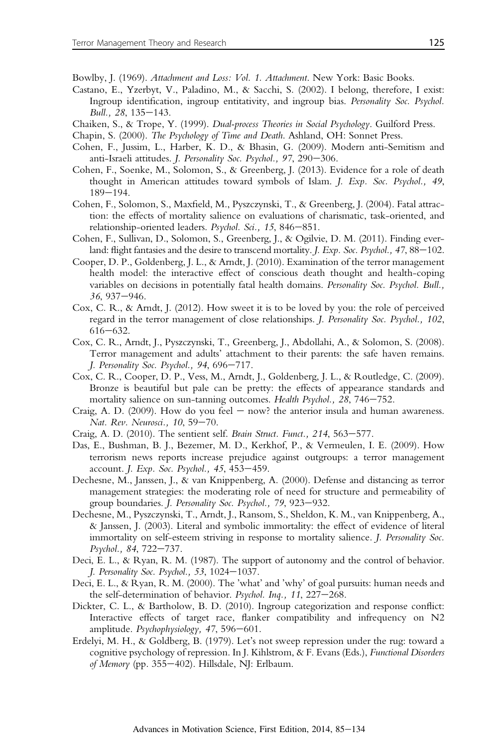Bowlby, J. (1969). *Attachment and Loss: Vol. 1. Attachment*. New York: Basic Books.

Castano, E., Yzerbyt, V., Paladino, M., & Sacchi, S. (2002). I belong, therefore, I exist: Ingroup identification, ingroup entitativity, and ingroup bias. *Personality Soc. Psychol. Bull., 28*, 135–143.

Chaiken, S., & Trope, Y. (1999). *Dual-process Theories in Social Psychology*. Guilford Press.

Chapin, S. (2000). *The Psychology of Time and Death*. Ashland, OH: Sonnet Press.

Cohen, F., Jussim, L., Harber, K. D., & Bhasin, G. (2009). Modern anti-Semitism and anti-Israeli attitudes. *J. Personality Soc. Psychol., 97*, 290–306.

Cohen, F., Soenke, M., Solomon, S., & Greenberg, J. (2013). Evidence for a role of death thought in American attitudes toward symbols of Islam. *J. Exp. Soc. Psychol., 49*, 189–194.

Cohen, F., Solomon, S., Maxfield, M., Pyszczynski, T., & Greenberg, J. (2004). Fatal attraction: the effects of mortality salience on evaluations of charismatic, task-oriented, and relationship-oriented leaders. *Psychol. Sci., 15*, 846–851.

Cohen, F., Sullivan, D., Solomon, S., Greenberg, J., & Ogilvie, D. M. (2011). Finding everland: flight fantasies and the desire to transcend mortality. *J. Exp. Soc. Psychol., 47*, 88–102.

Cooper, D. P., Goldenberg, J. L., & Arndt, J. (2010). Examination of the terror management health model: the interactive effect of conscious death thought and health-coping variables on decisions in potentially fatal health domains. *Personality Soc. Psychol. Bull., 36*, 937–946.

Cox, C. R., & Arndt, J. (2012). How sweet it is to be loved by you: the role of perceived regard in the terror management of close relationships. *J. Personality Soc. Psychol., 102*, 616–632.

Cox, C. R., Arndt, J., Pyszczynski, T., Greenberg, J., Abdollahi, A., & Solomon, S. (2008). Terror management and adults' attachment to their parents: the safe haven remains. *J. Personality Soc. Psychol., 94*, 696–717.

Cox, C. R., Cooper, D. P., Vess, M., Arndt, J., Goldenberg, J. L., & Routledge, C. (2009). Bronze is beautiful but pale can be pretty: the effects of appearance standards and mortality salience on sun-tanning outcomes. *Health Psychol., 28*, 746–752.

Craig, A. D. (2009). How do you feel — now? the anterior insula and human awareness. *Nat. Rev. Neurosci., 10*, 59–70.

Craig, A. D. (2010). The sentient self. *Brain Struct. Funct., 214*, 563–577.

Das, E., Bushman, B. J., Bezemer, M. D., Kerkhof, P., & Vermeulen, I. E. (2009). How terrorism news reports increase prejudice against outgroups: a terror management account. *J. Exp. Soc. Psychol., 45*, 453–459.

Dechesne, M., Janssen, J., & van Knippenberg, A. (2000). Defense and distancing as terror management strategies: the moderating role of need for structure and permeability of group boundaries. *J. Personality Soc. Psychol., 79*, 923–932.

Dechesne, M., Pyszczynski, T., Arndt, J., Ransom, S., Sheldon, K. M., van Knippenberg, A., & Janssen, J. (2003). Literal and symbolic immortality: the effect of evidence of literal immortality on self-esteem striving in response to mortality salience. *J. Personality Soc. Psychol., 84*, 722–737.

Deci, E. L., & Ryan, R. M. (1987). The support of autonomy and the control of behavior. *J. Personality Soc. Psychol., 53*, 1024–1037.

Deci, E. L., & Ryan, R. M. (2000). The 'what' and 'why' of goal pursuits: human needs and the self-determination of behavior. *Psychol. Inq., 11*, 227–268.

Dickter, C. L., & Bartholow, B. D. (2010). Ingroup categorization and response conflict: Interactive effects of target race, flanker compatibility and infrequency on N2 amplitude. *Psychophysiology, 47*, 596–601.

Erdelyi, M. H., & Goldberg, B. (1979). Let's not sweep repression under the rug: toward a cognitive psychology of repression. In J. Kihlstrom, & F. Evans (Eds.), *Functional Disorders of Memory* (pp. 355–402). Hillsdale, NJ: Erlbaum.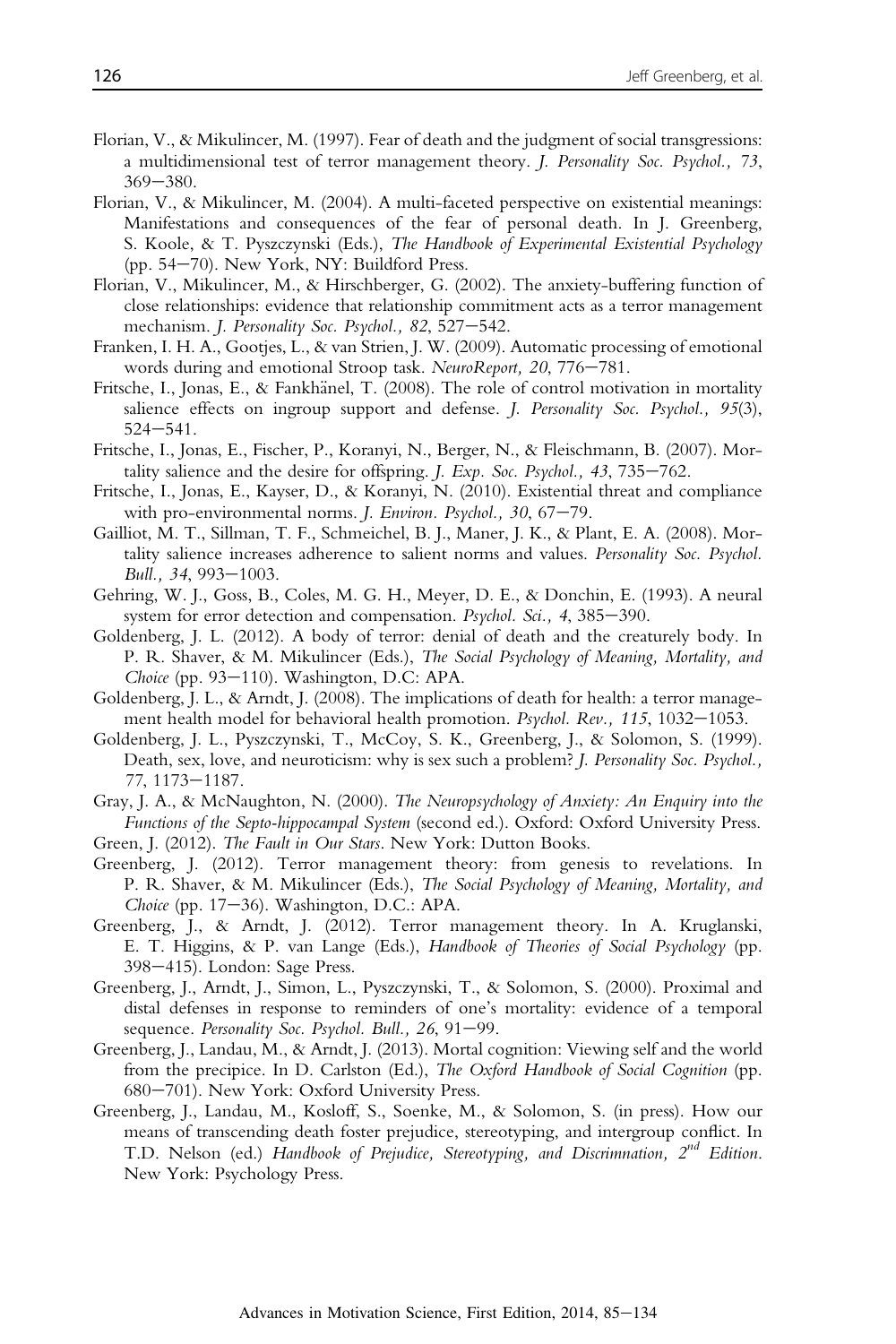Florian, V., & Mikulincer, M. (1997). Fear of death and the judgment of social transgressions: a multidimensional test of terror management theory. *J. Personality Soc. Psychol., 73*, 369–380.

Florian, V., & Mikulincer, M. (2004). A multi-faceted perspective on existential meanings: Manifestations and consequences of the fear of personal death. In J. Greenberg, S. Koole, & T. Pyszczynski (Eds.), *The Handbook of Experimental Existential Psychology* (pp. 54–70). New York, NY: Buildford Press.

Florian, V., Mikulincer, M., & Hirschberger, G. (2002). The anxiety-buffering function of close relationships: evidence that relationship commitment acts as a terror management mechanism. *J. Personality Soc. Psychol., 82*, 527–542.

Franken, I. H. A., Gootjes, L., & van Strien, J. W. (2009). Automatic processing of emotional words during and emotional Stroop task. *NeuroReport, 20*, 776–781.

Fritsche, I., Jonas, E., & Fankhänel, T. (2008). The role of control motivation in mortality salience effects on ingroup support and defense. *J. Personality Soc. Psychol., 95*(3), 524–541.

Fritsche, I., Jonas, E., Fischer, P., Koranyi, N., Berger, N., & Fleischmann, B. (2007). Mortality salience and the desire for offspring. *J. Exp. Soc. Psychol., 43*, 735–762.

Fritsche, I., Jonas, E., Kayser, D., & Koranyi, N. (2010). Existential threat and compliance with pro-environmental norms. *J. Environ. Psychol., 30*, 67–79.

Gailliot, M. T., Sillman, T. F., Schmeichel, B. J., Maner, J. K., & Plant, E. A. (2008). Mortality salience increases adherence to salient norms and values. *Personality Soc. Psychol. Bull., 34*, 993–1003.

Gehring, W. J., Goss, B., Coles, M. G. H., Meyer, D. E., & Donchin, E. (1993). A neural system for error detection and compensation. *Psychol. Sci., 4*, 385–390.

Goldenberg, J. L. (2012). A body of terror: denial of death and the creaturely body. In P. R. Shaver, & M. Mikulincer (Eds.), *The Social Psychology of Meaning, Mortality, and Choice* (pp. 93–110). Washington, D.C: APA.

Goldenberg, J. L., & Arndt, J. (2008). The implications of death for health: a terror management health model for behavioral health promotion. *Psychol. Rev., 115*, 1032–1053.

Goldenberg, J. L., Pyszczynski, T., McCoy, S. K., Greenberg, J., & Solomon, S. (1999). Death, sex, love, and neuroticism: why is sex such a problem? *J. Personality Soc. Psychol., 77*, 1173–1187.

Gray, J. A., & McNaughton, N. (2000). *The Neuropsychology of Anxiety: An Enquiry into the Functions of the Septo-hippocampal System* (second ed.). Oxford: Oxford University Press.

Green, J. (2012). *The Fault in Our Stars*. New York: Dutton Books.

Greenberg, J. (2012). Terror management theory: from genesis to revelations. In P. R. Shaver, & M. Mikulincer (Eds.), *The Social Psychology of Meaning, Mortality, and Choice* (pp. 17–36). Washington, D.C.: APA.

Greenberg, J., & Arndt, J. (2012). Terror management theory. In A. Kruglanski, E. T. Higgins, & P. van Lange (Eds.), *Handbook of Theories of Social Psychology* (pp. 398–415). London: Sage Press.

Greenberg, J., Arndt, J., Simon, L., Pyszczynski, T., & Solomon, S. (2000). Proximal and distal defenses in response to reminders of one's mortality: evidence of a temporal sequence. *Personality Soc. Psychol. Bull., 26*, 91–99.

Greenberg, J., Landau, M., & Arndt, J. (2013). Mortal cognition: Viewing self and the world from the precipice. In D. Carlston (Ed.), *The Oxford Handbook of Social Cognition* (pp. 680–701). New York: Oxford University Press.

Greenberg, J., Landau, M., Kosloff, S., Soenke, M., & Solomon, S. (in press). How our means of transcending death foster prejudice, stereotyping, and intergroup conflict. In T.D. Nelson (ed.) *Handbook of Prejudice, Stereotyping, and Discrimnation, 2nd Edition*. New York: Psychology Press.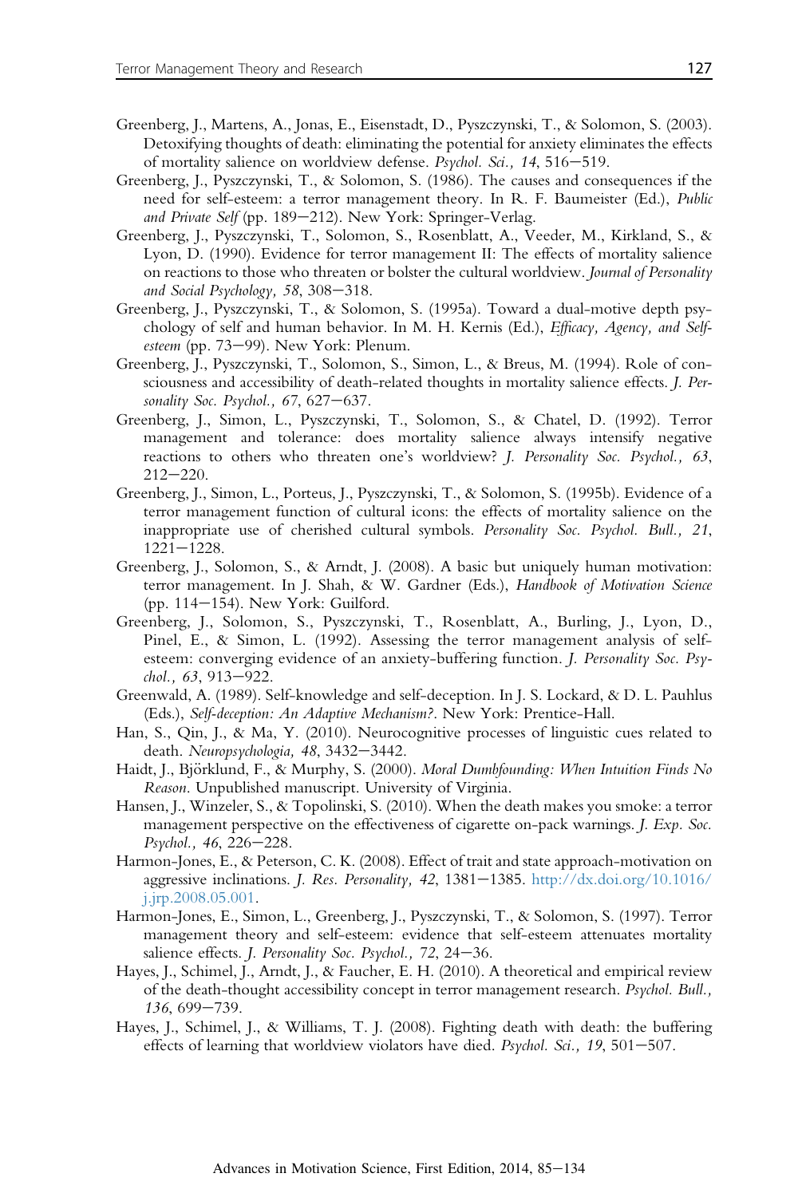Greenberg, J., Martens, A., Jonas, E., Eisenstadt, D., Pyszczynski, T., & Solomon, S. (2003). Detoxifying thoughts of death: eliminating the potential for anxiety eliminates the effects of mortality salience on worldview defense. *Psychol. Sci., 14*, 516–519.

Greenberg, J., Pyszczynski, T., & Solomon, S. (1986). The causes and consequences if the need for self-esteem: a terror management theory. In R. F. Baumeister (Ed.), *Public and Private Self* (pp. 189–212). New York: Springer-Verlag.

Greenberg, J., Pyszczynski, T., Solomon, S., Rosenblatt, A., Veeder, M., Kirkland, S., & Lyon, D. (1990). Evidence for terror management II: The effects of mortality salience on reactions to those who threaten or bolster the cultural worldview. *Journal of Personality and Social Psychology, 58*, 308–318.

Greenberg, J., Pyszczynski, T., & Solomon, S. (1995a). Toward a dual-motive depth psychology of self and human behavior. In M. H. Kernis (Ed.), *Efficacy, Agency, and Self-esteem* (pp. 73–99). New York: Plenum.

Greenberg, J., Pyszczynski, T., Solomon, S., Simon, L., & Breus, M. (1994). Role of consciousness and accessibility of death-related thoughts in mortality salience effects. *J. Personality Soc. Psychol., 67*, 627–637.

Greenberg, J., Simon, L., Pyszczynski, T., Solomon, S., & Chatel, D. (1992). Terror management and tolerance: does mortality salience always intensify negative reactions to others who threaten one's worldview? *J. Personality Soc. Psychol., 63*, 212–220.

Greenberg, J., Simon, L., Porteus, J., Pyszczynski, T., & Solomon, S. (1995b). Evidence of a terror management function of cultural icons: the effects of mortality salience on the inappropriate use of cherished cultural symbols. *Personality Soc. Psychol. Bull., 21*, 1221–1228.

Greenberg, J., Solomon, S., & Arndt, J. (2008). A basic but uniquely human motivation: terror management. In J. Shah, & W. Gardner (Eds.), *Handbook of Motivation Science* (pp. 114–154). New York: Guilford.

Greenberg, J., Solomon, S., Pyszczynski, T., Rosenblatt, A., Burling, J., Lyon, D., Pinel, E., & Simon, L. (1992). Assessing the terror management analysis of self-esteem: converging evidence of an anxiety-buffering function. *J. Personality Soc. Psychol., 63*, 913–922.

Greenwald, A. (1989). Self-knowledge and self-deception. In J. S. Lockard, & D. L. Pauhlus (Eds.), *Self-deception: An Adaptive Mechanism?*. New York: Prentice-Hall.

Han, S., Qin, J., & Ma, Y. (2010). Neurocognitive processes of linguistic cues related to death. *Neuropsychologia, 48*, 3432–3442.

Haidt, J., Björklund, F., & Murphy, S. (2000). *Moral Dumbfounding: When Intuition Finds No Reason*. Unpublished manuscript. University of Virginia.

Hansen, J., Winzeler, S., & Topolinski, S. (2010). When the death makes you smoke: a terror management perspective on the effectiveness of cigarette on-pack warnings. *J. Exp. Soc. Psychol., 46*, 226–228.

Harmon-Jones, E., & Peterson, C. K. (2008). Effect of trait and state approach-motivation on aggressive inclinations. *J. Res. Personality, 42*, 1381–1385. http://dx.doi.org/10.1016/j.jrp.2008.05.001.

Harmon-Jones, E., Simon, L., Greenberg, J., Pyszczynski, T., & Solomon, S. (1997). Terror management theory and self-esteem: evidence that self-esteem attenuates mortality salience effects. *J. Personality Soc. Psychol., 72*, 24–36.

Hayes, J., Schimel, J., Arndt, J., & Faucher, E. H. (2010). A theoretical and empirical review of the death-thought accessibility concept in terror management research. *Psychol. Bull., 136*, 699–739.

Hayes, J., Schimel, J., & Williams, T. J. (2008). Fighting death with death: the buffering effects of learning that worldview violators have died. *Psychol. Sci., 19*, 501–507.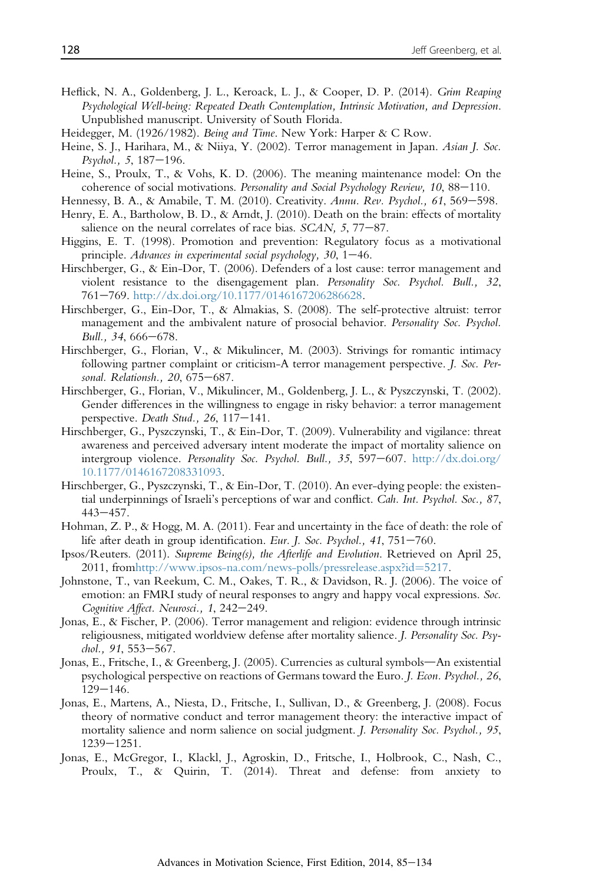Heflick, N. A., Goldenberg, J. L., Keroack, L. J., & Cooper, D. P. (2014). *Grim Reaping Psychological Well-being: Repeated Death Contemplation, Intrinsic Motivation, and Depression*. Unpublished manuscript. University of South Florida.

Heidegger, M. (1926/1982). *Being and Time*. New York: Harper & C Row.

Heine, S. J., Harihara, M., & Niiya, Y. (2002). Terror management in Japan. *Asian J. Soc. Psychol., 5*, 187–196.

Heine, S., Proulx, T., & Vohs, K. D. (2006). The meaning maintenance model: On the coherence of social motivations. *Personality and Social Psychology Review, 10*, 88–110.

Hennessy, B. A., & Amabile, T. M. (2010). Creativity. *Annu. Rev. Psychol., 61*, 569–598.

Henry, E. A., Bartholow, B. D., & Arndt, J. (2010). Death on the brain: effects of mortality salience on the neural correlates of race bias. *SCAN, 5*, 77–87.

Higgins, E. T. (1998). Promotion and prevention: Regulatory focus as a motivational principle. *Advances in experimental social psychology, 30*, 1–46.

Hirschberger, G., & Ein-Dor, T. (2006). Defenders of a lost cause: terror management and violent resistance to the disengagement plan. *Personality Soc. Psychol. Bull., 32*, 761–769. http://dx.doi.org/10.1177/0146167206286628.

Hirschberger, G., Ein-Dor, T., & Almakias, S. (2008). The self-protective altruist: terror management and the ambivalent nature of prosocial behavior. *Personality Soc. Psychol. Bull., 34*, 666–678.

Hirschberger, G., Florian, V., & Mikulincer, M. (2003). Strivings for romantic intimacy following partner complaint or criticism-A terror management perspective. *J. Soc. Personal. Relationsh., 20*, 675–687.

Hirschberger, G., Florian, V., Mikulincer, M., Goldenberg, J. L., & Pyszczynski, T. (2002). Gender differences in the willingness to engage in risky behavior: a terror management perspective. *Death Stud., 26*, 117–141.

Hirschberger, G., Pyszczynski, T., & Ein-Dor, T. (2009). Vulnerability and vigilance: threat awareness and perceived adversary intent moderate the impact of mortality salience on intergroup violence. *Personality Soc. Psychol. Bull., 35*, 597–607. http://dx.doi.org/10.1177/0146167208331093.

Hirschberger, G., Pyszczynski, T., & Ein-Dor, T. (2010). An ever-dying people: the existential underpinnings of Israeli's perceptions of war and conflict. *Cah. Int. Psychol. Soc., 87*, 443–457.

Hohman, Z. P., & Hogg, M. A. (2011). Fear and uncertainty in the face of death: the role of life after death in group identification. *Eur. J. Soc. Psychol., 41*, 751–760.

Ipsos/Reuters. (2011). *Supreme Being(s), the Afterlife and Evolution*. Retrieved on April 25, 2011, fromhttp://www.ipsos-na.com/news-polls/pressrelease.aspx?id=5217.

Johnstone, T., van Reekum, C. M., Oakes, T. R., & Davidson, R. J. (2006). The voice of emotion: an FMRI study of neural responses to angry and happy vocal expressions. *Soc. Cognitive Affect. Neurosci., 1*, 242–249.

Jonas, E., & Fischer, P. (2006). Terror management and religion: evidence through intrinsic religiousness, mitigated worldview defense after mortality salience. *J. Personality Soc. Psychol., 91*, 553–567.

Jonas, E., Fritsche, I., & Greenberg, J. (2005). Currencies as cultural symbols—An existential psychological perspective on reactions of Germans toward the Euro. *J. Econ. Psychol., 26*, 129–146.

Jonas, E., Martens, A., Niesta, D., Fritsche, I., Sullivan, D., & Greenberg, J. (2008). Focus theory of normative conduct and terror management theory: the interactive impact of mortality salience and norm salience on social judgment. *J. Personality Soc. Psychol., 95*, 1239–1251.

Jonas, E., McGregor, I., Klackl, J., Agroskin, D., Fritsche, I., Holbrook, C., Nash, C., Proulx, T., & Quirin, T. (2014). Threat and defense: from anxiety to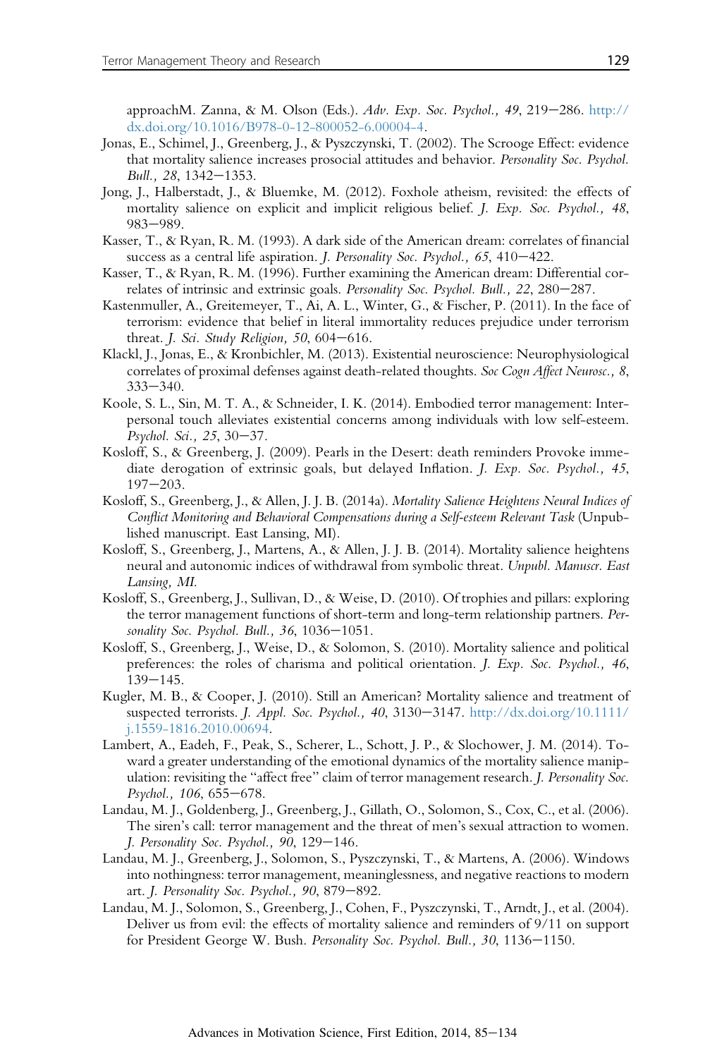approachM. Zanna, & M. Olson (Eds.). *Adv. Exp. Soc. Psychol., 49*, 219–286. http://dx.doi.org/10.1016/B978-0-12-800052-6.00004-4.

Jonas, E., Schimel, J., Greenberg, J., & Pyszczynski, T. (2002). The Scrooge Effect: evidence that mortality salience increases prosocial attitudes and behavior. *Personality Soc. Psychol. Bull., 28*, 1342–1353.

Jong, J., Halberstadt, J., & Bluemke, M. (2012). Foxhole atheism, revisited: the effects of mortality salience on explicit and implicit religious belief. *J. Exp. Soc. Psychol., 48*, 983–989.

Kasser, T., & Ryan, R. M. (1993). A dark side of the American dream: correlates of financial success as a central life aspiration. *J. Personality Soc. Psychol., 65*, 410–422.

Kasser, T., & Ryan, R. M. (1996). Further examining the American dream: Differential correlates of intrinsic and extrinsic goals. *Personality Soc. Psychol. Bull., 22*, 280–287.

Kastenmuller, A., Greitemeyer, T., Ai, A. L., Winter, G., & Fischer, P. (2011). In the face of terrorism: evidence that belief in literal immortality reduces prejudice under terrorism threat. *J. Sci. Study Religion, 50*, 604–616.

Klackl, J., Jonas, E., & Kronbichler, M. (2013). Existential neuroscience: Neurophysiological correlates of proximal defenses against death-related thoughts. *Soc Cogn Affect Neurosc., 8*, 333–340.

Koole, S. L., Sin, M. T. A., & Schneider, I. K. (2014). Embodied terror management: Interpersonal touch alleviates existential concerns among individuals with low self-esteem. *Psychol. Sci., 25*, 30–37.

Kosloff, S., & Greenberg, J. (2009). Pearls in the Desert: death reminders Provoke immediate derogation of extrinsic goals, but delayed Inflation. *J. Exp. Soc. Psychol., 45*, 197–203.

Kosloff, S., Greenberg, J., & Allen, J. J. B. (2014a). *Mortality Salience Heightens Neural Indices of Conflict Monitoring and Behavioral Compensations during a Self-esteem Relevant Task* (Unpublished manuscript. East Lansing, MI).

Kosloff, S., Greenberg, J., Martens, A., & Allen, J. J. B. (2014). Mortality salience heightens neural and autonomic indices of withdrawal from symbolic threat. *Unpubl. Manuscr. East Lansing, MI.*

Kosloff, S., Greenberg, J., Sullivan, D., & Weise, D. (2010). Of trophies and pillars: exploring the terror management functions of short-term and long-term relationship partners. *Personality Soc. Psychol. Bull., 36*, 1036–1051.

Kosloff, S., Greenberg, J., Weise, D., & Solomon, S. (2010). Mortality salience and political preferences: the roles of charisma and political orientation. *J. Exp. Soc. Psychol., 46*, 139–145.

Kugler, M. B., & Cooper, J. (2010). Still an American? Mortality salience and treatment of suspected terrorists. *J. Appl. Soc. Psychol., 40*, 3130–3147. http://dx.doi.org/10.1111/j.1559-1816.2010.00694.

Lambert, A., Eadeh, F., Peak, S., Scherer, L., Schott, J. P., & Slochower, J. M. (2014). Toward a greater understanding of the emotional dynamics of the mortality salience manipulation: revisiting the "affect free" claim of terror management research. *J. Personality Soc. Psychol., 106*, 655–678.

Landau, M. J., Goldenberg, J., Greenberg, J., Gillath, O., Solomon, S., Cox, C., et al. (2006). The siren's call: terror management and the threat of men's sexual attraction to women. *J. Personality Soc. Psychol., 90*, 129–146.

Landau, M. J., Greenberg, J., Solomon, S., Pyszczynski, T., & Martens, A. (2006). Windows into nothingness: terror management, meaninglessness, and negative reactions to modern art. *J. Personality Soc. Psychol., 90*, 879–892.

Landau, M. J., Solomon, S., Greenberg, J., Cohen, F., Pyszczynski, T., Arndt, J., et al. (2004). Deliver us from evil: the effects of mortality salience and reminders of 9/11 on support for President George W. Bush. *Personality Soc. Psychol. Bull., 30*, 1136–1150.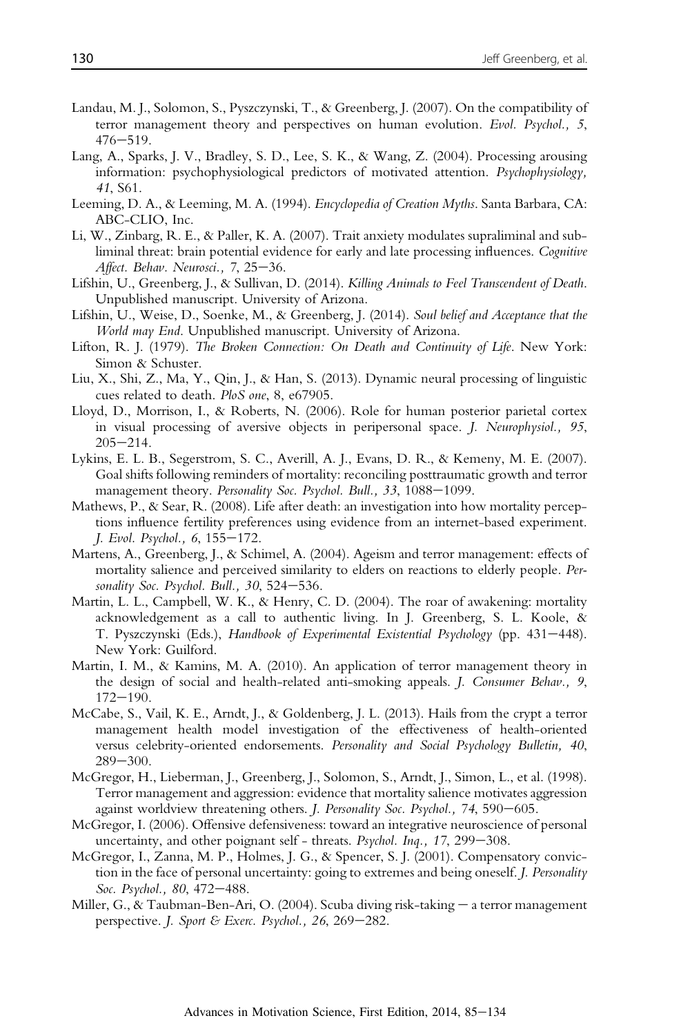Landau, M. J., Solomon, S., Pyszczynski, T., & Greenberg, J. (2007). On the compatibility of terror management theory and perspectives on human evolution. *Evol. Psychol., 5*, 476–519.

Lang, A., Sparks, J. V., Bradley, S. D., Lee, S. K., & Wang, Z. (2004). Processing arousing information: psychophysiological predictors of motivated attention. *Psychophysiology, 41*, S61.

Leeming, D. A., & Leeming, M. A. (1994). *Encyclopedia of Creation Myths*. Santa Barbara, CA: ABC-CLIO, Inc.

Li, W., Zinbarg, R. E., & Paller, K. A. (2007). Trait anxiety modulates supraliminal and subliminal threat: brain potential evidence for early and late processing influences. *Cognitive Affect. Behav. Neurosci., 7*, 25–36.

Lifshin, U., Greenberg, J., & Sullivan, D. (2014). *Killing Animals to Feel Transcendent of Death*. Unpublished manuscript. University of Arizona.

Lifshin, U., Weise, D., Soenke, M., & Greenberg, J. (2014). *Soul belief and Acceptance that the World may End*. Unpublished manuscript. University of Arizona.

Lifton, R. J. (1979). *The Broken Connection: On Death and Continuity of Life*. New York: Simon & Schuster.

Liu, X., Shi, Z., Ma, Y., Qin, J., & Han, S. (2013). Dynamic neural processing of linguistic cues related to death. *PloS one*, 8, e67905.

Lloyd, D., Morrison, I., & Roberts, N. (2006). Role for human posterior parietal cortex in visual processing of aversive objects in peripersonal space. *J. Neurophysiol., 95*, 205–214.

Lykins, E. L. B., Segerstrom, S. C., Averill, A. J., Evans, D. R., & Kemeny, M. E. (2007). Goal shifts following reminders of mortality: reconciling posttraumatic growth and terror management theory. *Personality Soc. Psychol. Bull., 33*, 1088–1099.

Mathews, P., & Sear, R. (2008). Life after death: an investigation into how mortality perceptions influence fertility preferences using evidence from an internet-based experiment. *J. Evol. Psychol., 6*, 155–172.

Martens, A., Greenberg, J., & Schimel, A. (2004). Ageism and terror management: effects of mortality salience and perceived similarity to elders on reactions to elderly people. *Personality Soc. Psychol. Bull., 30*, 524–536.

Martin, L. L., Campbell, W. K., & Henry, C. D. (2004). The roar of awakening: mortality acknowledgement as a call to authentic living. In J. Greenberg, S. L. Koole, & T. Pyszczynski (Eds.), *Handbook of Experimental Existential Psychology* (pp. 431–448). New York: Guilford.

Martin, I. M., & Kamins, M. A. (2010). An application of terror management theory in the design of social and health-related anti-smoking appeals. *J. Consumer Behav., 9*, 172–190.

McCabe, S., Vail, K. E., Arndt, J., & Goldenberg, J. L. (2013). Hails from the crypt a terror management health model investigation of the effectiveness of health-oriented versus celebrity-oriented endorsements. *Personality and Social Psychology Bulletin, 40*, 289–300.

McGregor, H., Lieberman, J., Greenberg, J., Solomon, S., Arndt, J., Simon, L., et al. (1998). Terror management and aggression: evidence that mortality salience motivates aggression against worldview threatening others. *J. Personality Soc. Psychol., 74*, 590–605.

McGregor, I. (2006). Offensive defensiveness: toward an integrative neuroscience of personal uncertainty, and other poignant self - threats. *Psychol. Inq., 17*, 299–308.

McGregor, I., Zanna, M. P., Holmes, J. G., & Spencer, S. J. (2001). Compensatory conviction in the face of personal uncertainty: going to extremes and being oneself. *J. Personality Soc. Psychol., 80*, 472–488.

Miller, G., & Taubman-Ben-Ari, O. (2004). Scuba diving risk-taking – a terror management perspective. *J. Sport & Exerc. Psychol., 26*, 269–282.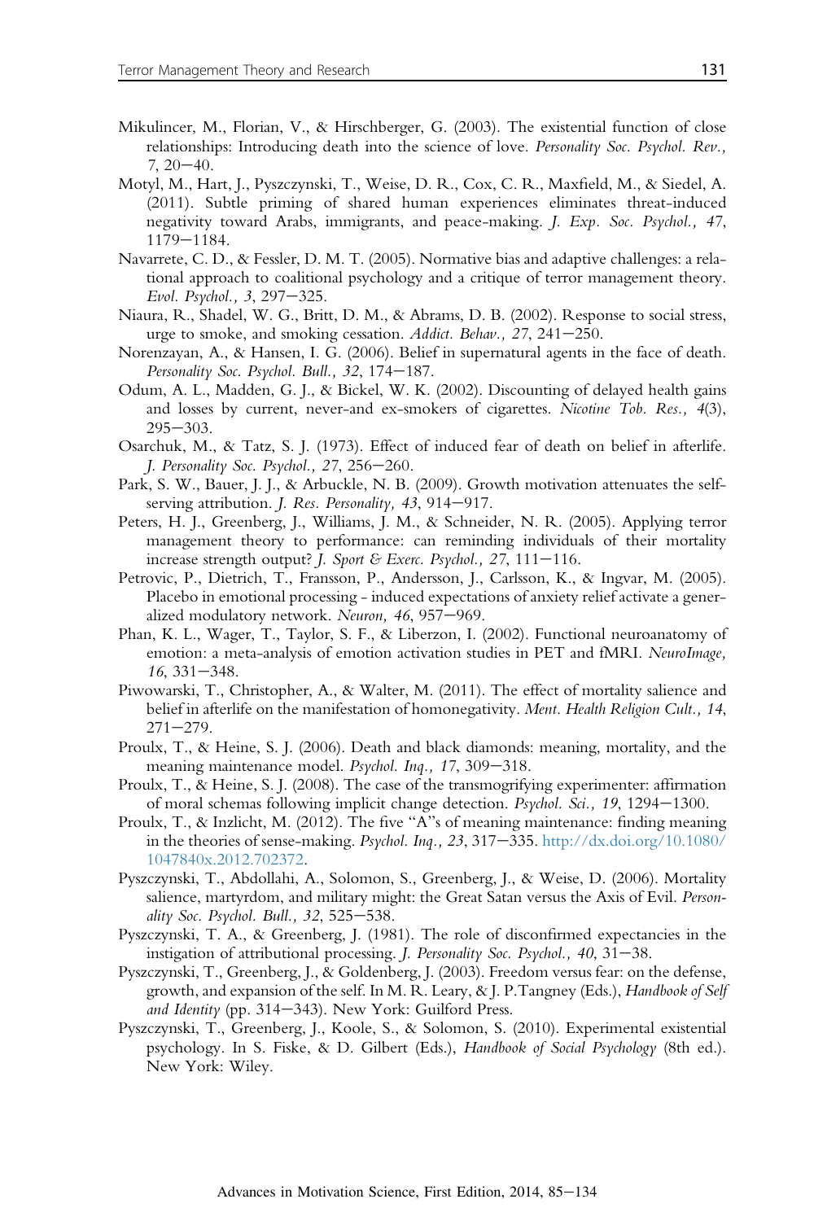Mikulincer, M., Florian, V., & Hirschberger, G. (2003). The existential function of close relationships: Introducing death into the science of love. *Personality Soc. Psychol. Rev., 7*, 20–40.

Motyl, M., Hart, J., Pyszczynski, T., Weise, D. R., Cox, C. R., Maxfield, M., & Siedel, A. (2011). Subtle priming of shared human experiences eliminates threat-induced negativity toward Arabs, immigrants, and peace-making. *J. Exp. Soc. Psychol., 47*, 1179–1184.

Navarrete, C. D., & Fessler, D. M. T. (2005). Normative bias and adaptive challenges: a relational approach to coalitional psychology and a critique of terror management theory. *Evol. Psychol., 3*, 297–325.

Niaura, R., Shadel, W. G., Britt, D. M., & Abrams, D. B. (2002). Response to social stress, urge to smoke, and smoking cessation. *Addict. Behav., 27*, 241–250.

Norenzayan, A., & Hansen, I. G. (2006). Belief in supernatural agents in the face of death. *Personality Soc. Psychol. Bull., 32*, 174–187.

Odum, A. L., Madden, G. J., & Bickel, W. K. (2002). Discounting of delayed health gains and losses by current, never-and ex-smokers of cigarettes. *Nicotine Tob. Res., 4*(3), 295–303.

Osarchuk, M., & Tatz, S. J. (1973). Effect of induced fear of death on belief in afterlife. *J. Personality Soc. Psychol., 27*, 256–260.

Park, S. W., Bauer, J. J., & Arbuckle, N. B. (2009). Growth motivation attenuates the self-serving attribution. *J. Res. Personality, 43*, 914–917.

Peters, H. J., Greenberg, J., Williams, J. M., & Schneider, N. R. (2005). Applying terror management theory to performance: can reminding individuals of their mortality increase strength output? *J. Sport & Exerc. Psychol., 27*, 111–116.

Petrovic, P., Dietrich, T., Fransson, P., Andersson, J., Carlsson, K., & Ingvar, M. (2005). Placebo in emotional processing - induced expectations of anxiety relief activate a generalized modulatory network. *Neuron, 46*, 957–969.

Phan, K. L., Wager, T., Taylor, S. F., & Liberzon, I. (2002). Functional neuroanatomy of emotion: a meta-analysis of emotion activation studies in PET and fMRI. *NeuroImage, 16*, 331–348.

Piwowarski, T., Christopher, A., & Walter, M. (2011). The effect of mortality salience and belief in afterlife on the manifestation of homonegativity. *Ment. Health Religion Cult., 14*, 271–279.

Proulx, T., & Heine, S. J. (2006). Death and black diamonds: meaning, mortality, and the meaning maintenance model. *Psychol. Inq., 17*, 309–318.

Proulx, T., & Heine, S. J. (2008). The case of the transmogrifying experimenter: affirmation of moral schemas following implicit change detection. *Psychol. Sci., 19*, 1294–1300.

Proulx, T., & Inzlicht, M. (2012). The five "A"s of meaning maintenance: finding meaning in the theories of sense-making. *Psychol. Inq., 23*, 317–335. http://dx.doi.org/10.1080/1047840x.2012.702372.

Pyszczynski, T., Abdollahi, A., Solomon, S., Greenberg, J., & Weise, D. (2006). Mortality salience, martyrdom, and military might: the Great Satan versus the Axis of Evil. *Personality Soc. Psychol. Bull., 32*, 525–538.

Pyszczynski, T. A., & Greenberg, J. (1981). The role of disconfirmed expectancies in the instigation of attributional processing. *J. Personality Soc. Psychol., 40*, 31–38.

Pyszczynski, T., Greenberg, J., & Goldenberg, J. (2003). Freedom versus fear: on the defense, growth, and expansion of the self. In M. R. Leary, & J. P.Tangney (Eds.), *Handbook of Self and Identity* (pp. 314–343). New York: Guilford Press.

Pyszczynski, T., Greenberg, J., Koole, S., & Solomon, S. (2010). Experimental existential psychology. In S. Fiske, & D. Gilbert (Eds.), *Handbook of Social Psychology* (8th ed.). New York: Wiley.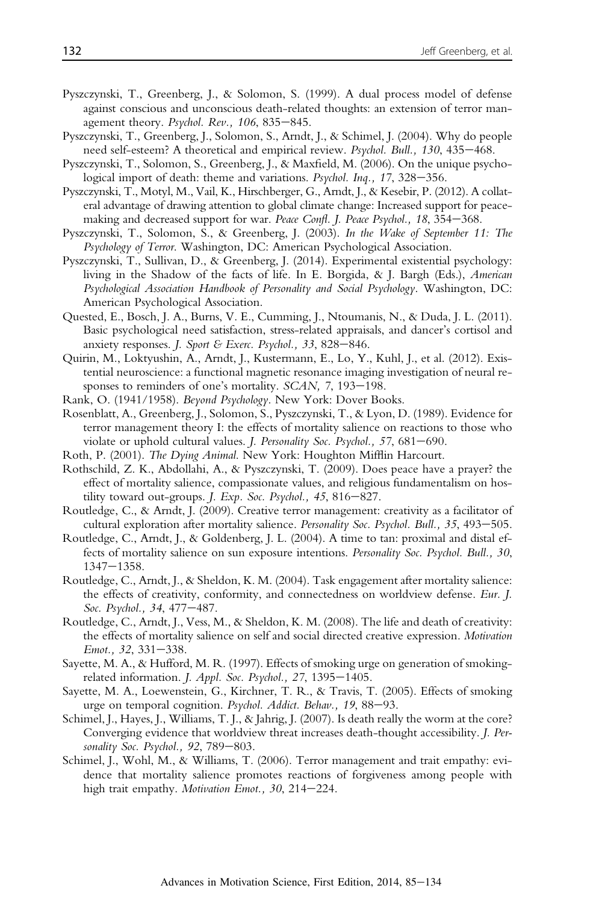Pyszczynski, T., Greenberg, J., & Solomon, S. (1999). A dual process model of defense against conscious and unconscious death-related thoughts: an extension of terror management theory. *Psychol. Rev., 106*, 835–845.

Pyszczynski, T., Greenberg, J., Solomon, S., Arndt, J., & Schimel, J. (2004). Why do people need self-esteem? A theoretical and empirical review. *Psychol. Bull., 130*, 435–468.

Pyszczynski, T., Solomon, S., Greenberg, J., & Maxfield, M. (2006). On the unique psychological import of death: theme and variations. *Psychol. Inq., 17*, 328–356.

Pyszczynski, T., Motyl, M., Vail, K., Hirschberger, G., Arndt, J., & Kesebir, P. (2012). A collateral advantage of drawing attention to global climate change: Increased support for peacemaking and decreased support for war. *Peace Confl. J. Peace Psychol., 18*, 354–368.

Pyszczynski, T., Solomon, S., & Greenberg, J. (2003). *In the Wake of September 11: The Psychology of Terror*. Washington, DC: American Psychological Association.

Pyszczynski, T., Sullivan, D., & Greenberg, J. (2014). Experimental existential psychology: living in the Shadow of the facts of life. In E. Borgida, & J. Bargh (Eds.), *American Psychological Association Handbook of Personality and Social Psychology*. Washington, DC: American Psychological Association.

Quested, E., Bosch, J. A., Burns, V. E., Cumming, J., Ntoumanis, N., & Duda, J. L. (2011). Basic psychological need satisfaction, stress-related appraisals, and dancer's cortisol and anxiety responses. *J. Sport & Exerc. Psychol., 33*, 828–846.

Quirin, M., Loktyushin, A., Arndt, J., Kustermann, E., Lo, Y., Kuhl, J., et al. (2012). Existential neuroscience: a functional magnetic resonance imaging investigation of neural responses to reminders of one's mortality. *SCAN, 7*, 193–198.

Rank, O. (1941/1958). *Beyond Psychology*. New York: Dover Books.

Rosenblatt, A., Greenberg, J., Solomon, S., Pyszczynski, T., & Lyon, D. (1989). Evidence for terror management theory I: the effects of mortality salience on reactions to those who violate or uphold cultural values. *J. Personality Soc. Psychol., 57*, 681–690.

Roth, P. (2001). *The Dying Animal*. New York: Houghton Mifflin Harcourt.

Rothschild, Z. K., Abdollahi, A., & Pyszczynski, T. (2009). Does peace have a prayer? the effect of mortality salience, compassionate values, and religious fundamentalism on hostility toward out-groups. *J. Exp. Soc. Psychol., 45*, 816–827.

Routledge, C., & Arndt, J. (2009). Creative terror management: creativity as a facilitator of cultural exploration after mortality salience. *Personality Soc. Psychol. Bull., 35*, 493–505.

Routledge, C., Arndt, J., & Goldenberg, J. L. (2004). A time to tan: proximal and distal effects of mortality salience on sun exposure intentions. *Personality Soc. Psychol. Bull., 30*, 1347–1358.

Routledge, C., Arndt, J., & Sheldon, K. M. (2004). Task engagement after mortality salience: the effects of creativity, conformity, and connectedness on worldview defense. *Eur. J. Soc. Psychol., 34*, 477–487.

Routledge, C., Arndt, J., Vess, M., & Sheldon, K. M. (2008). The life and death of creativity: the effects of mortality salience on self and social directed creative expression. *Motivation Emot., 32*, 331–338.

Sayette, M. A., & Hufford, M. R. (1997). Effects of smoking urge on generation of smoking-related information. *J. Appl. Soc. Psychol., 27*, 1395–1405.

Sayette, M. A., Loewenstein, G., Kirchner, T. R., & Travis, T. (2005). Effects of smoking urge on temporal cognition. *Psychol. Addict. Behav., 19*, 88–93.

Schimel, J., Hayes, J., Williams, T. J., & Jahrig, J. (2007). Is death really the worm at the core? Converging evidence that worldview threat increases death-thought accessibility. *J. Personality Soc. Psychol., 92*, 789–803.

Schimel, J., Wohl, M., & Williams, T. (2006). Terror management and trait empathy: evidence that mortality salience promotes reactions of forgiveness among people with high trait empathy. *Motivation Emot., 30*, 214–224.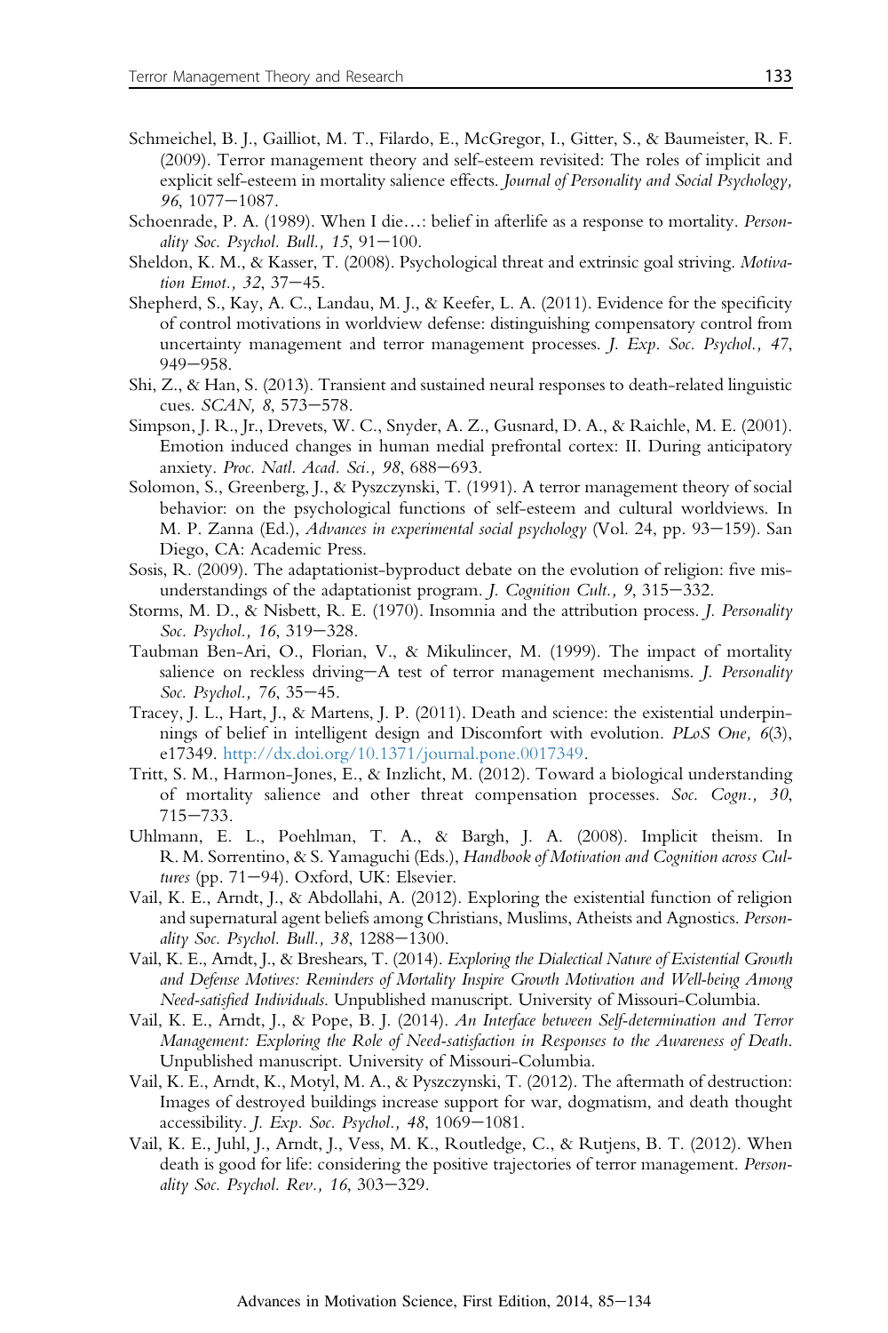Schmeichel, B. J., Gailliot, M. T., Filardo, E., McGregor, I., Gitter, S., & Baumeister, R. F. (2009). Terror management theory and self-esteem revisited: The roles of implicit and explicit self-esteem in mortality salience effects. *Journal of Personality and Social Psychology, 96*, 1077–1087.

Schoenrade, P. A. (1989). When I die...: belief in afterlife as a response to mortality. *Personality Soc. Psychol. Bull., 15*, 91–100.

Sheldon, K. M., & Kasser, T. (2008). Psychological threat and extrinsic goal striving. *Motivation Emot., 32*, 37–45.

Shepherd, S., Kay, A. C., Landau, M. J., & Keefer, L. A. (2011). Evidence for the specificity of control motivations in worldview defense: distinguishing compensatory control from uncertainty management and terror management processes. *J. Exp. Soc. Psychol., 47*, 949–958.

Shi, Z., & Han, S. (2013). Transient and sustained neural responses to death-related linguistic cues. *SCAN, 8*, 573–578.

Simpson, J. R., Jr., Drevets, W. C., Snyder, A. Z., Gusnard, D. A., & Raichle, M. E. (2001). Emotion induced changes in human medial prefrontal cortex: II. During anticipatory anxiety. *Proc. Natl. Acad. Sci., 98*, 688–693.

Solomon, S., Greenberg, J., & Pyszczynski, T. (1991). A terror management theory of social behavior: on the psychological functions of self-esteem and cultural worldviews. In M. P. Zanna (Ed.), *Advances in experimental social psychology* (Vol. 24, pp. 93–159). San Diego, CA: Academic Press.

Sosis, R. (2009). The adaptationist-byproduct debate on the evolution of religion: five misunderstandings of the adaptationist program. *J. Cognition Cult., 9*, 315–332.

Storms, M. D., & Nisbett, R. E. (1970). Insomnia and the attribution process. *J. Personality Soc. Psychol., 16*, 319–328.

Taubman Ben-Ari, O., Florian, V., & Mikulincer, M. (1999). The impact of mortality salience on reckless driving–A test of terror management mechanisms. *J. Personality Soc. Psychol., 76*, 35–45.

Tracey, J. L., Hart, J., & Martens, J. P. (2011). Death and science: the existential underpinnings of belief in intelligent design and Discomfort with evolution. *PLoS One, 6*(3), e17349. http://dx.doi.org/10.1371/journal.pone.0017349.

Tritt, S. M., Harmon-Jones, E., & Inzlicht, M. (2012). Toward a biological understanding of mortality salience and other threat compensation processes. *Soc. Cogn., 30*, 715–733.

Uhlmann, E. L., Poehlman, T. A., & Bargh, J. A. (2008). Implicit theism. In R. M. Sorrentino, & S. Yamaguchi (Eds.), *Handbook of Motivation and Cognition across Cultures* (pp. 71–94). Oxford, UK: Elsevier.

Vail, K. E., Arndt, J., & Abdollahi, A. (2012). Exploring the existential function of religion and supernatural agent beliefs among Christians, Muslims, Atheists and Agnostics. *Personality Soc. Psychol. Bull., 38*, 1288–1300.

Vail, K. E., Arndt, J., & Breshears, T. (2014). *Exploring the Dialectical Nature of Existential Growth and Defense Motives: Reminders of Mortality Inspire Growth Motivation and Well-being Among Need-satisfied Individuals*. Unpublished manuscript. University of Missouri-Columbia.

Vail, K. E., Arndt, J., & Pope, B. J. (2014). *An Interface between Self-determination and Terror Management: Exploring the Role of Need-satisfaction in Responses to the Awareness of Death*. Unpublished manuscript. University of Missouri-Columbia.

Vail, K. E., Arndt, K., Motyl, M. A., & Pyszczynski, T. (2012). The aftermath of destruction: Images of destroyed buildings increase support for war, dogmatism, and death thought accessibility. *J. Exp. Soc. Psychol., 48*, 1069–1081.

Vail, K. E., Juhl, J., Arndt, J., Vess, M. K., Routledge, C., & Rutjens, B. T. (2012). When death is good for life: considering the positive trajectories of terror management. *Personality Soc. Psychol. Rev., 16*, 303–329.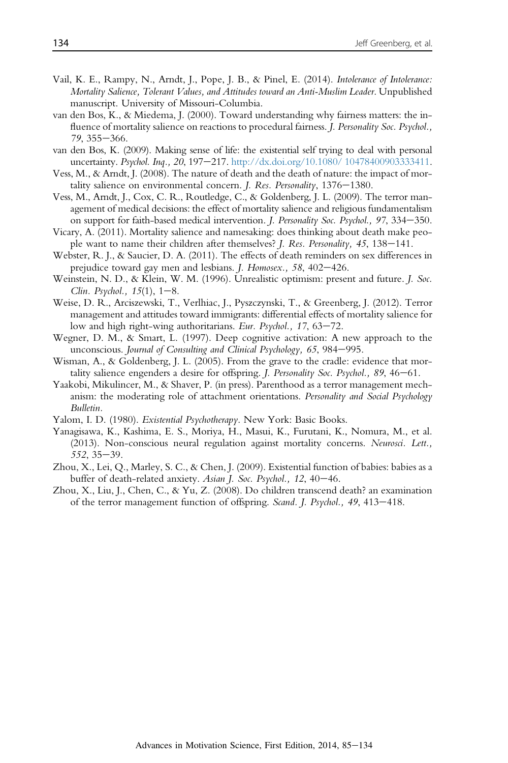Vail, K. E., Rampy, N., Arndt, J., Pope, J. B., & Pinel, E. (2014). *Intolerance of Intolerance: Mortality Salience, Tolerant Values, and Attitudes toward an Anti-Muslim Leader*. Unpublished manuscript. University of Missouri-Columbia.

van den Bos, K., & Miedema, J. (2000). Toward understanding why fairness matters: the influence of mortality salience on reactions to procedural fairness. *J. Personality Soc. Psychol., 79*, 355–366.

van den Bos, K. (2009). Making sense of life: the existential self trying to deal with personal uncertainty. *Psychol. Inq., 20*, 197–217. http://dx.doi.org/10.1080/ 10478400903333411.

Vess, M., & Arndt, J. (2008). The nature of death and the death of nature: the impact of mortality salience on environmental concern. *J. Res. Personality*, 1376–1380.

Vess, M., Arndt, J., Cox, C. R., Routledge, C., & Goldenberg, J. L. (2009). The terror management of medical decisions: the effect of mortality salience and religious fundamentalism on support for faith-based medical intervention. *J. Personality Soc. Psychol., 97*, 334–350.

Vicary, A. (2011). Mortality salience and namesaking: does thinking about death make people want to name their children after themselves? *J. Res. Personality, 45*, 138–141.

Webster, R. J., & Saucier, D. A. (2011). The effects of death reminders on sex differences in prejudice toward gay men and lesbians. *J. Homosex., 58*, 402–426.

Weinstein, N. D., & Klein, W. M. (1996). Unrealistic optimism: present and future. *J. Soc. Clin. Psychol., 15*(1), 1–8.

Weise, D. R., Arciszewski, T., Verlhiac, J., Pyszczynski, T., & Greenberg, J. (2012). Terror management and attitudes toward immigrants: differential effects of mortality salience for low and high right-wing authoritarians. *Eur. Psychol., 17*, 63–72.

Wegner, D. M., & Smart, L. (1997). Deep cognitive activation: A new approach to the unconscious. *Journal of Consulting and Clinical Psychology, 65*, 984–995.

Wisman, A., & Goldenberg, J. L. (2005). From the grave to the cradle: evidence that mortality salience engenders a desire for offspring. *J. Personality Soc. Psychol., 89*, 46–61.

Yaakobi, Mikulincer, M., & Shaver, P. (in press). Parenthood as a terror management mechanism: the moderating role of attachment orientations. *Personality and Social Psychology Bulletin*.

Yalom, I. D. (1980). *Existential Psychotherapy*. New York: Basic Books.

Yanagisawa, K., Kashima, E. S., Moriya, H., Masui, K., Furutani, K., Nomura, M., et al. (2013). Non-conscious neural regulation against mortality concerns. *Neurosci. Lett., 552*, 35–39.

Zhou, X., Lei, Q., Marley, S. C., & Chen, J. (2009). Existential function of babies: babies as a buffer of death-related anxiety. *Asian J. Soc. Psychol., 12*, 40–46.

Zhou, X., Liu, J., Chen, C., & Yu, Z. (2008). Do children transcend death? an examination of the terror management function of offspring. *Scand. J. Psychol., 49*, 413–418.